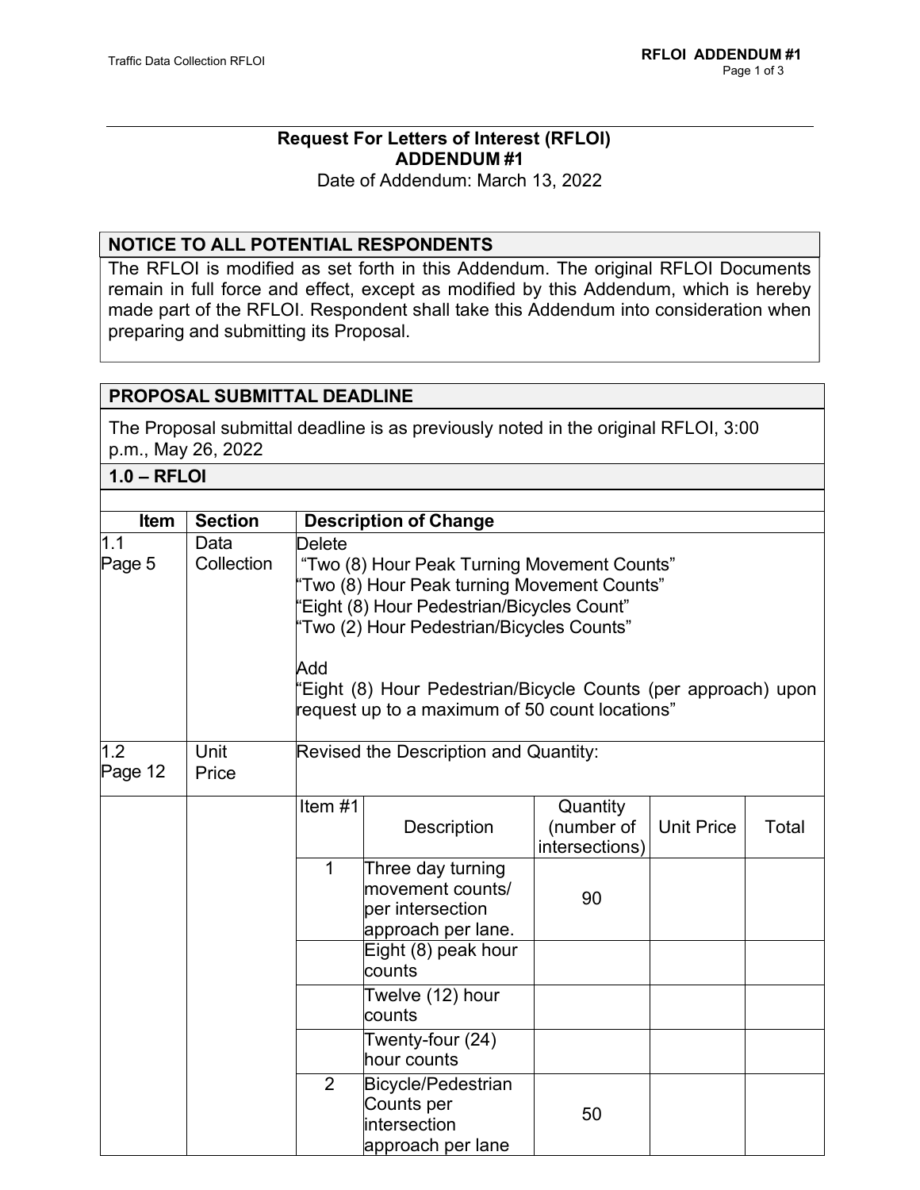# Request For Letters of Interest (RFLOI)
# ADDENDUM #1

Date of Addendum: March 13, 2022

## NOTICE TO ALL POTENTIAL RESPONDENTS

The RFLOI is modified as set forth in this Addendum. The original RFLOI Documents remain in full force and effect, except as modified by this Addendum, which is hereby made part of the RFLOI. Respondent shall take this Addendum into consideration when preparing and submitting its Proposal.

## PROPOSAL SUBMITTAL DEADLINE

The Proposal submittal deadline is as previously noted in the original RFLOI, 3:00 p.m., May 26, 2022

## 1.0 – RFLOI

| Item | Section | Description of Change |
|---|---|---|
| 1.1 Page 5 | Data Collection | Delete<br>"Two (8) Hour Peak Turning Movement Counts"<br>"Two (8) Hour Peak turning Movement Counts"<br>"Eight (8) Hour Pedestrian/Bicycles Count"<br>"Two (2) Hour Pedestrian/Bicycles Counts"<br><br>Add<br>"Eight (8) Hour Pedestrian/Bicycle Counts (per approach) upon request up to a maximum of 50 count locations" |
| 1.2 Page 12 | Unit Price | Revised the Description and Quantity: |

| Item #1 | Description | Quantity (number of intersections) | Unit Price | Total |
|---|---|---|---|---|
| 1 | Three day turning movement counts/ per intersection approach per lane. | 90 | | |
| | Eight (8) peak hour counts | | | |
| | Twelve (12) hour counts | | | |
| | Twenty-four (24) hour counts | | | |
| 2 | Bicycle/Pedestrian Counts per intersection approach per lane | 50 | | |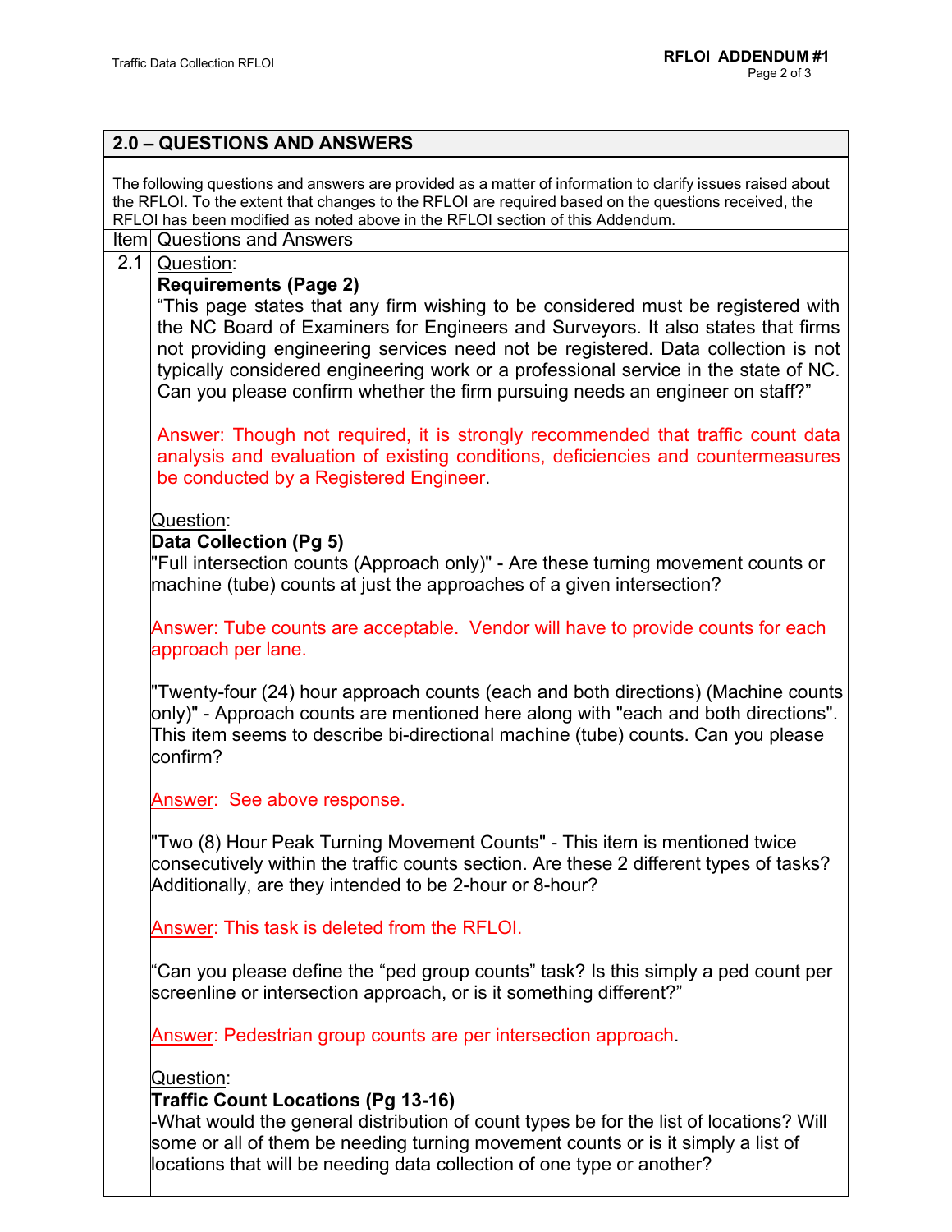## 2.0 – QUESTIONS AND ANSWERS

The following questions and answers are provided as a matter of information to clarify issues raised about the RFLOI. To the extent that changes to the RFLOI are required based on the questions received, the RFLOI has been modified as noted above in the RFLOI section of this Addendum.

| Item | Questions and Answers |
|---|---|
| 2.1 | Question:<br>**Requirements (Page 2)**<br>"This page states that any firm wishing to be considered must be registered with the NC Board of Examiners for Engineers and Surveyors. It also states that firms not providing engineering services need not be registered. Data collection is not typically considered engineering work or a professional service in the state of NC. Can you please confirm whether the firm pursuing needs an engineer on staff?"<br><br>Answer: Though not required, it is strongly recommended that traffic count data analysis and evaluation of existing conditions, deficiencies and countermeasures be conducted by a Registered Engineer.<br><br>Question:<br>**Data Collection (Pg 5)**<br>"Full intersection counts (Approach only)" - Are these turning movement counts or machine (tube) counts at just the approaches of a given intersection?<br><br>Answer: Tube counts are acceptable. Vendor will have to provide counts for each approach per lane.<br><br>"Twenty-four (24) hour approach counts (each and both directions) (Machine counts only)" - Approach counts are mentioned here along with "each and both directions". This item seems to describe bi-directional machine (tube) counts. Can you please confirm?<br><br>Answer: See above response.<br><br>"Two (8) Hour Peak Turning Movement Counts" - This item is mentioned twice consecutively within the traffic counts section. Are these 2 different types of tasks? Additionally, are they intended to be 2-hour or 8-hour?<br><br>Answer: This task is deleted from the RFLOI.<br><br>"Can you please define the "ped group counts" task? Is this simply a ped count per screenline or intersection approach, or is it something different?"<br><br>Answer: Pedestrian group counts are per intersection approach.<br><br>Question:<br>**Traffic Count Locations (Pg 13-16)**<br>-What would the general distribution of count types be for the list of locations? Will some or all of them be needing turning movement counts or is it simply a list of locations that will be needing data collection of one type or another? |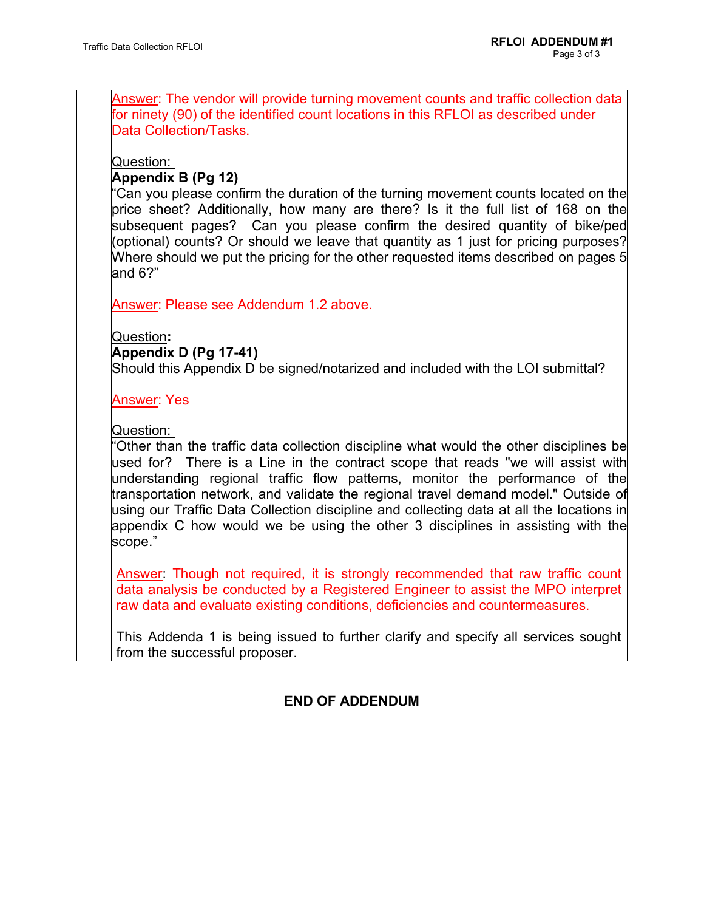Answer: The vendor will provide turning movement counts and traffic collection data for ninety (90) of the identified count locations in this RFLOI as described under Data Collection/Tasks.

Question:

**Appendix B (Pg 12)**

"Can you please confirm the duration of the turning movement counts located on the price sheet? Additionally, how many are there? Is it the full list of 168 on the subsequent pages? Can you please confirm the desired quantity of bike/ped (optional) counts? Or should we leave that quantity as 1 just for pricing purposes? Where should we put the pricing for the other requested items described on pages 5 and 6?"

Answer: Please see Addendum 1.2 above.

Question**:**

**Appendix D (Pg 17-41)**

Should this Appendix D be signed/notarized and included with the LOI submittal?

Answer: Yes

Question:

"Other than the traffic data collection discipline what would the other disciplines be used for? There is a Line in the contract scope that reads "we will assist with understanding regional traffic flow patterns, monitor the performance of the transportation network, and validate the regional travel demand model." Outside of using our Traffic Data Collection discipline and collecting data at all the locations in appendix C how would we be using the other 3 disciplines in assisting with the scope."

Answer: Though not required, it is strongly recommended that raw traffic count data analysis be conducted by a Registered Engineer to assist the MPO interpret raw data and evaluate existing conditions, deficiencies and countermeasures.

This Addenda 1 is being issued to further clarify and specify all services sought from the successful proposer.

**END OF ADDENDUM**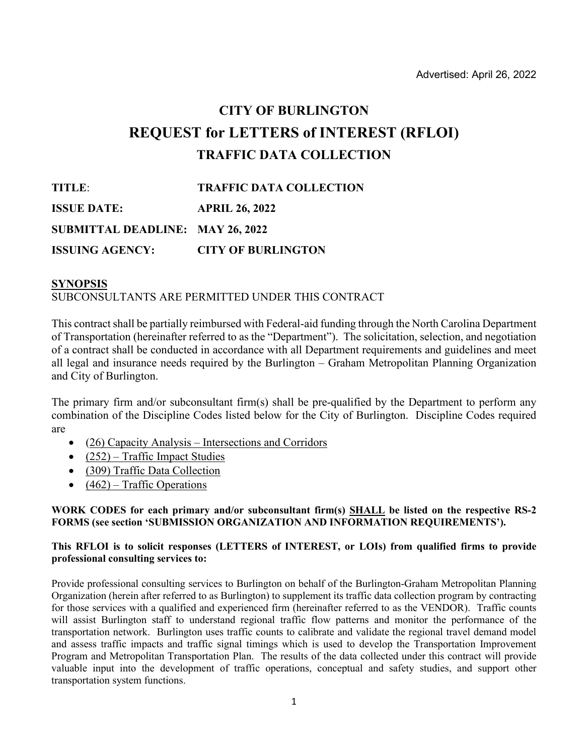Advertised: April 26, 2022

# CITY OF BURLINGTON
# REQUEST for LETTERS of INTEREST (RFLOI)
## TRAFFIC DATA COLLECTION

**TITLE**: **TRAFFIC DATA COLLECTION**

**ISSUE DATE: APRIL 26, 2022**

**SUBMITTAL DEADLINE: MAY 26, 2022**

**ISSUING AGENCY: CITY OF BURLINGTON**

**SYNOPSIS**

SUBCONSULTANTS ARE PERMITTED UNDER THIS CONTRACT

This contract shall be partially reimbursed with Federal-aid funding through the North Carolina Department of Transportation (hereinafter referred to as the "Department"). The solicitation, selection, and negotiation of a contract shall be conducted in accordance with all Department requirements and guidelines and meet all legal and insurance needs required by the Burlington – Graham Metropolitan Planning Organization and City of Burlington.

The primary firm and/or subconsultant firm(s) shall be pre-qualified by the Department to perform any combination of the Discipline Codes listed below for the City of Burlington. Discipline Codes required are

- (26) Capacity Analysis – Intersections and Corridors
- (252) – Traffic Impact Studies
- (309) Traffic Data Collection
- (462) – Traffic Operations

**WORK CODES for each primary and/or subconsultant firm(s) SHALL be listed on the respective RS-2 FORMS (see section 'SUBMISSION ORGANIZATION AND INFORMATION REQUIREMENTS').**

**This RFLOI is to solicit responses (LETTERS of INTEREST, or LOIs) from qualified firms to provide professional consulting services to:**

Provide professional consulting services to Burlington on behalf of the Burlington-Graham Metropolitan Planning Organization (herein after referred to as Burlington) to supplement its traffic data collection program by contracting for those services with a qualified and experienced firm (hereinafter referred to as the VENDOR). Traffic counts will assist Burlington staff to understand regional traffic flow patterns and monitor the performance of the transportation network. Burlington uses traffic counts to calibrate and validate the regional travel demand model and assess traffic impacts and traffic signal timings which is used to develop the Transportation Improvement Program and Metropolitan Transportation Plan. The results of the data collected under this contract will provide valuable input into the development of traffic operations, conceptual and safety studies, and support other transportation system functions.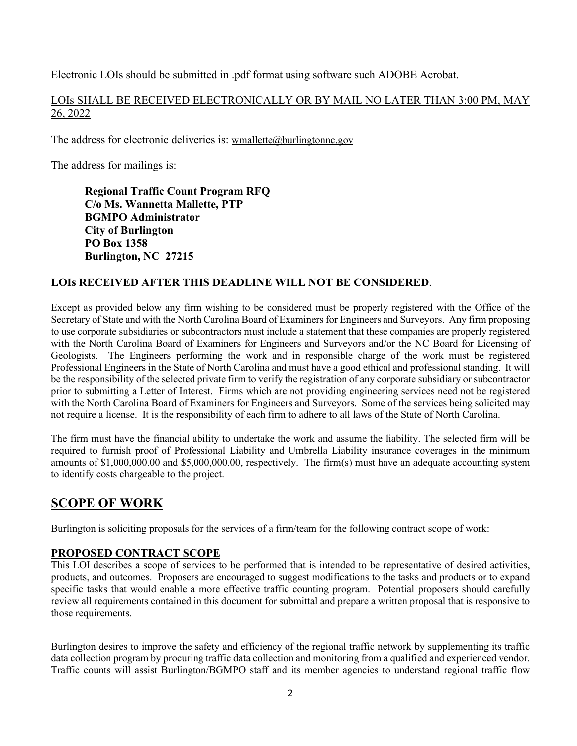Electronic LOIs should be submitted in .pdf format using software such ADOBE Acrobat.

LOIs SHALL BE RECEIVED ELECTRONICALLY OR BY MAIL NO LATER THAN 3:00 PM, MAY 26, 2022

The address for electronic deliveries is: wmallette@burlingtonnc.gov

The address for mailings is:

**Regional Traffic Count Program RFQ**
**C/o Ms. Wannetta Mallette, PTP**
**BGMPO Administrator**
**City of Burlington**
**PO Box 1358**
**Burlington, NC 27215**

**LOIs RECEIVED AFTER THIS DEADLINE WILL NOT BE CONSIDERED**.

Except as provided below any firm wishing to be considered must be properly registered with the Office of the Secretary of State and with the North Carolina Board of Examiners for Engineers and Surveyors. Any firm proposing to use corporate subsidiaries or subcontractors must include a statement that these companies are properly registered with the North Carolina Board of Examiners for Engineers and Surveyors and/or the NC Board for Licensing of Geologists. The Engineers performing the work and in responsible charge of the work must be registered Professional Engineers in the State of North Carolina and must have a good ethical and professional standing. It will be the responsibility of the selected private firm to verify the registration of any corporate subsidiary or subcontractor prior to submitting a Letter of Interest. Firms which are not providing engineering services need not be registered with the North Carolina Board of Examiners for Engineers and Surveyors. Some of the services being solicited may not require a license. It is the responsibility of each firm to adhere to all laws of the State of North Carolina.

The firm must have the financial ability to undertake the work and assume the liability. The selected firm will be required to furnish proof of Professional Liability and Umbrella Liability insurance coverages in the minimum amounts of $1,000,000.00 and $5,000,000.00, respectively. The firm(s) must have an adequate accounting system to identify costs chargeable to the project.

# SCOPE OF WORK

Burlington is soliciting proposals for the services of a firm/team for the following contract scope of work:

## PROPOSED CONTRACT SCOPE

This LOI describes a scope of services to be performed that is intended to be representative of desired activities, products, and outcomes. Proposers are encouraged to suggest modifications to the tasks and products or to expand specific tasks that would enable a more effective traffic counting program. Potential proposers should carefully review all requirements contained in this document for submittal and prepare a written proposal that is responsive to those requirements.

Burlington desires to improve the safety and efficiency of the regional traffic network by supplementing its traffic data collection program by procuring traffic data collection and monitoring from a qualified and experienced vendor. Traffic counts will assist Burlington/BGMPO staff and its member agencies to understand regional traffic flow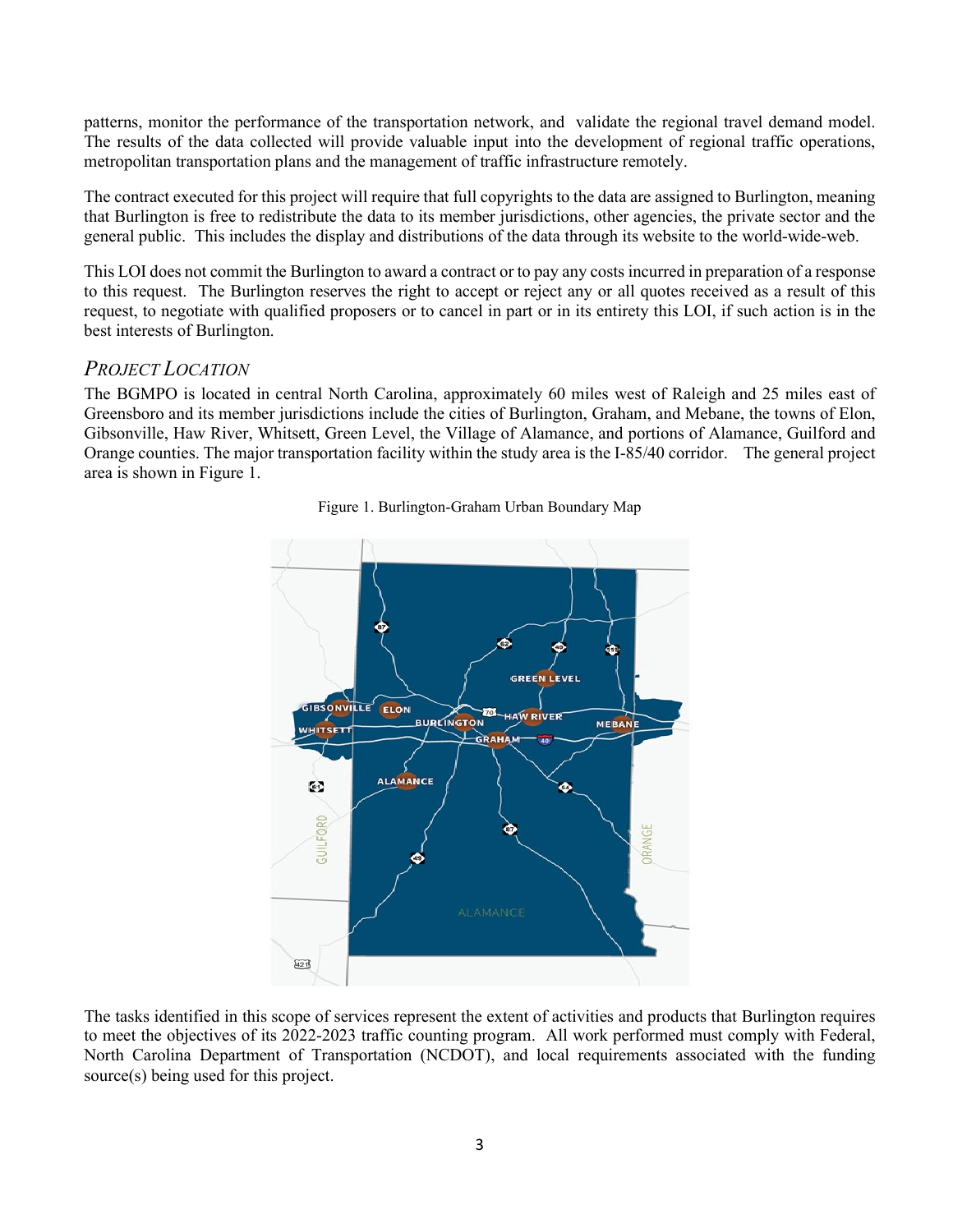patterns, monitor the performance of the transportation network, and validate the regional travel demand model. The results of the data collected will provide valuable input into the development of regional traffic operations, metropolitan transportation plans and the management of traffic infrastructure remotely.

The contract executed for this project will require that full copyrights to the data are assigned to Burlington, meaning that Burlington is free to redistribute the data to its member jurisdictions, other agencies, the private sector and the general public. This includes the display and distributions of the data through its website to the world-wide-web.

This LOI does not commit the Burlington to award a contract or to pay any costs incurred in preparation of a response to this request. The Burlington reserves the right to accept or reject any or all quotes received as a result of this request, to negotiate with qualified proposers or to cancel in part or in its entirety this LOI, if such action is in the best interests of Burlington.

## *Project Location*

The BGMPO is located in central North Carolina, approximately 60 miles west of Raleigh and 25 miles east of Greensboro and its member jurisdictions include the cities of Burlington, Graham, and Mebane, the towns of Elon, Gibsonville, Haw River, Whitsett, Green Level, the Village of Alamance, and portions of Alamance, Guilford and Orange counties. The major transportation facility within the study area is the I-85/40 corridor. The general project area is shown in Figure 1.

Figure 1. Burlington-Graham Urban Boundary Map

The tasks identified in this scope of services represent the extent of activities and products that Burlington requires to meet the objectives of its 2022-2023 traffic counting program. All work performed must comply with Federal, North Carolina Department of Transportation (NCDOT), and local requirements associated with the funding source(s) being used for this project.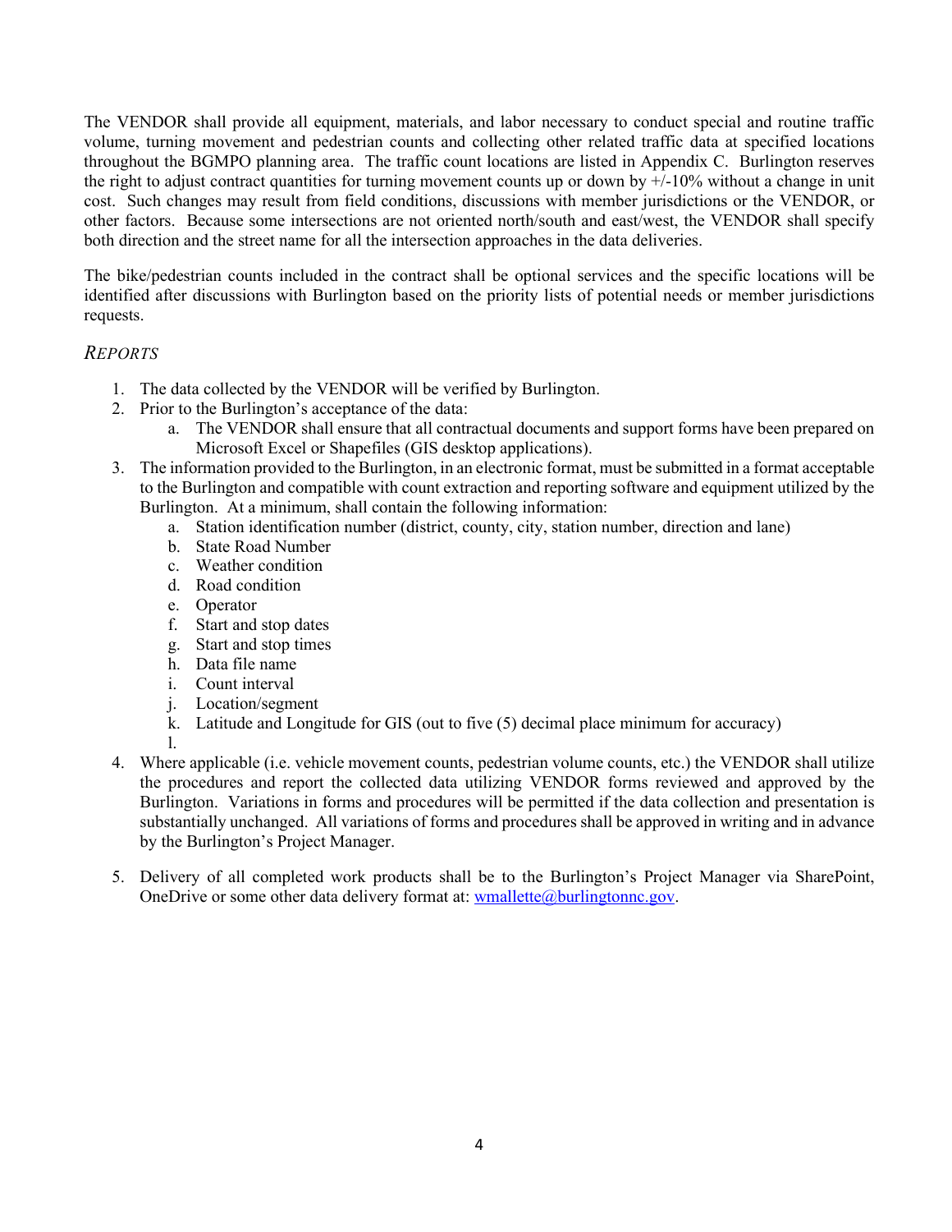The VENDOR shall provide all equipment, materials, and labor necessary to conduct special and routine traffic volume, turning movement and pedestrian counts and collecting other related traffic data at specified locations throughout the BGMPO planning area. The traffic count locations are listed in Appendix C. Burlington reserves the right to adjust contract quantities for turning movement counts up or down by +/-10% without a change in unit cost. Such changes may result from field conditions, discussions with member jurisdictions or the VENDOR, or other factors. Because some intersections are not oriented north/south and east/west, the VENDOR shall specify both direction and the street name for all the intersection approaches in the data deliveries.

The bike/pedestrian counts included in the contract shall be optional services and the specific locations will be identified after discussions with Burlington based on the priority lists of potential needs or member jurisdictions requests.

### *Reports*

1. The data collected by the VENDOR will be verified by Burlington.
2. Prior to the Burlington's acceptance of the data:
   a. The VENDOR shall ensure that all contractual documents and support forms have been prepared on Microsoft Excel or Shapefiles (GIS desktop applications).
3. The information provided to the Burlington, in an electronic format, must be submitted in a format acceptable to the Burlington and compatible with count extraction and reporting software and equipment utilized by the Burlington. At a minimum, shall contain the following information:
   a. Station identification number (district, county, city, station number, direction and lane)
   b. State Road Number
   c. Weather condition
   d. Road condition
   e. Operator
   f. Start and stop dates
   g. Start and stop times
   h. Data file name
   i. Count interval
   j. Location/segment
   k. Latitude and Longitude for GIS (out to five (5) decimal place minimum for accuracy)
   l.
4. Where applicable (i.e. vehicle movement counts, pedestrian volume counts, etc.) the VENDOR shall utilize the procedures and report the collected data utilizing VENDOR forms reviewed and approved by the Burlington. Variations in forms and procedures will be permitted if the data collection and presentation is substantially unchanged. All variations of forms and procedures shall be approved in writing and in advance by the Burlington's Project Manager.
5. Delivery of all completed work products shall be to the Burlington's Project Manager via SharePoint, OneDrive or some other data delivery format at: wmallette@burlingtonnc.gov.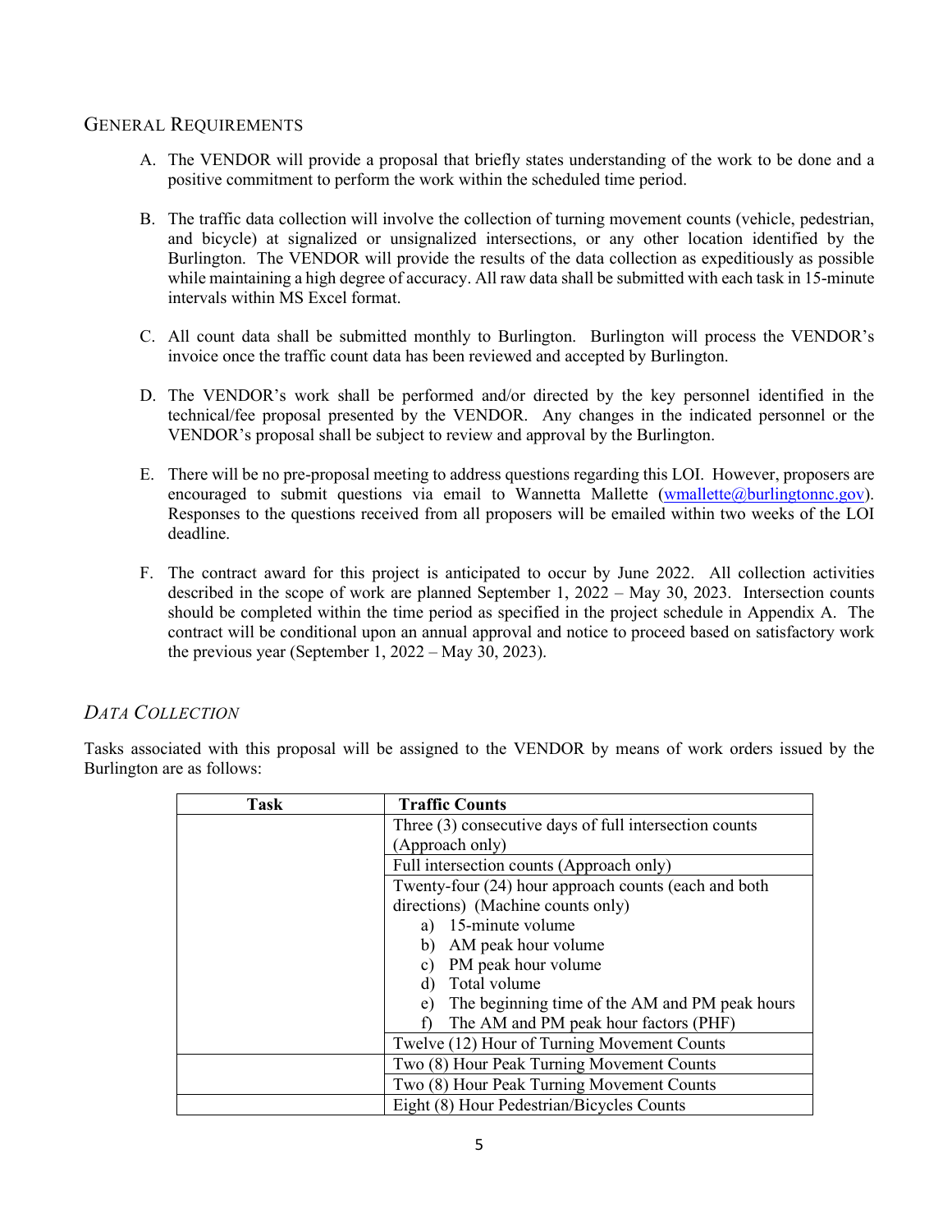## General Requirements

A. The VENDOR will provide a proposal that briefly states understanding of the work to be done and a positive commitment to perform the work within the scheduled time period.

B. The traffic data collection will involve the collection of turning movement counts (vehicle, pedestrian, and bicycle) at signalized or unsignalized intersections, or any other location identified by the Burlington. The VENDOR will provide the results of the data collection as expeditiously as possible while maintaining a high degree of accuracy. All raw data shall be submitted with each task in 15-minute intervals within MS Excel format.

C. All count data shall be submitted monthly to Burlington. Burlington will process the VENDOR's invoice once the traffic count data has been reviewed and accepted by Burlington.

D. The VENDOR's work shall be performed and/or directed by the key personnel identified in the technical/fee proposal presented by the VENDOR. Any changes in the indicated personnel or the VENDOR's proposal shall be subject to review and approval by the Burlington.

E. There will be no pre-proposal meeting to address questions regarding this LOI. However, proposers are encouraged to submit questions via email to Wannetta Mallette (wmallette@burlingtonnc.gov). Responses to the questions received from all proposers will be emailed within two weeks of the LOI deadline.

F. The contract award for this project is anticipated to occur by June 2022. All collection activities described in the scope of work are planned September 1, 2022 – May 30, 2023. Intersection counts should be completed within the time period as specified in the project schedule in Appendix A. The contract will be conditional upon an annual approval and notice to proceed based on satisfactory work the previous year (September 1, 2022 – May 30, 2023).

### *Data Collection*

Tasks associated with this proposal will be assigned to the VENDOR by means of work orders issued by the Burlington are as follows:

| Task | Traffic Counts |
|---|---|
| | Three (3) consecutive days of full intersection counts (Approach only) |
| | Full intersection counts (Approach only) |
| | Twenty-four (24) hour approach counts (each and both directions) (Machine counts only)<br>a) 15-minute volume<br>b) AM peak hour volume<br>c) PM peak hour volume<br>d) Total volume<br>e) The beginning time of the AM and PM peak hours<br>f) The AM and PM peak hour factors (PHF) |
| | Twelve (12) Hour of Turning Movement Counts |
| | Two (8) Hour Peak Turning Movement Counts |
| | Two (8) Hour Peak Turning Movement Counts |
| | Eight (8) Hour Pedestrian/Bicycles Counts |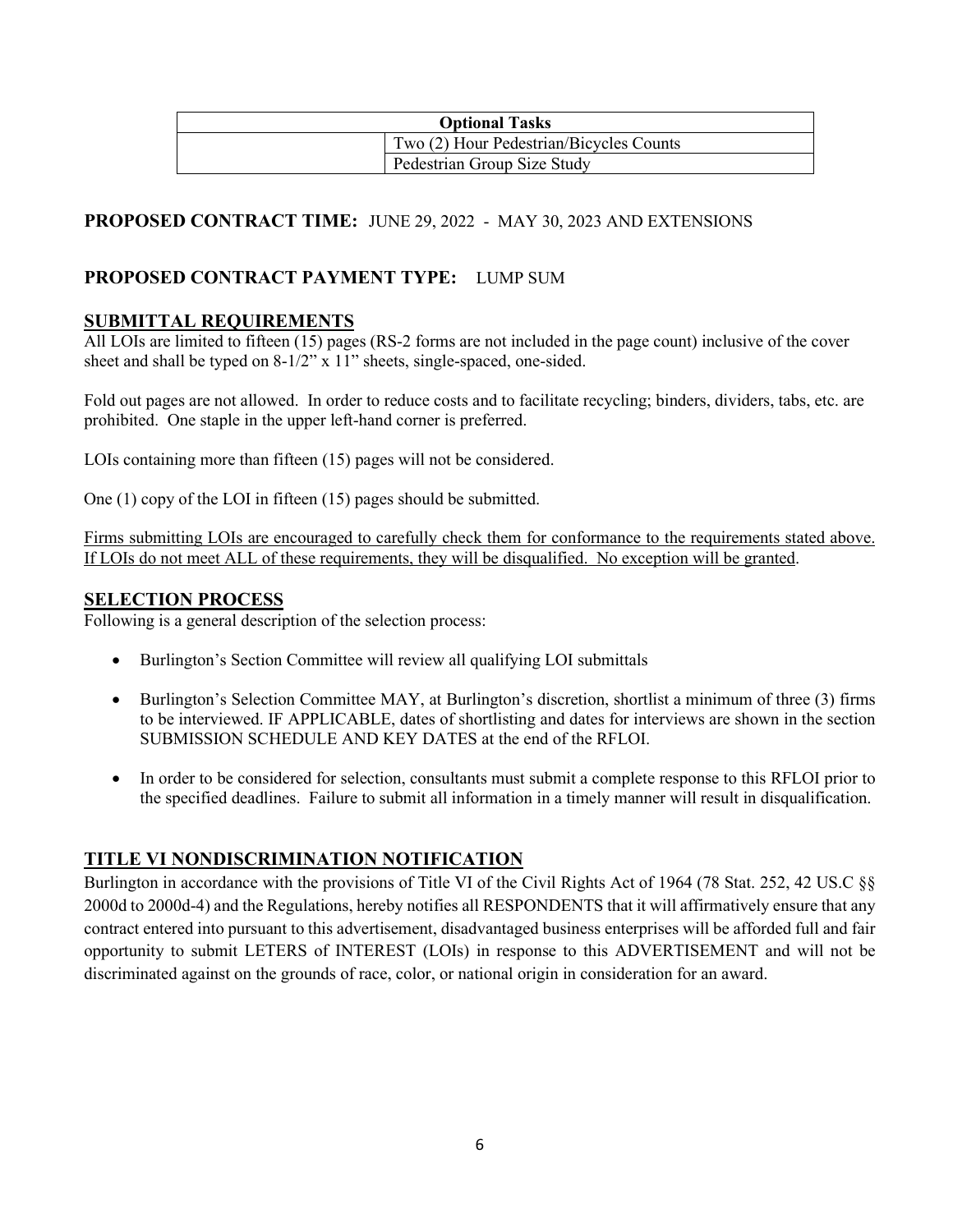| Optional Tasks | |
|---|---|
| | Two (2) Hour Pedestrian/Bicycles Counts |
| | Pedestrian Group Size Study |

**PROPOSED CONTRACT TIME:** JUNE 29, 2022 - MAY 30, 2023 AND EXTENSIONS

**PROPOSED CONTRACT PAYMENT TYPE:** LUMP SUM

## SUBMITTAL REQUIREMENTS

All LOIs are limited to fifteen (15) pages (RS-2 forms are not included in the page count) inclusive of the cover sheet and shall be typed on 8-1/2" x 11" sheets, single-spaced, one-sided.

Fold out pages are not allowed. In order to reduce costs and to facilitate recycling; binders, dividers, tabs, etc. are prohibited. One staple in the upper left-hand corner is preferred.

LOIs containing more than fifteen (15) pages will not be considered.

One (1) copy of the LOI in fifteen (15) pages should be submitted.

Firms submitting LOIs are encouraged to carefully check them for conformance to the requirements stated above. If LOIs do not meet ALL of these requirements, they will be disqualified. No exception will be granted.

## SELECTION PROCESS

Following is a general description of the selection process:

- Burlington's Section Committee will review all qualifying LOI submittals
- Burlington's Selection Committee MAY, at Burlington's discretion, shortlist a minimum of three (3) firms to be interviewed. IF APPLICABLE, dates of shortlisting and dates for interviews are shown in the section SUBMISSION SCHEDULE AND KEY DATES at the end of the RFLOI.
- In order to be considered for selection, consultants must submit a complete response to this RFLOI prior to the specified deadlines. Failure to submit all information in a timely manner will result in disqualification.

## TITLE VI NONDISCRIMINATION NOTIFICATION

Burlington in accordance with the provisions of Title VI of the Civil Rights Act of 1964 (78 Stat. 252, 42 US.C §§ 2000d to 2000d-4) and the Regulations, hereby notifies all RESPONDENTS that it will affirmatively ensure that any contract entered into pursuant to this advertisement, disadvantaged business enterprises will be afforded full and fair opportunity to submit LETERS of INTEREST (LOIs) in response to this ADVERTISEMENT and will not be discriminated against on the grounds of race, color, or national origin in consideration for an award.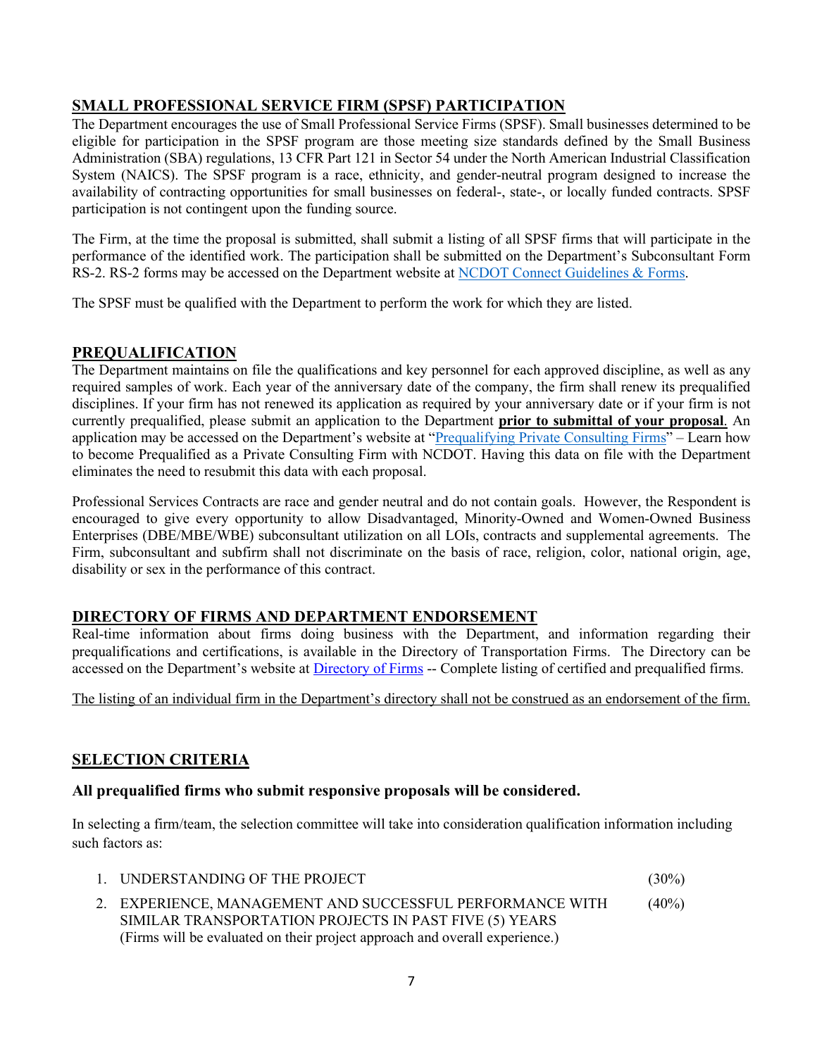## SMALL PROFESSIONAL SERVICE FIRM (SPSF) PARTICIPATION

The Department encourages the use of Small Professional Service Firms (SPSF). Small businesses determined to be eligible for participation in the SPSF program are those meeting size standards defined by the Small Business Administration (SBA) regulations, 13 CFR Part 121 in Sector 54 under the North American Industrial Classification System (NAICS). The SPSF program is a race, ethnicity, and gender-neutral program designed to increase the availability of contracting opportunities for small businesses on federal-, state-, or locally funded contracts. SPSF participation is not contingent upon the funding source.

The Firm, at the time the proposal is submitted, shall submit a listing of all SPSF firms that will participate in the performance of the identified work. The participation shall be submitted on the Department's Subconsultant Form RS-2. RS-2 forms may be accessed on the Department website at NCDOT Connect Guidelines & Forms.

The SPSF must be qualified with the Department to perform the work for which they are listed.

## PREQUALIFICATION

The Department maintains on file the qualifications and key personnel for each approved discipline, as well as any required samples of work. Each year of the anniversary date of the company, the firm shall renew its prequalified disciplines. If your firm has not renewed its application as required by your anniversary date or if your firm is not currently prequalified, please submit an application to the Department **prior to submittal of your proposal**. An application may be accessed on the Department's website at "Prequalifying Private Consulting Firms" – Learn how to become Prequalified as a Private Consulting Firm with NCDOT. Having this data on file with the Department eliminates the need to resubmit this data with each proposal.

Professional Services Contracts are race and gender neutral and do not contain goals. However, the Respondent is encouraged to give every opportunity to allow Disadvantaged, Minority-Owned and Women-Owned Business Enterprises (DBE/MBE/WBE) subconsultant utilization on all LOIs, contracts and supplemental agreements. The Firm, subconsultant and subfirm shall not discriminate on the basis of race, religion, color, national origin, age, disability or sex in the performance of this contract.

## DIRECTORY OF FIRMS AND DEPARTMENT ENDORSEMENT

Real-time information about firms doing business with the Department, and information regarding their prequalifications and certifications, is available in the Directory of Transportation Firms. The Directory can be accessed on the Department's website at Directory of Firms -- Complete listing of certified and prequalified firms.

The listing of an individual firm in the Department's directory shall not be construed as an endorsement of the firm.

## SELECTION CRITERIA

### All prequalified firms who submit responsive proposals will be considered.

In selecting a firm/team, the selection committee will take into consideration qualification information including such factors as:

1. UNDERSTANDING OF THE PROJECT (30%)
2. EXPERIENCE, MANAGEMENT AND SUCCESSFUL PERFORMANCE WITH SIMILAR TRANSPORTATION PROJECTS IN PAST FIVE (5) YEARS (40%)
   (Firms will be evaluated on their project approach and overall experience.)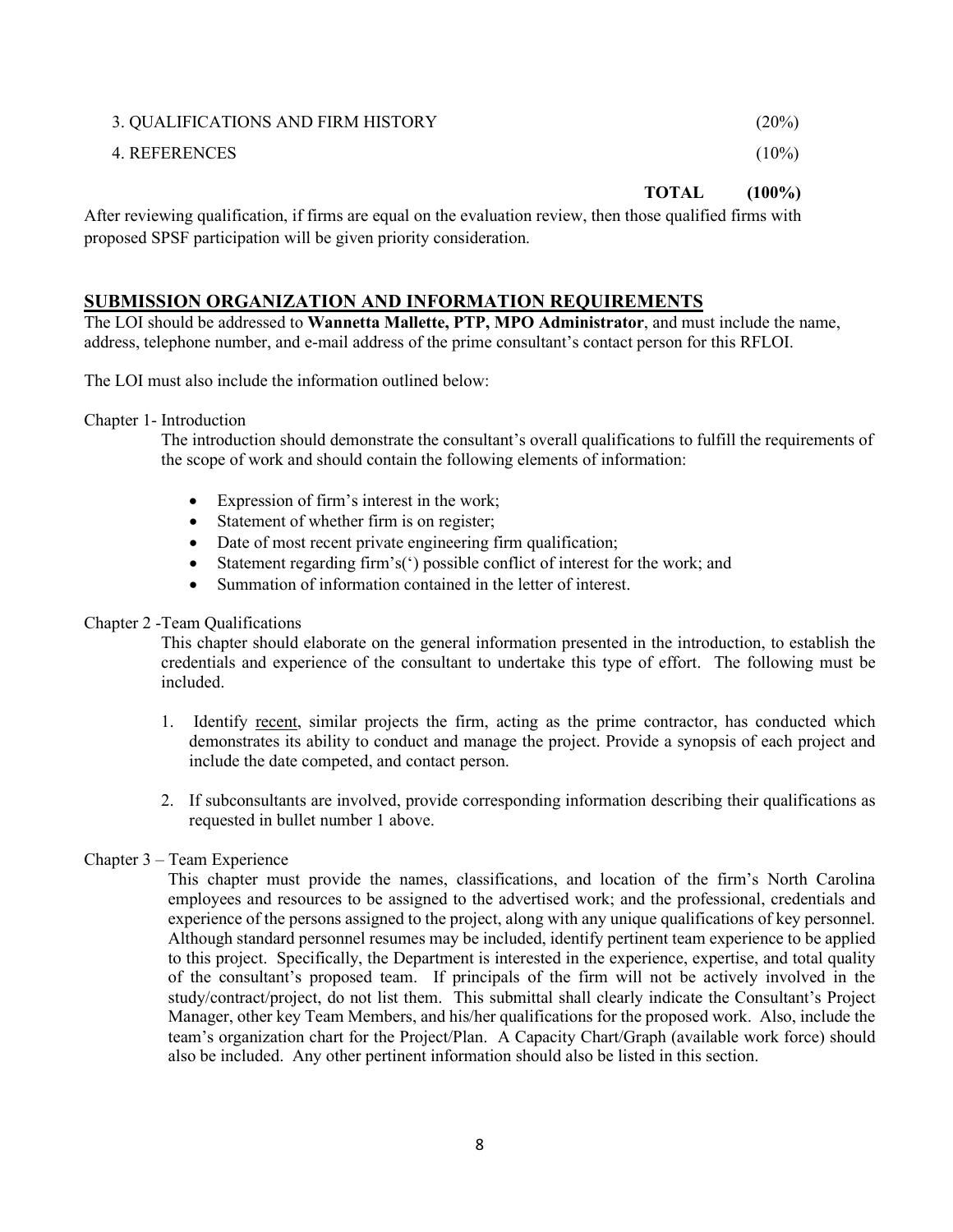| | |
|---|---|
| 3. QUALIFICATIONS AND FIRM HISTORY | (20%) |
| 4. REFERENCES | (10%) |
| **TOTAL** | **(100%)** |

After reviewing qualification, if firms are equal on the evaluation review, then those qualified firms with proposed SPSF participation will be given priority consideration.

## SUBMISSION ORGANIZATION AND INFORMATION REQUIREMENTS

The LOI should be addressed to **Wannetta Mallette, PTP, MPO Administrator**, and must include the name, address, telephone number, and e-mail address of the prime consultant's contact person for this RFLOI.

The LOI must also include the information outlined below:

Chapter 1- Introduction

The introduction should demonstrate the consultant's overall qualifications to fulfill the requirements of the scope of work and should contain the following elements of information:

- Expression of firm's interest in the work;
- Statement of whether firm is on register;
- Date of most recent private engineering firm qualification;
- Statement regarding firm's(') possible conflict of interest for the work; and
- Summation of information contained in the letter of interest.

Chapter 2 -Team Qualifications

This chapter should elaborate on the general information presented in the introduction, to establish the credentials and experience of the consultant to undertake this type of effort. The following must be included.

1. Identify recent, similar projects the firm, acting as the prime contractor, has conducted which demonstrates its ability to conduct and manage the project. Provide a synopsis of each project and include the date competed, and contact person.
2. If subconsultants are involved, provide corresponding information describing their qualifications as requested in bullet number 1 above.

Chapter 3 – Team Experience

This chapter must provide the names, classifications, and location of the firm's North Carolina employees and resources to be assigned to the advertised work; and the professional, credentials and experience of the persons assigned to the project, along with any unique qualifications of key personnel. Although standard personnel resumes may be included, identify pertinent team experience to be applied to this project. Specifically, the Department is interested in the experience, expertise, and total quality of the consultant's proposed team. If principals of the firm will not be actively involved in the study/contract/project, do not list them. This submittal shall clearly indicate the Consultant's Project Manager, other key Team Members, and his/her qualifications for the proposed work. Also, include the team's organization chart for the Project/Plan. A Capacity Chart/Graph (available work force) should also be included. Any other pertinent information should also be listed in this section.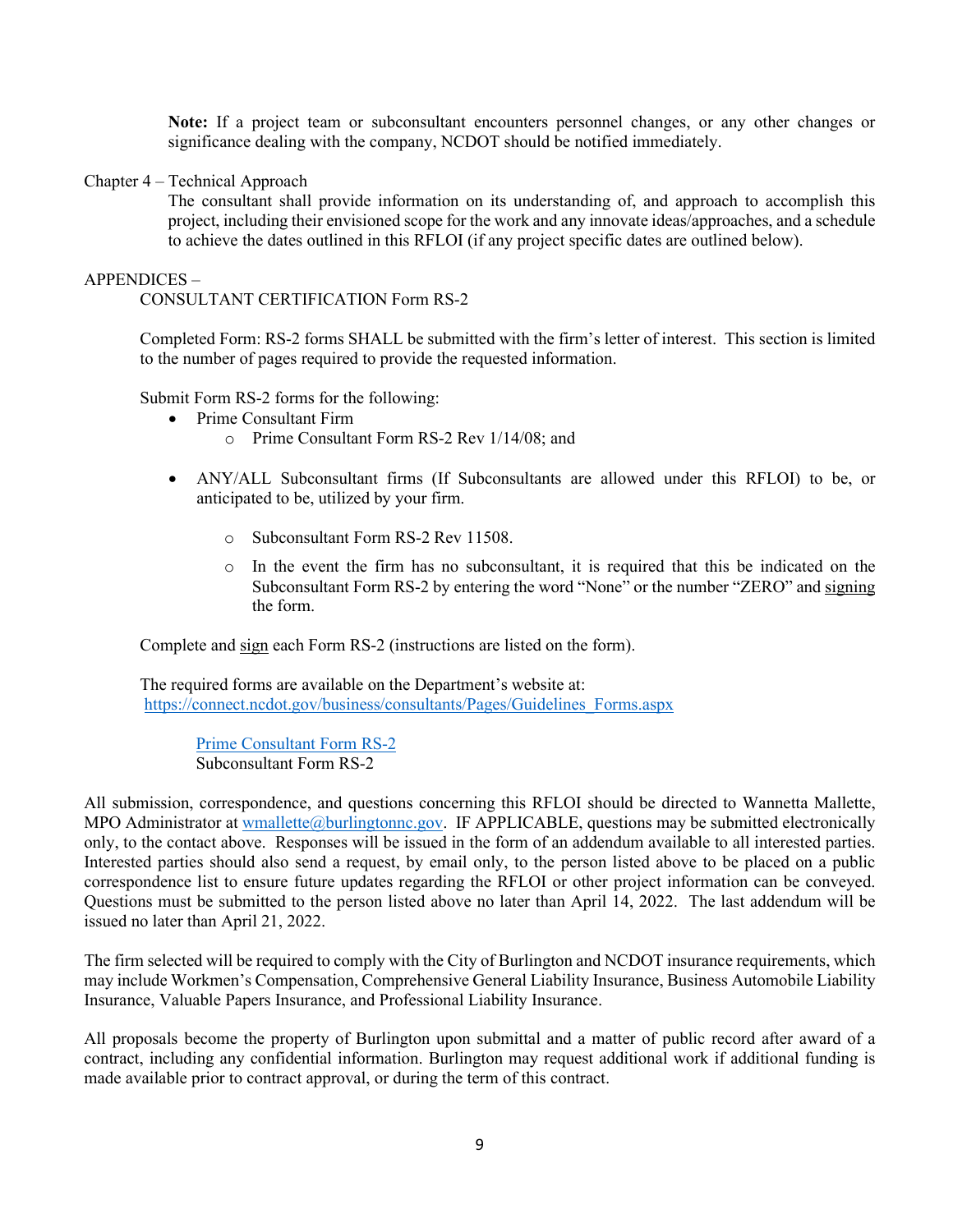**Note:** If a project team or subconsultant encounters personnel changes, or any other changes or significance dealing with the company, NCDOT should be notified immediately.

Chapter 4 – Technical Approach

The consultant shall provide information on its understanding of, and approach to accomplish this project, including their envisioned scope for the work and any innovate ideas/approaches, and a schedule to achieve the dates outlined in this RFLOI (if any project specific dates are outlined below).

APPENDICES –

CONSULTANT CERTIFICATION Form RS-2

Completed Form: RS-2 forms SHALL be submitted with the firm's letter of interest. This section is limited to the number of pages required to provide the requested information.

Submit Form RS-2 forms for the following:

- Prime Consultant Firm
  - Prime Consultant Form RS-2 Rev 1/14/08; and
- ANY/ALL Subconsultant firms (If Subconsultants are allowed under this RFLOI) to be, or anticipated to be, utilized by your firm.
  - Subconsultant Form RS-2 Rev 11508.
  - In the event the firm has no subconsultant, it is required that this be indicated on the Subconsultant Form RS-2 by entering the word "None" or the number "ZERO" and signing the form.

Complete and sign each Form RS-2 (instructions are listed on the form).

The required forms are available on the Department's website at:
https://connect.ncdot.gov/business/consultants/Pages/Guidelines_Forms.aspx

Prime Consultant Form RS-2
Subconsultant Form RS-2

All submission, correspondence, and questions concerning this RFLOI should be directed to Wannetta Mallette, MPO Administrator at wmallette@burlingtonnc.gov. IF APPLICABLE, questions may be submitted electronically only, to the contact above. Responses will be issued in the form of an addendum available to all interested parties. Interested parties should also send a request, by email only, to the person listed above to be placed on a public correspondence list to ensure future updates regarding the RFLOI or other project information can be conveyed. Questions must be submitted to the person listed above no later than April 14, 2022. The last addendum will be issued no later than April 21, 2022.

The firm selected will be required to comply with the City of Burlington and NCDOT insurance requirements, which may include Workmen's Compensation, Comprehensive General Liability Insurance, Business Automobile Liability Insurance, Valuable Papers Insurance, and Professional Liability Insurance.

All proposals become the property of Burlington upon submittal and a matter of public record after award of a contract, including any confidential information. Burlington may request additional work if additional funding is made available prior to contract approval, or during the term of this contract.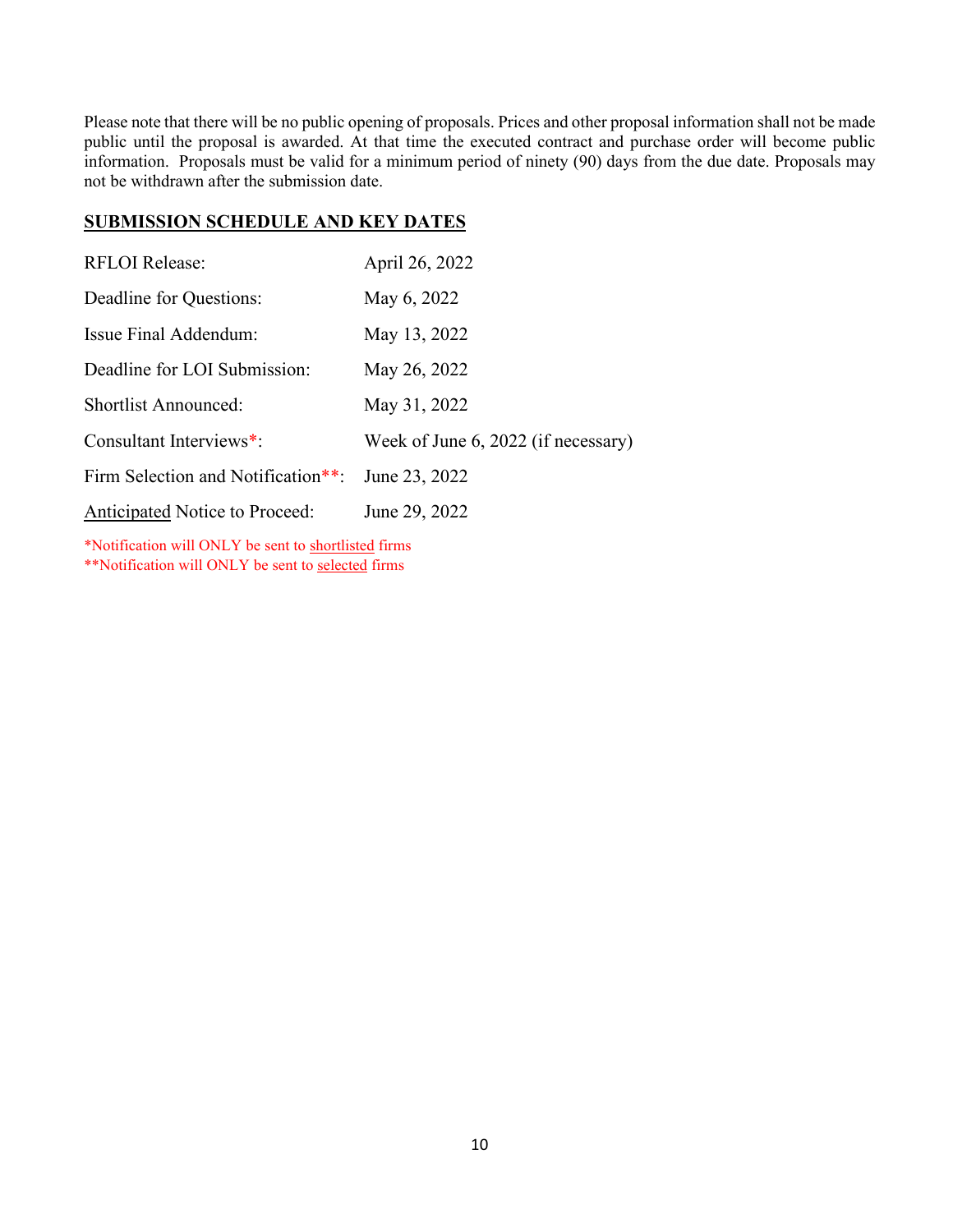Please note that there will be no public opening of proposals. Prices and other proposal information shall not be made public until the proposal is awarded. At that time the executed contract and purchase order will become public information. Proposals must be valid for a minimum period of ninety (90) days from the due date. Proposals may not be withdrawn after the submission date.

## SUBMISSION SCHEDULE AND KEY DATES

| | |
|---|---|
| RFLOI Release: | April 26, 2022 |
| Deadline for Questions: | May 6, 2022 |
| Issue Final Addendum: | May 13, 2022 |
| Deadline for LOI Submission: | May 26, 2022 |
| Shortlist Announced: | May 31, 2022 |
| Consultant Interviews*: | Week of June 6, 2022 (if necessary) |
| Firm Selection and Notification**: | June 23, 2022 |
| Anticipated Notice to Proceed: | June 29, 2022 |

*Notification will ONLY be sent to shortlisted firms
**Notification will ONLY be sent to selected firms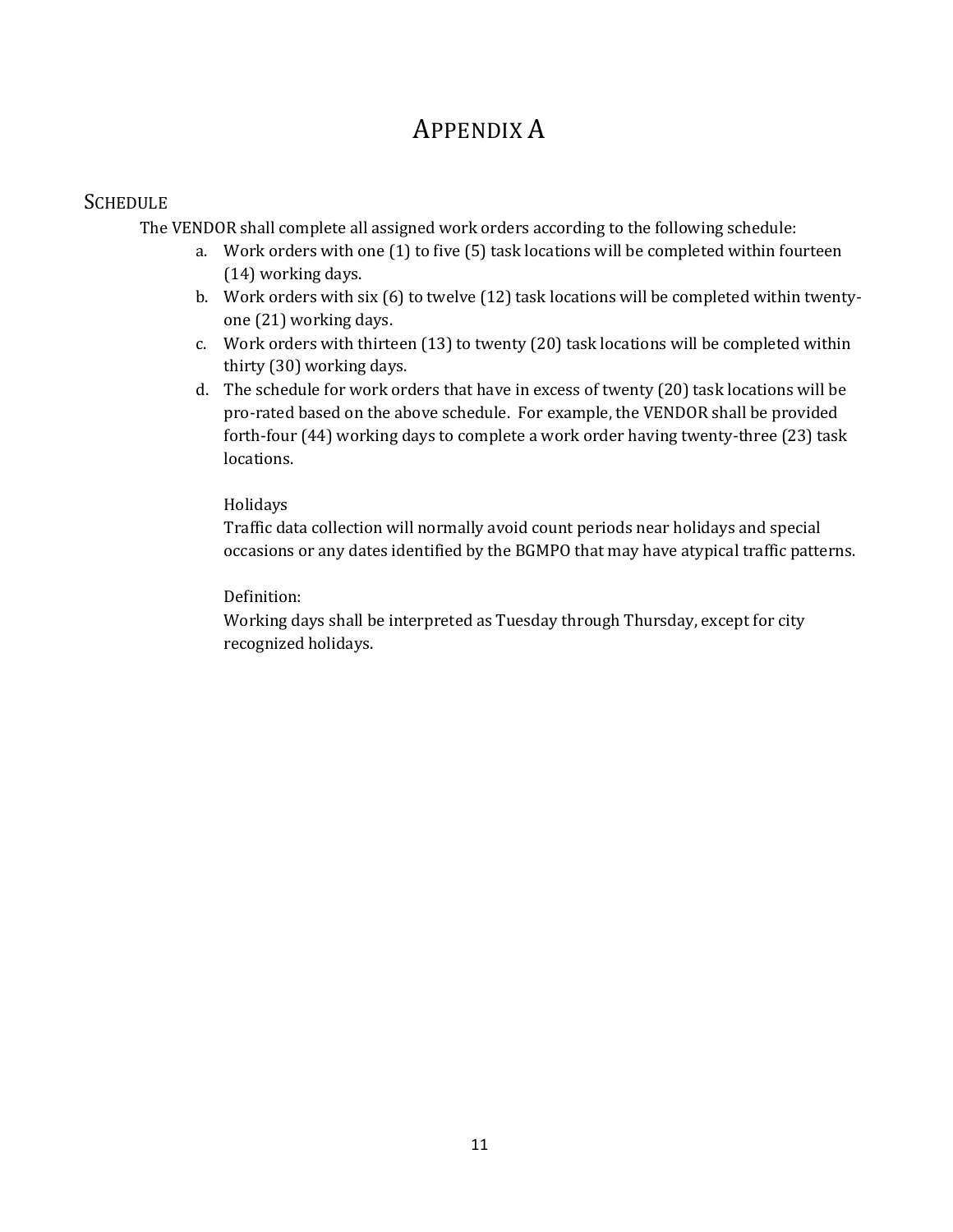# APPENDIX A

## SCHEDULE

The VENDOR shall complete all assigned work orders according to the following schedule:

a. Work orders with one (1) to five (5) task locations will be completed within fourteen (14) working days.
b. Work orders with six (6) to twelve (12) task locations will be completed within twenty-one (21) working days.
c. Work orders with thirteen (13) to twenty (20) task locations will be completed within thirty (30) working days.
d. The schedule for work orders that have in excess of twenty (20) task locations will be pro-rated based on the above schedule. For example, the VENDOR shall be provided forth-four (44) working days to complete a work order having twenty-three (23) task locations.

   Holidays
   Traffic data collection will normally avoid count periods near holidays and special occasions or any dates identified by the BGMPO that may have atypical traffic patterns.

   Definition:
   Working days shall be interpreted as Tuesday through Thursday, except for city recognized holidays.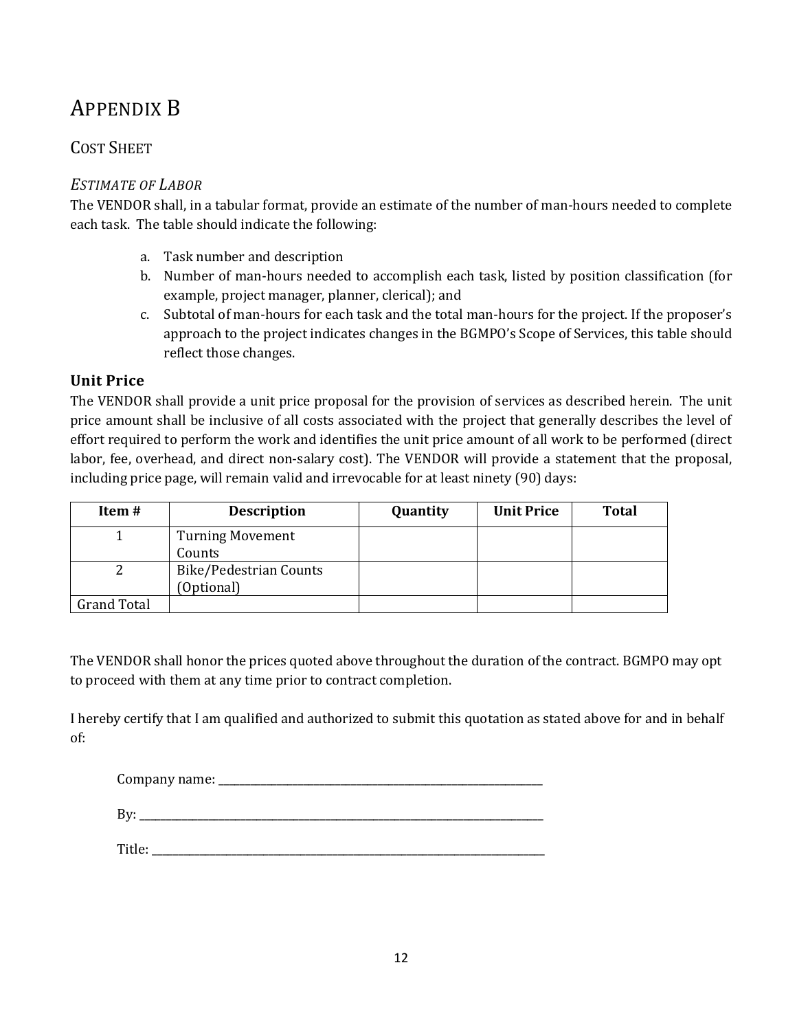# Appendix B

## Cost Sheet

### *Estimate of Labor*

The VENDOR shall, in a tabular format, provide an estimate of the number of man-hours needed to complete each task. The table should indicate the following:

a. Task number and description
b. Number of man-hours needed to accomplish each task, listed by position classification (for example, project manager, planner, clerical); and
c. Subtotal of man-hours for each task and the total man-hours for the project. If the proposer's approach to the project indicates changes in the BGMPO's Scope of Services, this table should reflect those changes.

### Unit Price

The VENDOR shall provide a unit price proposal for the provision of services as described herein. The unit price amount shall be inclusive of all costs associated with the project that generally describes the level of effort required to perform the work and identifies the unit price amount of all work to be performed (direct labor, fee, overhead, and direct non-salary cost). The VENDOR will provide a statement that the proposal, including price page, will remain valid and irrevocable for at least ninety (90) days:

| Item # | Description | Quantity | Unit Price | Total |
|---|---|---|---|---|
| 1 | Turning Movement Counts | | | |
| 2 | Bike/Pedestrian Counts (Optional) | | | |
| Grand Total | | | | |

The VENDOR shall honor the prices quoted above throughout the duration of the contract. BGMPO may opt to proceed with them at any time prior to contract completion.

I hereby certify that I am qualified and authorized to submit this quotation as stated above for and in behalf of:

Company name: ___________________________________________

By: ___________________________________________

Title: ___________________________________________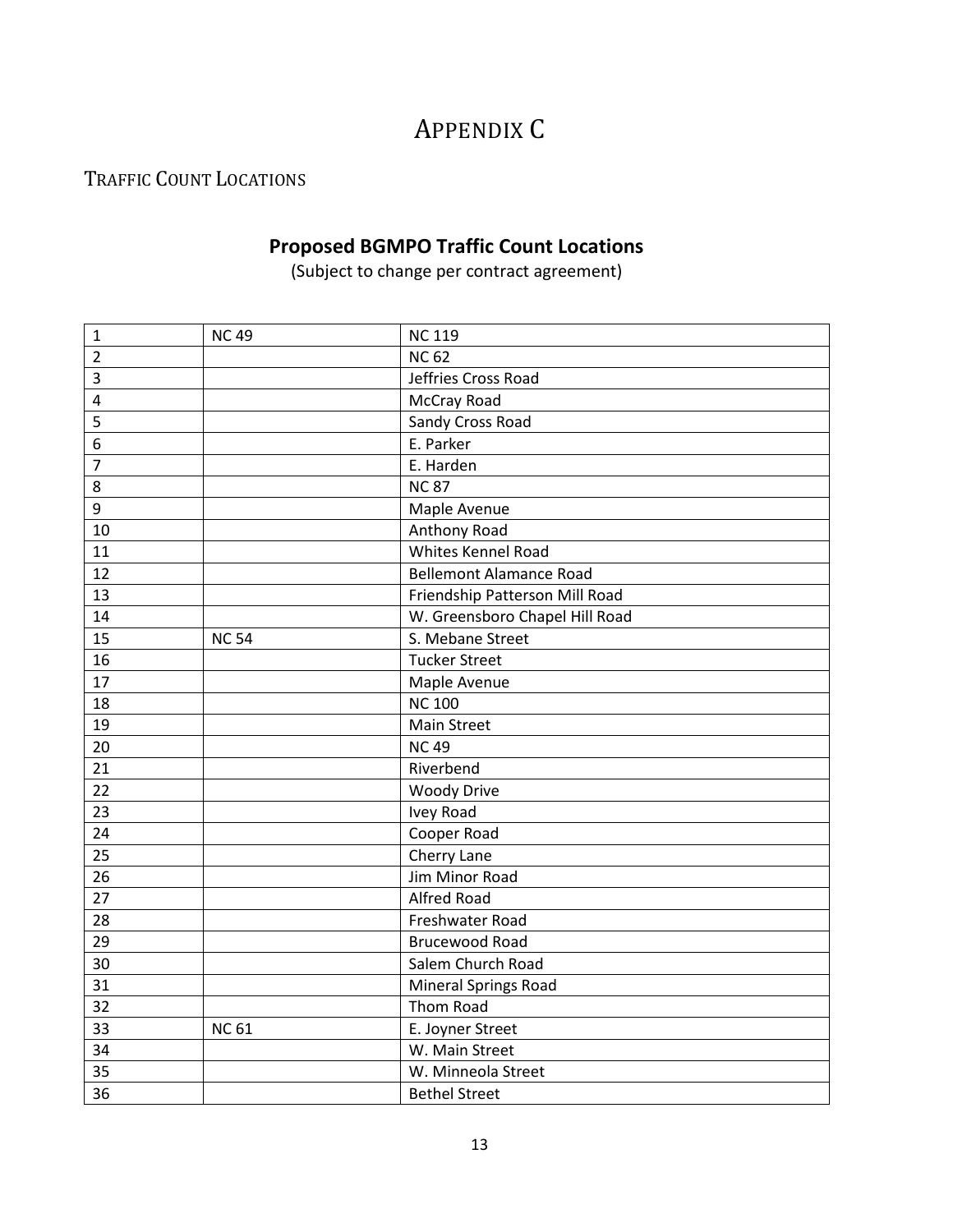# APPENDIX C

## TRAFFIC COUNT LOCATIONS

### Proposed BGMPO Traffic Count Locations

(Subject to change per contract agreement)

| | | |
|---|---|---|
| 1 | NC 49 | NC 119 |
| 2 | | NC 62 |
| 3 | | Jeffries Cross Road |
| 4 | | McCray Road |
| 5 | | Sandy Cross Road |
| 6 | | E. Parker |
| 7 | | E. Harden |
| 8 | | NC 87 |
| 9 | | Maple Avenue |
| 10 | | Anthony Road |
| 11 | | Whites Kennel Road |
| 12 | | Bellemont Alamance Road |
| 13 | | Friendship Patterson Mill Road |
| 14 | | W. Greensboro Chapel Hill Road |
| 15 | NC 54 | S. Mebane Street |
| 16 | | Tucker Street |
| 17 | | Maple Avenue |
| 18 | | NC 100 |
| 19 | | Main Street |
| 20 | | NC 49 |
| 21 | | Riverbend |
| 22 | | Woody Drive |
| 23 | | Ivey Road |
| 24 | | Cooper Road |
| 25 | | Cherry Lane |
| 26 | | Jim Minor Road |
| 27 | | Alfred Road |
| 28 | | Freshwater Road |
| 29 | | Brucewood Road |
| 30 | | Salem Church Road |
| 31 | | Mineral Springs Road |
| 32 | | Thom Road |
| 33 | NC 61 | E. Joyner Street |
| 34 | | W. Main Street |
| 35 | | W. Minneola Street |
| 36 | | Bethel Street |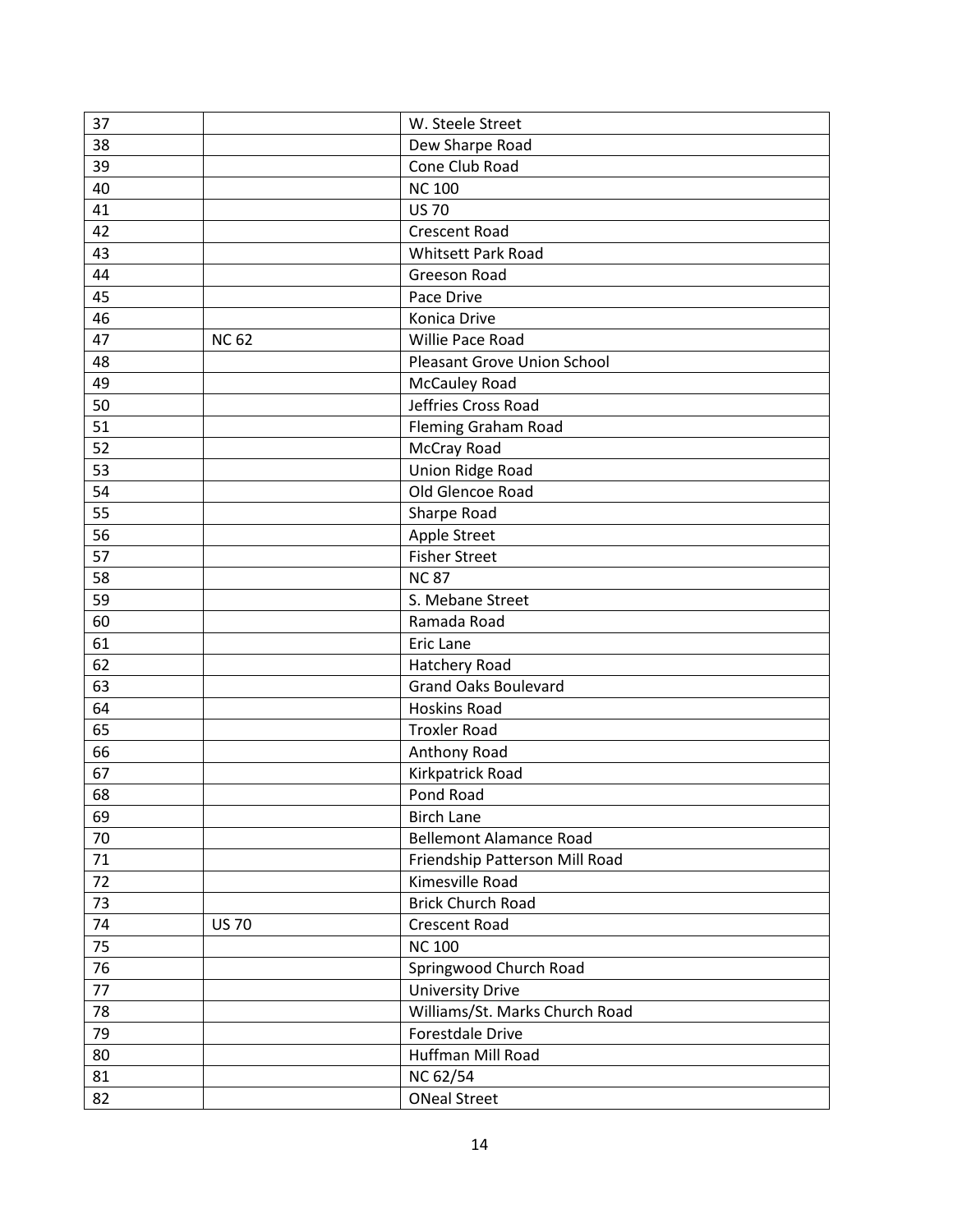| | | |
|---|---|---|
| 37 | | W. Steele Street |
| 38 | | Dew Sharpe Road |
| 39 | | Cone Club Road |
| 40 | | NC 100 |
| 41 | | US 70 |
| 42 | | Crescent Road |
| 43 | | Whitsett Park Road |
| 44 | | Greeson Road |
| 45 | | Pace Drive |
| 46 | | Konica Drive |
| 47 | NC 62 | Willie Pace Road |
| 48 | | Pleasant Grove Union School |
| 49 | | McCauley Road |
| 50 | | Jeffries Cross Road |
| 51 | | Fleming Graham Road |
| 52 | | McCray Road |
| 53 | | Union Ridge Road |
| 54 | | Old Glencoe Road |
| 55 | | Sharpe Road |
| 56 | | Apple Street |
| 57 | | Fisher Street |
| 58 | | NC 87 |
| 59 | | S. Mebane Street |
| 60 | | Ramada Road |
| 61 | | Eric Lane |
| 62 | | Hatchery Road |
| 63 | | Grand Oaks Boulevard |
| 64 | | Hoskins Road |
| 65 | | Troxler Road |
| 66 | | Anthony Road |
| 67 | | Kirkpatrick Road |
| 68 | | Pond Road |
| 69 | | Birch Lane |
| 70 | | Bellemont Alamance Road |
| 71 | | Friendship Patterson Mill Road |
| 72 | | Kimesville Road |
| 73 | | Brick Church Road |
| 74 | US 70 | Crescent Road |
| 75 | | NC 100 |
| 76 | | Springwood Church Road |
| 77 | | University Drive |
| 78 | | Williams/St. Marks Church Road |
| 79 | | Forestdale Drive |
| 80 | | Huffman Mill Road |
| 81 | | NC 62/54 |
| 82 | | ONeal Street |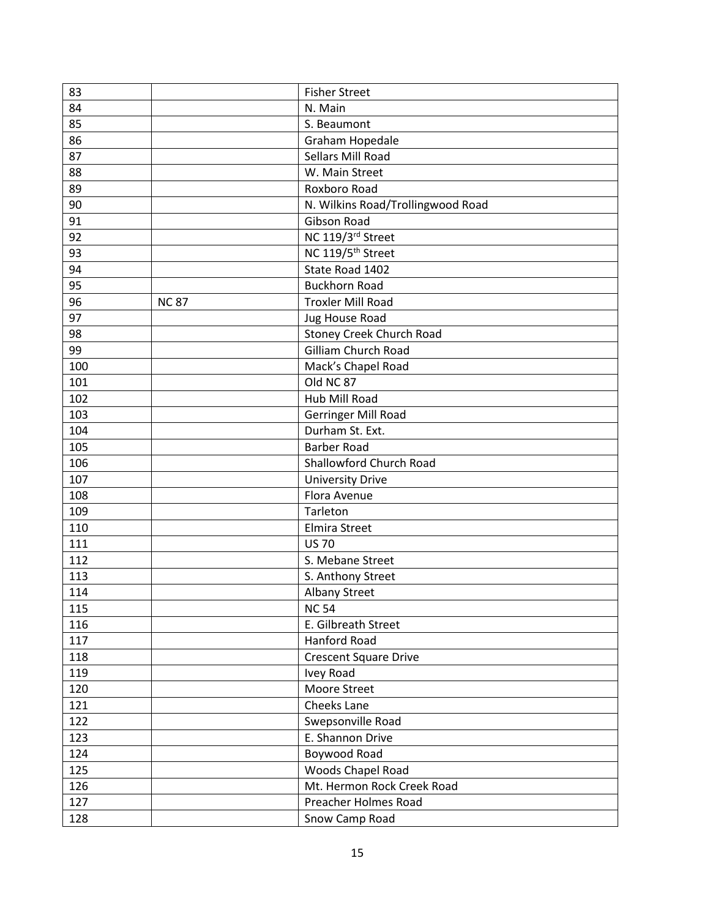| | | |
|---|---|---|
| 83 | | Fisher Street |
| 84 | | N. Main |
| 85 | | S. Beaumont |
| 86 | | Graham Hopedale |
| 87 | | Sellars Mill Road |
| 88 | | W. Main Street |
| 89 | | Roxboro Road |
| 90 | | N. Wilkins Road/Trollingwood Road |
| 91 | | Gibson Road |
| 92 | | NC 119/3rd Street |
| 93 | | NC 119/5th Street |
| 94 | | State Road 1402 |
| 95 | | Buckhorn Road |
| 96 | NC 87 | Troxler Mill Road |
| 97 | | Jug House Road |
| 98 | | Stoney Creek Church Road |
| 99 | | Gilliam Church Road |
| 100 | | Mack's Chapel Road |
| 101 | | Old NC 87 |
| 102 | | Hub Mill Road |
| 103 | | Gerringer Mill Road |
| 104 | | Durham St. Ext. |
| 105 | | Barber Road |
| 106 | | Shallowford Church Road |
| 107 | | University Drive |
| 108 | | Flora Avenue |
| 109 | | Tarleton |
| 110 | | Elmira Street |
| 111 | | US 70 |
| 112 | | S. Mebane Street |
| 113 | | S. Anthony Street |
| 114 | | Albany Street |
| 115 | | NC 54 |
| 116 | | E. Gilbreath Street |
| 117 | | Hanford Road |
| 118 | | Crescent Square Drive |
| 119 | | Ivey Road |
| 120 | | Moore Street |
| 121 | | Cheeks Lane |
| 122 | | Swepsonville Road |
| 123 | | E. Shannon Drive |
| 124 | | Boywood Road |
| 125 | | Woods Chapel Road |
| 126 | | Mt. Hermon Rock Creek Road |
| 127 | | Preacher Holmes Road |
| 128 | | Snow Camp Road |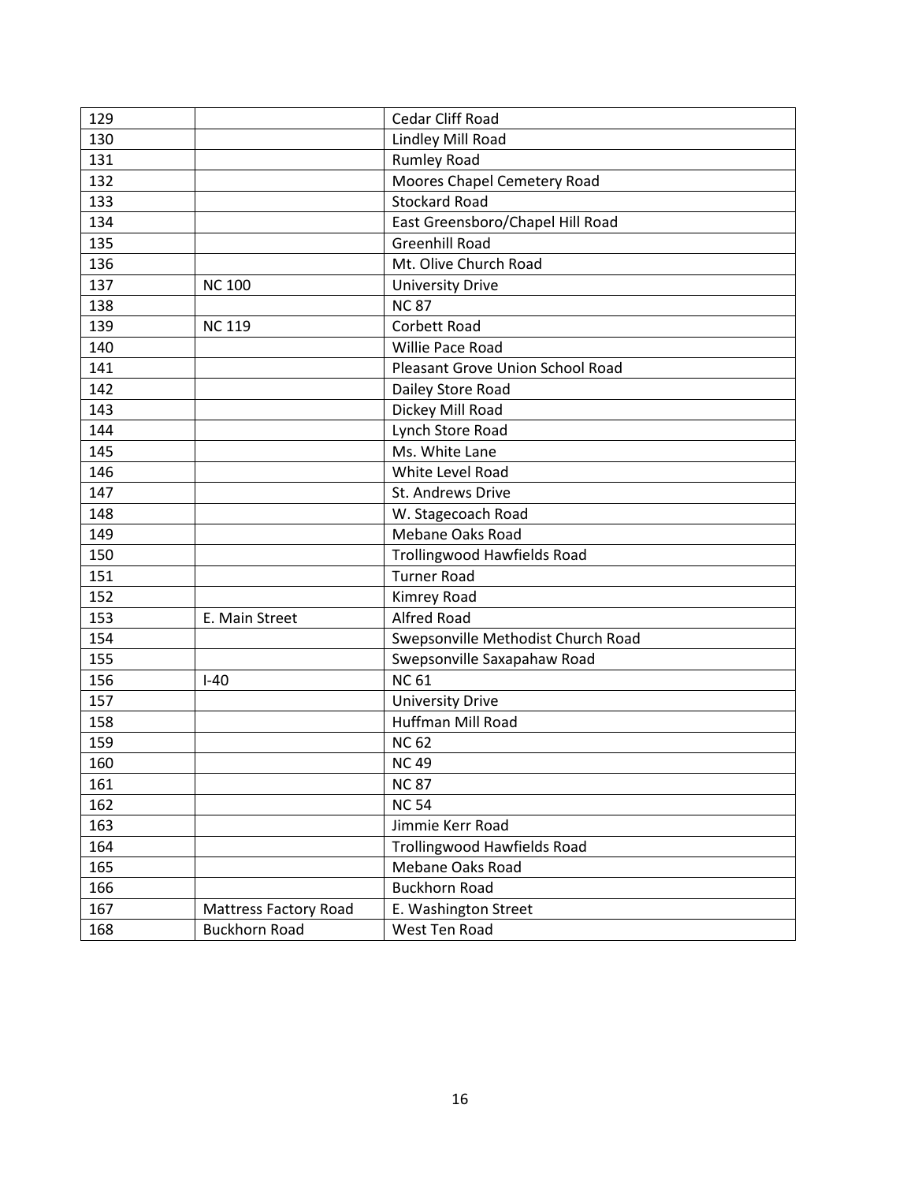| 129 | | Cedar Cliff Road |
|---|---|---|
| 130 | | Lindley Mill Road |
| 131 | | Rumley Road |
| 132 | | Moores Chapel Cemetery Road |
| 133 | | Stockard Road |
| 134 | | East Greensboro/Chapel Hill Road |
| 135 | | Greenhill Road |
| 136 | | Mt. Olive Church Road |
| 137 | NC 100 | University Drive |
| 138 | | NC 87 |
| 139 | NC 119 | Corbett Road |
| 140 | | Willie Pace Road |
| 141 | | Pleasant Grove Union School Road |
| 142 | | Dailey Store Road |
| 143 | | Dickey Mill Road |
| 144 | | Lynch Store Road |
| 145 | | Ms. White Lane |
| 146 | | White Level Road |
| 147 | | St. Andrews Drive |
| 148 | | W. Stagecoach Road |
| 149 | | Mebane Oaks Road |
| 150 | | Trollingwood Hawfields Road |
| 151 | | Turner Road |
| 152 | | Kimrey Road |
| 153 | E. Main Street | Alfred Road |
| 154 | | Swepsonville Methodist Church Road |
| 155 | | Swepsonville Saxapahaw Road |
| 156 | I-40 | NC 61 |
| 157 | | University Drive |
| 158 | | Huffman Mill Road |
| 159 | | NC 62 |
| 160 | | NC 49 |
| 161 | | NC 87 |
| 162 | | NC 54 |
| 163 | | Jimmie Kerr Road |
| 164 | | Trollingwood Hawfields Road |
| 165 | | Mebane Oaks Road |
| 166 | | Buckhorn Road |
| 167 | Mattress Factory Road | E. Washington Street |
| 168 | Buckhorn Road | West Ten Road |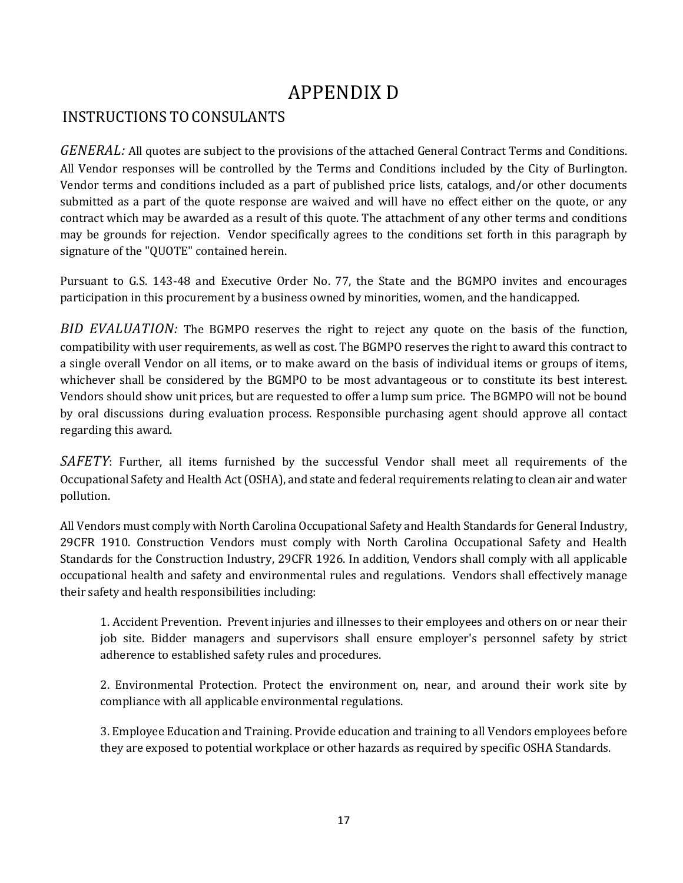# APPENDIX D

## INSTRUCTIONS TO CONSULANTS

*GENERAL:* All quotes are subject to the provisions of the attached General Contract Terms and Conditions. All Vendor responses will be controlled by the Terms and Conditions included by the City of Burlington. Vendor terms and conditions included as a part of published price lists, catalogs, and/or other documents submitted as a part of the quote response are waived and will have no effect either on the quote, or any contract which may be awarded as a result of this quote. The attachment of any other terms and conditions may be grounds for rejection. Vendor specifically agrees to the conditions set forth in this paragraph by signature of the "QUOTE" contained herein.

Pursuant to G.S. 143-48 and Executive Order No. 77, the State and the BGMPO invites and encourages participation in this procurement by a business owned by minorities, women, and the handicapped.

*BID EVALUATION:* The BGMPO reserves the right to reject any quote on the basis of the function, compatibility with user requirements, as well as cost. The BGMPO reserves the right to award this contract to a single overall Vendor on all items, or to make award on the basis of individual items or groups of items, whichever shall be considered by the BGMPO to be most advantageous or to constitute its best interest. Vendors should show unit prices, but are requested to offer a lump sum price. The BGMPO will not be bound by oral discussions during evaluation process. Responsible purchasing agent should approve all contact regarding this award.

*SAFETY*: Further, all items furnished by the successful Vendor shall meet all requirements of the Occupational Safety and Health Act (OSHA), and state and federal requirements relating to clean air and water pollution.

All Vendors must comply with North Carolina Occupational Safety and Health Standards for General Industry, 29CFR 1910. Construction Vendors must comply with North Carolina Occupational Safety and Health Standards for the Construction Industry, 29CFR 1926. In addition, Vendors shall comply with all applicable occupational health and safety and environmental rules and regulations. Vendors shall effectively manage their safety and health responsibilities including:

1. Accident Prevention. Prevent injuries and illnesses to their employees and others on or near their job site. Bidder managers and supervisors shall ensure employer's personnel safety by strict adherence to established safety rules and procedures.

2. Environmental Protection. Protect the environment on, near, and around their work site by compliance with all applicable environmental regulations.

3. Employee Education and Training. Provide education and training to all Vendors employees before they are exposed to potential workplace or other hazards as required by specific OSHA Standards.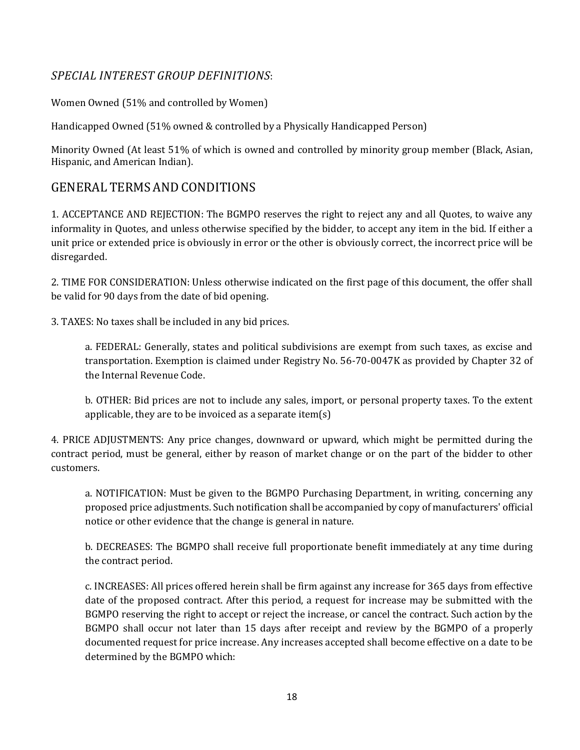*SPECIAL INTEREST GROUP DEFINITIONS*:

Women Owned (51% and controlled by Women)

Handicapped Owned (51% owned & controlled by a Physically Handicapped Person)

Minority Owned (At least 51% of which is owned and controlled by minority group member (Black, Asian, Hispanic, and American Indian).

## GENERAL TERMS AND CONDITIONS

1. ACCEPTANCE AND REJECTION: The BGMPO reserves the right to reject any and all Quotes, to waive any informality in Quotes, and unless otherwise specified by the bidder, to accept any item in the bid. If either a unit price or extended price is obviously in error or the other is obviously correct, the incorrect price will be disregarded.

2. TIME FOR CONSIDERATION: Unless otherwise indicated on the first page of this document, the offer shall be valid for 90 days from the date of bid opening.

3. TAXES: No taxes shall be included in any bid prices.

   a. FEDERAL: Generally, states and political subdivisions are exempt from such taxes, as excise and transportation. Exemption is claimed under Registry No. 56-70-0047K as provided by Chapter 32 of the Internal Revenue Code.

   b. OTHER: Bid prices are not to include any sales, import, or personal property taxes. To the extent applicable, they are to be invoiced as a separate item(s)

4. PRICE ADJUSTMENTS: Any price changes, downward or upward, which might be permitted during the contract period, must be general, either by reason of market change or on the part of the bidder to other customers.

   a. NOTIFICATION: Must be given to the BGMPO Purchasing Department, in writing, concerning any proposed price adjustments. Such notification shall be accompanied by copy of manufacturers' official notice or other evidence that the change is general in nature.

   b. DECREASES: The BGMPO shall receive full proportionate benefit immediately at any time during the contract period.

   c. INCREASES: All prices offered herein shall be firm against any increase for 365 days from effective date of the proposed contract. After this period, a request for increase may be submitted with the BGMPO reserving the right to accept or reject the increase, or cancel the contract. Such action by the BGMPO shall occur not later than 15 days after receipt and review by the BGMPO of a properly documented request for price increase. Any increases accepted shall become effective on a date to be determined by the BGMPO which: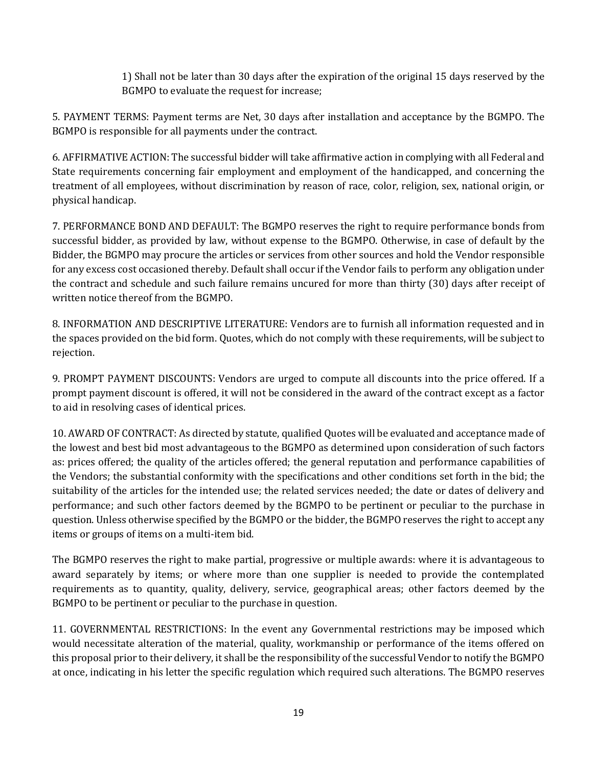1) Shall not be later than 30 days after the expiration of the original 15 days reserved by the BGMPO to evaluate the request for increase;

5. PAYMENT TERMS: Payment terms are Net, 30 days after installation and acceptance by the BGMPO. The BGMPO is responsible for all payments under the contract.

6. AFFIRMATIVE ACTION: The successful bidder will take affirmative action in complying with all Federal and State requirements concerning fair employment and employment of the handicapped, and concerning the treatment of all employees, without discrimination by reason of race, color, religion, sex, national origin, or physical handicap.

7. PERFORMANCE BOND AND DEFAULT: The BGMPO reserves the right to require performance bonds from successful bidder, as provided by law, without expense to the BGMPO. Otherwise, in case of default by the Bidder, the BGMPO may procure the articles or services from other sources and hold the Vendor responsible for any excess cost occasioned thereby. Default shall occur if the Vendor fails to perform any obligation under the contract and schedule and such failure remains uncured for more than thirty (30) days after receipt of written notice thereof from the BGMPO.

8. INFORMATION AND DESCRIPTIVE LITERATURE: Vendors are to furnish all information requested and in the spaces provided on the bid form. Quotes, which do not comply with these requirements, will be subject to rejection.

9. PROMPT PAYMENT DISCOUNTS: Vendors are urged to compute all discounts into the price offered. If a prompt payment discount is offered, it will not be considered in the award of the contract except as a factor to aid in resolving cases of identical prices.

10. AWARD OF CONTRACT: As directed by statute, qualified Quotes will be evaluated and acceptance made of the lowest and best bid most advantageous to the BGMPO as determined upon consideration of such factors as: prices offered; the quality of the articles offered; the general reputation and performance capabilities of the Vendors; the substantial conformity with the specifications and other conditions set forth in the bid; the suitability of the articles for the intended use; the related services needed; the date or dates of delivery and performance; and such other factors deemed by the BGMPO to be pertinent or peculiar to the purchase in question. Unless otherwise specified by the BGMPO or the bidder, the BGMPO reserves the right to accept any items or groups of items on a multi-item bid.

The BGMPO reserves the right to make partial, progressive or multiple awards: where it is advantageous to award separately by items; or where more than one supplier is needed to provide the contemplated requirements as to quantity, quality, delivery, service, geographical areas; other factors deemed by the BGMPO to be pertinent or peculiar to the purchase in question.

11. GOVERNMENTAL RESTRICTIONS: In the event any Governmental restrictions may be imposed which would necessitate alteration of the material, quality, workmanship or performance of the items offered on this proposal prior to their delivery, it shall be the responsibility of the successful Vendor to notify the BGMPO at once, indicating in his letter the specific regulation which required such alterations. The BGMPO reserves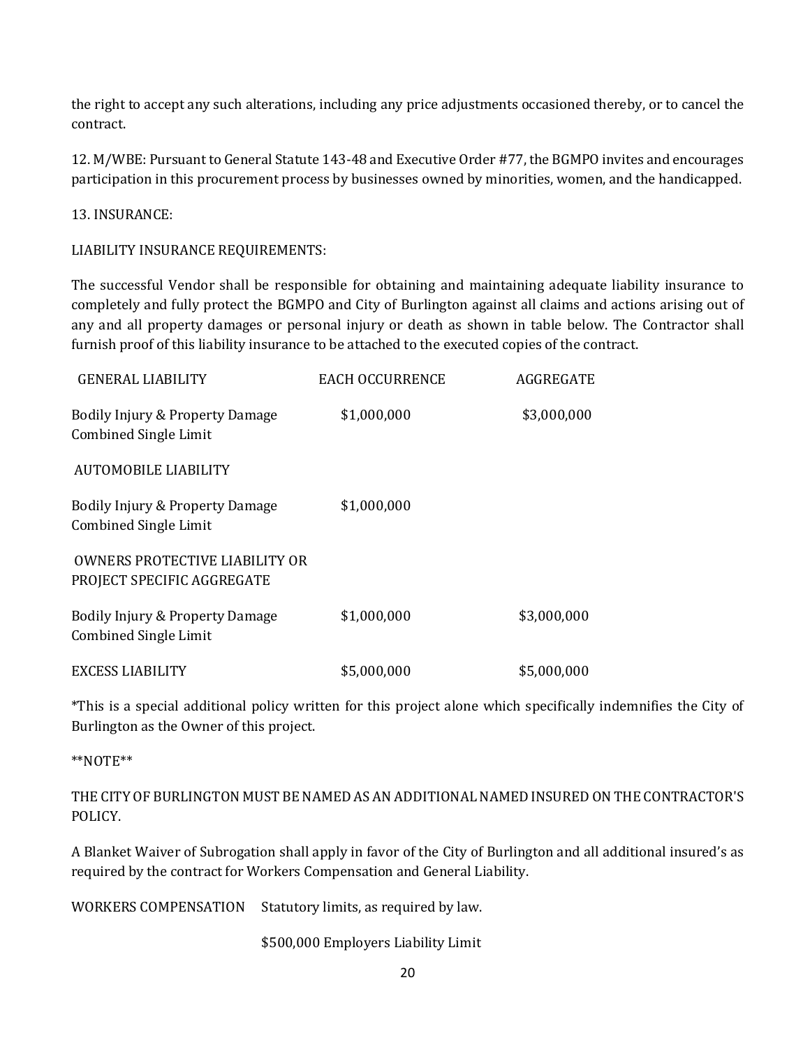the right to accept any such alterations, including any price adjustments occasioned thereby, or to cancel the contract.

12. M/WBE: Pursuant to General Statute 143-48 and Executive Order #77, the BGMPO invites and encourages participation in this procurement process by businesses owned by minorities, women, and the handicapped.

13. INSURANCE:

LIABILITY INSURANCE REQUIREMENTS:

The successful Vendor shall be responsible for obtaining and maintaining adequate liability insurance to completely and fully protect the BGMPO and City of Burlington against all claims and actions arising out of any and all property damages or personal injury or death as shown in table below. The Contractor shall furnish proof of this liability insurance to be attached to the executed copies of the contract.

| GENERAL LIABILITY | EACH OCCURRENCE | AGGREGATE |
|---|---|---|
| Bodily Injury & Property Damage Combined Single Limit | $1,000,000 | $3,000,000 |
| AUTOMOBILE LIABILITY | | |
| Bodily Injury & Property Damage Combined Single Limit | $1,000,000 | |
| OWNERS PROTECTIVE LIABILITY OR PROJECT SPECIFIC AGGREGATE | | |
| Bodily Injury & Property Damage Combined Single Limit | $1,000,000 | $3,000,000 |
| EXCESS LIABILITY | $5,000,000 | $5,000,000 |

*This is a special additional policy written for this project alone which specifically indemnifies the City of Burlington as the Owner of this project.

**NOTE**

THE CITY OF BURLINGTON MUST BE NAMED AS AN ADDITIONAL NAMED INSURED ON THE CONTRACTOR'S POLICY.

A Blanket Waiver of Subrogation shall apply in favor of the City of Burlington and all additional insured's as required by the contract for Workers Compensation and General Liability.

WORKERS COMPENSATION Statutory limits, as required by law.

$500,000 Employers Liability Limit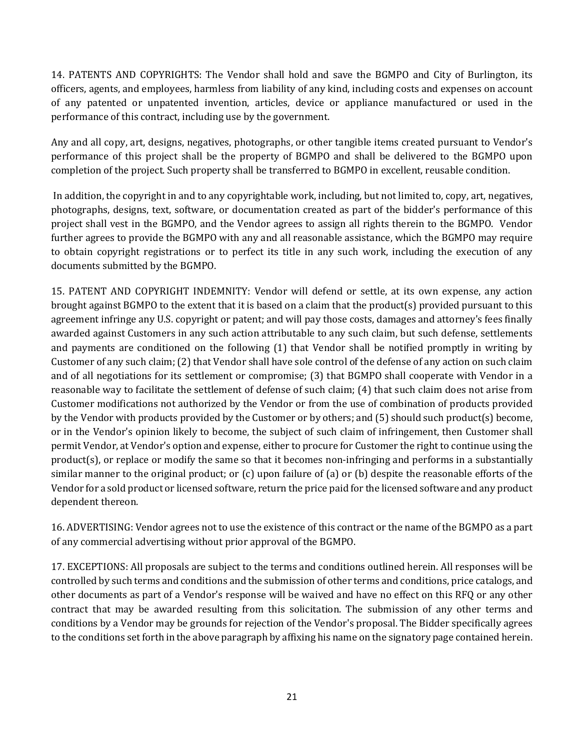14. PATENTS AND COPYRIGHTS: The Vendor shall hold and save the BGMPO and City of Burlington, its officers, agents, and employees, harmless from liability of any kind, including costs and expenses on account of any patented or unpatented invention, articles, device or appliance manufactured or used in the performance of this contract, including use by the government.

Any and all copy, art, designs, negatives, photographs, or other tangible items created pursuant to Vendor's performance of this project shall be the property of BGMPO and shall be delivered to the BGMPO upon completion of the project. Such property shall be transferred to BGMPO in excellent, reusable condition.

In addition, the copyright in and to any copyrightable work, including, but not limited to, copy, art, negatives, photographs, designs, text, software, or documentation created as part of the bidder's performance of this project shall vest in the BGMPO, and the Vendor agrees to assign all rights therein to the BGMPO. Vendor further agrees to provide the BGMPO with any and all reasonable assistance, which the BGMPO may require to obtain copyright registrations or to perfect its title in any such work, including the execution of any documents submitted by the BGMPO.

15. PATENT AND COPYRIGHT INDEMNITY: Vendor will defend or settle, at its own expense, any action brought against BGMPO to the extent that it is based on a claim that the product(s) provided pursuant to this agreement infringe any U.S. copyright or patent; and will pay those costs, damages and attorney's fees finally awarded against Customers in any such action attributable to any such claim, but such defense, settlements and payments are conditioned on the following (1) that Vendor shall be notified promptly in writing by Customer of any such claim; (2) that Vendor shall have sole control of the defense of any action on such claim and of all negotiations for its settlement or compromise; (3) that BGMPO shall cooperate with Vendor in a reasonable way to facilitate the settlement of defense of such claim; (4) that such claim does not arise from Customer modifications not authorized by the Vendor or from the use of combination of products provided by the Vendor with products provided by the Customer or by others; and (5) should such product(s) become, or in the Vendor's opinion likely to become, the subject of such claim of infringement, then Customer shall permit Vendor, at Vendor's option and expense, either to procure for Customer the right to continue using the product(s), or replace or modify the same so that it becomes non-infringing and performs in a substantially similar manner to the original product; or (c) upon failure of (a) or (b) despite the reasonable efforts of the Vendor for a sold product or licensed software, return the price paid for the licensed software and any product dependent thereon.

16. ADVERTISING: Vendor agrees not to use the existence of this contract or the name of the BGMPO as a part of any commercial advertising without prior approval of the BGMPO.

17. EXCEPTIONS: All proposals are subject to the terms and conditions outlined herein. All responses will be controlled by such terms and conditions and the submission of other terms and conditions, price catalogs, and other documents as part of a Vendor's response will be waived and have no effect on this RFQ or any other contract that may be awarded resulting from this solicitation. The submission of any other terms and conditions by a Vendor may be grounds for rejection of the Vendor's proposal. The Bidder specifically agrees to the conditions set forth in the above paragraph by affixing his name on the signatory page contained herein.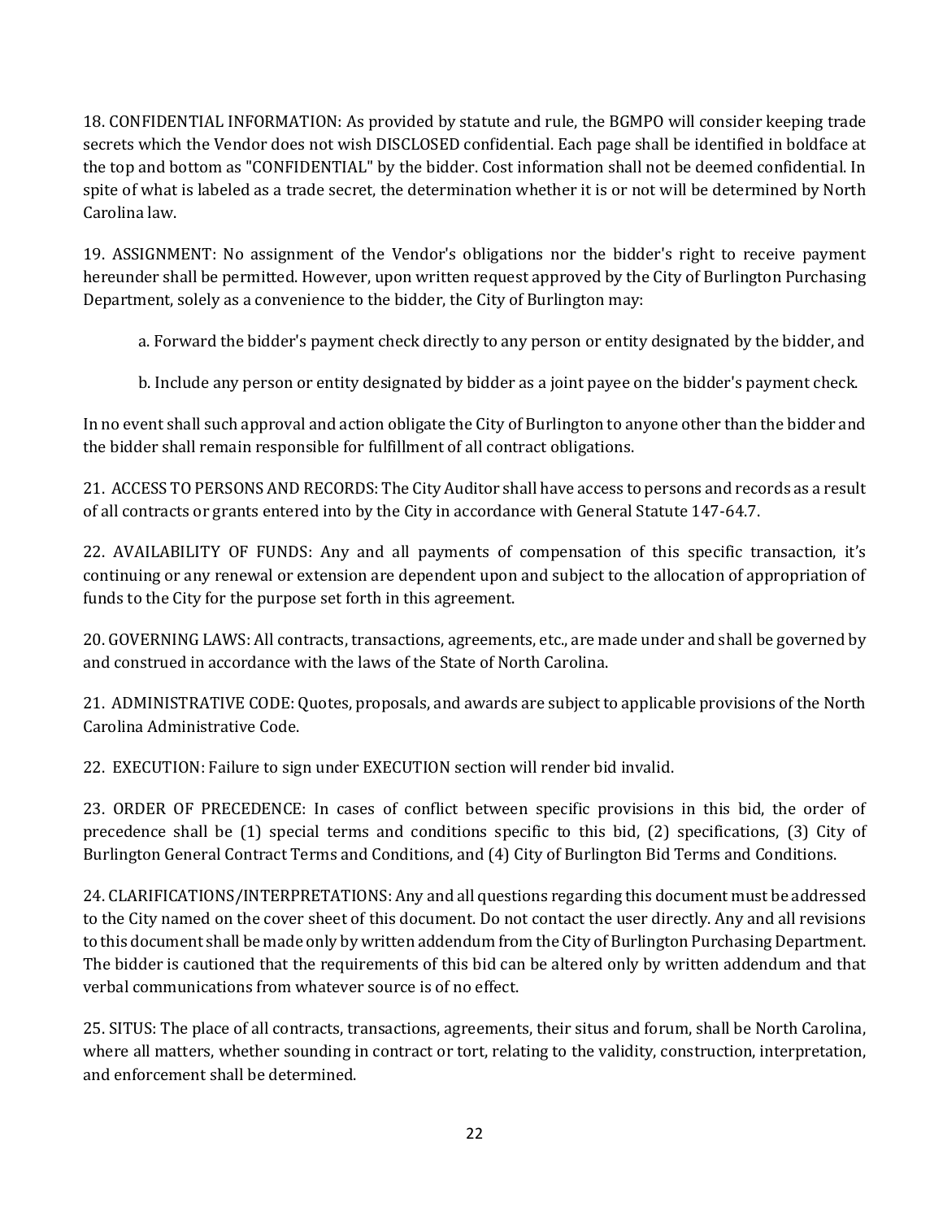18. CONFIDENTIAL INFORMATION: As provided by statute and rule, the BGMPO will consider keeping trade secrets which the Vendor does not wish DISCLOSED confidential. Each page shall be identified in boldface at the top and bottom as "CONFIDENTIAL" by the bidder. Cost information shall not be deemed confidential. In spite of what is labeled as a trade secret, the determination whether it is or not will be determined by North Carolina law.

19. ASSIGNMENT: No assignment of the Vendor's obligations nor the bidder's right to receive payment hereunder shall be permitted. However, upon written request approved by the City of Burlington Purchasing Department, solely as a convenience to the bidder, the City of Burlington may:

a. Forward the bidder's payment check directly to any person or entity designated by the bidder, and

b. Include any person or entity designated by bidder as a joint payee on the bidder's payment check.

In no event shall such approval and action obligate the City of Burlington to anyone other than the bidder and the bidder shall remain responsible for fulfillment of all contract obligations.

21. ACCESS TO PERSONS AND RECORDS: The City Auditor shall have access to persons and records as a result of all contracts or grants entered into by the City in accordance with General Statute 147-64.7.

22. AVAILABILITY OF FUNDS: Any and all payments of compensation of this specific transaction, it's continuing or any renewal or extension are dependent upon and subject to the allocation of appropriation of funds to the City for the purpose set forth in this agreement.

20. GOVERNING LAWS: All contracts, transactions, agreements, etc., are made under and shall be governed by and construed in accordance with the laws of the State of North Carolina.

21. ADMINISTRATIVE CODE: Quotes, proposals, and awards are subject to applicable provisions of the North Carolina Administrative Code.

22. EXECUTION: Failure to sign under EXECUTION section will render bid invalid.

23. ORDER OF PRECEDENCE: In cases of conflict between specific provisions in this bid, the order of precedence shall be (1) special terms and conditions specific to this bid, (2) specifications, (3) City of Burlington General Contract Terms and Conditions, and (4) City of Burlington Bid Terms and Conditions.

24. CLARIFICATIONS/INTERPRETATIONS: Any and all questions regarding this document must be addressed to the City named on the cover sheet of this document. Do not contact the user directly. Any and all revisions to this document shall be made only by written addendum from the City of Burlington Purchasing Department. The bidder is cautioned that the requirements of this bid can be altered only by written addendum and that verbal communications from whatever source is of no effect.

25. SITUS: The place of all contracts, transactions, agreements, their situs and forum, shall be North Carolina, where all matters, whether sounding in contract or tort, relating to the validity, construction, interpretation, and enforcement shall be determined.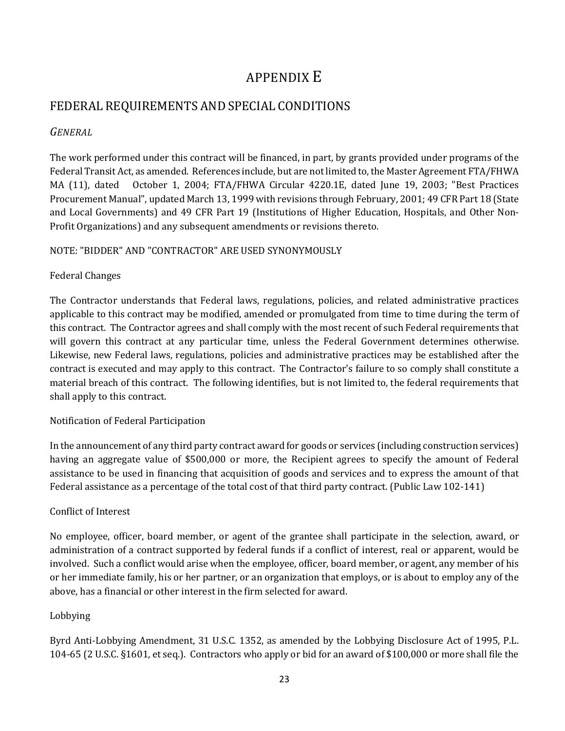# APPENDIX E

## FEDERAL REQUIREMENTS AND SPECIAL CONDITIONS

### *GENERAL*

The work performed under this contract will be financed, in part, by grants provided under programs of the Federal Transit Act, as amended. References include, but are not limited to, the Master Agreement FTA/FHWA MA (11), dated October 1, 2004; FTA/FHWA Circular 4220.1E, dated June 19, 2003; "Best Practices Procurement Manual", updated March 13, 1999 with revisions through February, 2001; 49 CFR Part 18 (State and Local Governments) and 49 CFR Part 19 (Institutions of Higher Education, Hospitals, and Other Non-Profit Organizations) and any subsequent amendments or revisions thereto.

NOTE: "BIDDER" AND "CONTRACTOR" ARE USED SYNONYMOUSLY

Federal Changes

The Contractor understands that Federal laws, regulations, policies, and related administrative practices applicable to this contract may be modified, amended or promulgated from time to time during the term of this contract. The Contractor agrees and shall comply with the most recent of such Federal requirements that will govern this contract at any particular time, unless the Federal Government determines otherwise. Likewise, new Federal laws, regulations, policies and administrative practices may be established after the contract is executed and may apply to this contract. The Contractor's failure to so comply shall constitute a material breach of this contract. The following identifies, but is not limited to, the federal requirements that shall apply to this contract.

Notification of Federal Participation

In the announcement of any third party contract award for goods or services (including construction services) having an aggregate value of $500,000 or more, the Recipient agrees to specify the amount of Federal assistance to be used in financing that acquisition of goods and services and to express the amount of that Federal assistance as a percentage of the total cost of that third party contract. (Public Law 102-141)

Conflict of Interest

No employee, officer, board member, or agent of the grantee shall participate in the selection, award, or administration of a contract supported by federal funds if a conflict of interest, real or apparent, would be involved. Such a conflict would arise when the employee, officer, board member, or agent, any member of his or her immediate family, his or her partner, or an organization that employs, or is about to employ any of the above, has a financial or other interest in the firm selected for award.

Lobbying

Byrd Anti-Lobbying Amendment, 31 U.S.C. 1352, as amended by the Lobbying Disclosure Act of 1995, P.L. 104-65 (2 U.S.C. §1601, et seq.). Contractors who apply or bid for an award of $100,000 or more shall file the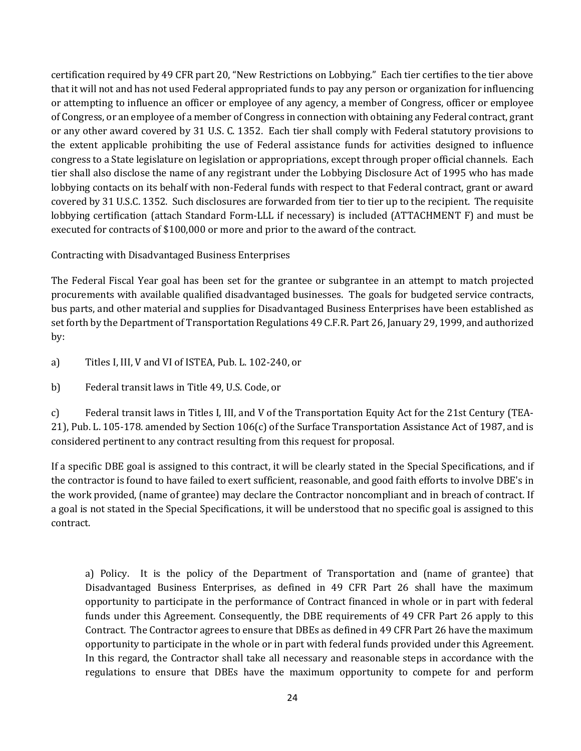certification required by 49 CFR part 20, "New Restrictions on Lobbying." Each tier certifies to the tier above that it will not and has not used Federal appropriated funds to pay any person or organization for influencing or attempting to influence an officer or employee of any agency, a member of Congress, officer or employee of Congress, or an employee of a member of Congress in connection with obtaining any Federal contract, grant or any other award covered by 31 U.S. C. 1352. Each tier shall comply with Federal statutory provisions to the extent applicable prohibiting the use of Federal assistance funds for activities designed to influence congress to a State legislature on legislation or appropriations, except through proper official channels. Each tier shall also disclose the name of any registrant under the Lobbying Disclosure Act of 1995 who has made lobbying contacts on its behalf with non-Federal funds with respect to that Federal contract, grant or award covered by 31 U.S.C. 1352. Such disclosures are forwarded from tier to tier up to the recipient. The requisite lobbying certification (attach Standard Form-LLL if necessary) is included (ATTACHMENT F) and must be executed for contracts of $100,000 or more and prior to the award of the contract.

Contracting with Disadvantaged Business Enterprises

The Federal Fiscal Year goal has been set for the grantee or subgrantee in an attempt to match projected procurements with available qualified disadvantaged businesses. The goals for budgeted service contracts, bus parts, and other material and supplies for Disadvantaged Business Enterprises have been established as set forth by the Department of Transportation Regulations 49 C.F.R. Part 26, January 29, 1999, and authorized by:

a) Titles I, III, V and VI of ISTEA, Pub. L. 102-240, or

b) Federal transit laws in Title 49, U.S. Code, or

c) Federal transit laws in Titles I, III, and V of the Transportation Equity Act for the 21st Century (TEA-21), Pub. L. 105-178. amended by Section 106(c) of the Surface Transportation Assistance Act of 1987, and is considered pertinent to any contract resulting from this request for proposal.

If a specific DBE goal is assigned to this contract, it will be clearly stated in the Special Specifications, and if the contractor is found to have failed to exert sufficient, reasonable, and good faith efforts to involve DBE's in the work provided, (name of grantee) may declare the Contractor noncompliant and in breach of contract. If a goal is not stated in the Special Specifications, it will be understood that no specific goal is assigned to this contract.

a) Policy. It is the policy of the Department of Transportation and (name of grantee) that Disadvantaged Business Enterprises, as defined in 49 CFR Part 26 shall have the maximum opportunity to participate in the performance of Contract financed in whole or in part with federal funds under this Agreement. Consequently, the DBE requirements of 49 CFR Part 26 apply to this Contract. The Contractor agrees to ensure that DBEs as defined in 49 CFR Part 26 have the maximum opportunity to participate in the whole or in part with federal funds provided under this Agreement. In this regard, the Contractor shall take all necessary and reasonable steps in accordance with the regulations to ensure that DBEs have the maximum opportunity to compete for and perform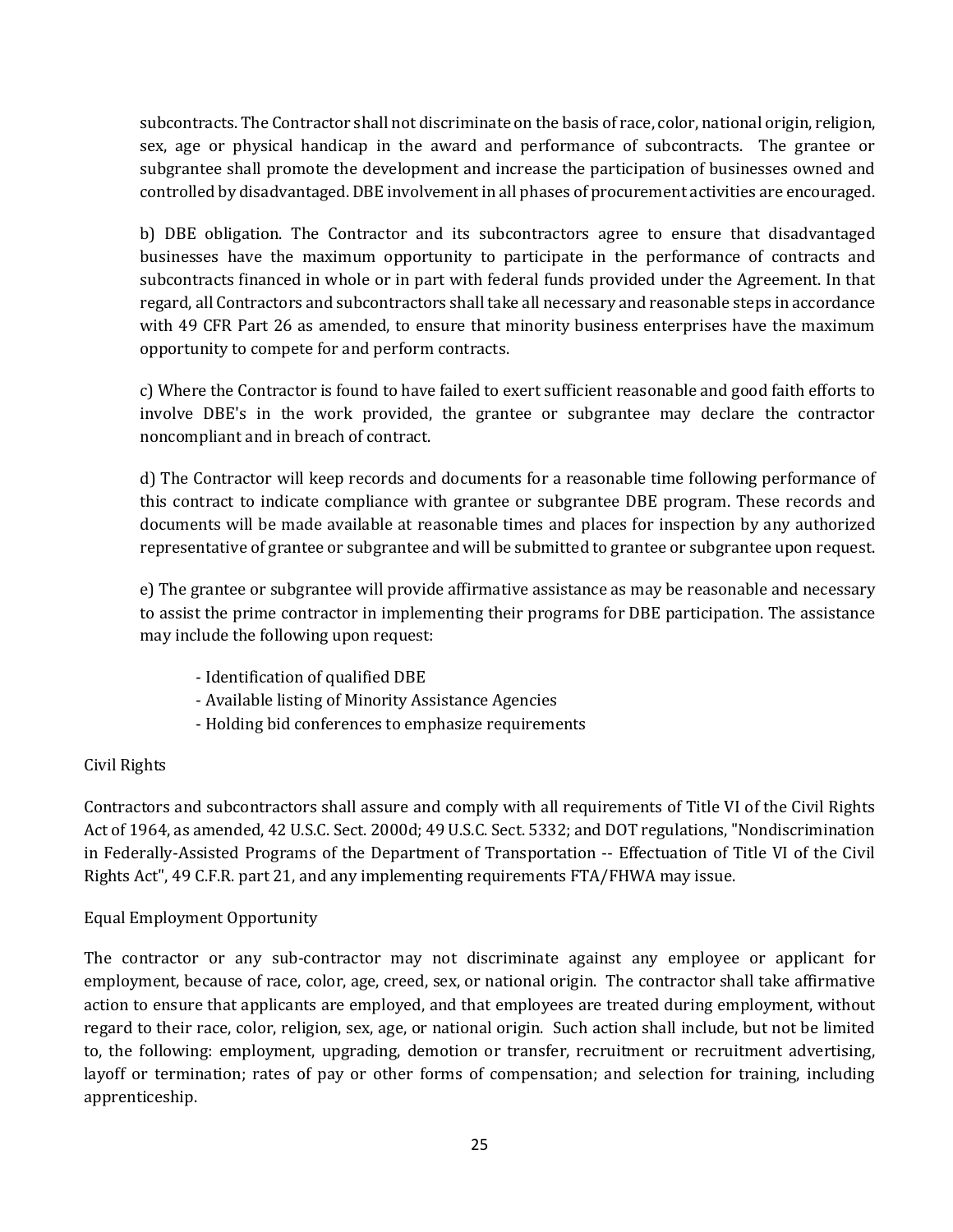subcontracts. The Contractor shall not discriminate on the basis of race, color, national origin, religion, sex, age or physical handicap in the award and performance of subcontracts. The grantee or subgrantee shall promote the development and increase the participation of businesses owned and controlled by disadvantaged. DBE involvement in all phases of procurement activities are encouraged.

b) DBE obligation. The Contractor and its subcontractors agree to ensure that disadvantaged businesses have the maximum opportunity to participate in the performance of contracts and subcontracts financed in whole or in part with federal funds provided under the Agreement. In that regard, all Contractors and subcontractors shall take all necessary and reasonable steps in accordance with 49 CFR Part 26 as amended, to ensure that minority business enterprises have the maximum opportunity to compete for and perform contracts.

c) Where the Contractor is found to have failed to exert sufficient reasonable and good faith efforts to involve DBE's in the work provided, the grantee or subgrantee may declare the contractor noncompliant and in breach of contract.

d) The Contractor will keep records and documents for a reasonable time following performance of this contract to indicate compliance with grantee or subgrantee DBE program. These records and documents will be made available at reasonable times and places for inspection by any authorized representative of grantee or subgrantee and will be submitted to grantee or subgrantee upon request.

e) The grantee or subgrantee will provide affirmative assistance as may be reasonable and necessary to assist the prime contractor in implementing their programs for DBE participation. The assistance may include the following upon request:

- Identification of qualified DBE
- Available listing of Minority Assistance Agencies
- Holding bid conferences to emphasize requirements

Civil Rights

Contractors and subcontractors shall assure and comply with all requirements of Title VI of the Civil Rights Act of 1964, as amended, 42 U.S.C. Sect. 2000d; 49 U.S.C. Sect. 5332; and DOT regulations, "Nondiscrimination in Federally-Assisted Programs of the Department of Transportation -- Effectuation of Title VI of the Civil Rights Act", 49 C.F.R. part 21, and any implementing requirements FTA/FHWA may issue.

Equal Employment Opportunity

The contractor or any sub-contractor may not discriminate against any employee or applicant for employment, because of race, color, age, creed, sex, or national origin. The contractor shall take affirmative action to ensure that applicants are employed, and that employees are treated during employment, without regard to their race, color, religion, sex, age, or national origin. Such action shall include, but not be limited to, the following: employment, upgrading, demotion or transfer, recruitment or recruitment advertising, layoff or termination; rates of pay or other forms of compensation; and selection for training, including apprenticeship.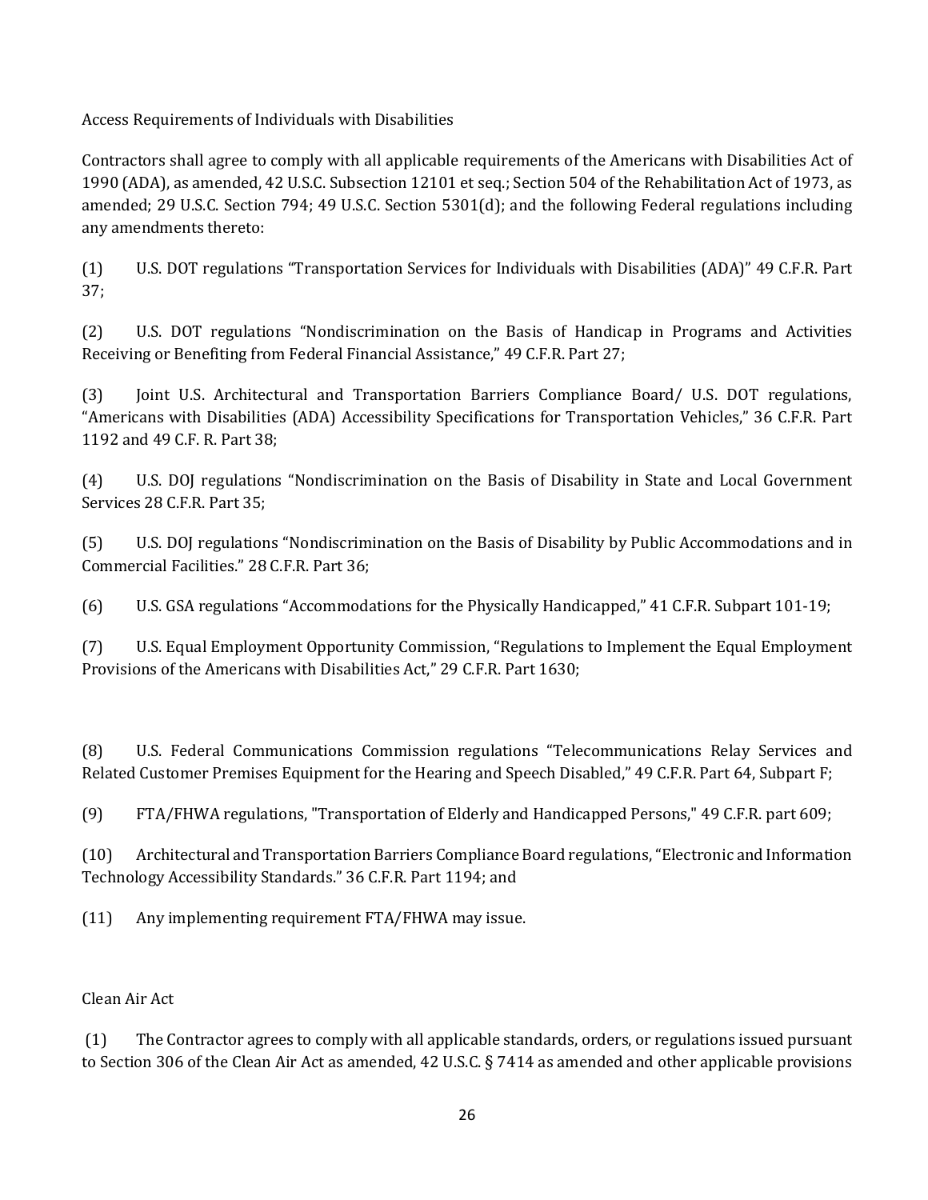Access Requirements of Individuals with Disabilities

Contractors shall agree to comply with all applicable requirements of the Americans with Disabilities Act of 1990 (ADA), as amended, 42 U.S.C. Subsection 12101 et seq.; Section 504 of the Rehabilitation Act of 1973, as amended; 29 U.S.C. Section 794; 49 U.S.C. Section 5301(d); and the following Federal regulations including any amendments thereto:

(1) U.S. DOT regulations "Transportation Services for Individuals with Disabilities (ADA)" 49 C.F.R. Part 37;

(2) U.S. DOT regulations "Nondiscrimination on the Basis of Handicap in Programs and Activities Receiving or Benefiting from Federal Financial Assistance," 49 C.F.R. Part 27;

(3) Joint U.S. Architectural and Transportation Barriers Compliance Board/ U.S. DOT regulations, "Americans with Disabilities (ADA) Accessibility Specifications for Transportation Vehicles," 36 C.F.R. Part 1192 and 49 C.F. R. Part 38;

(4) U.S. DOJ regulations "Nondiscrimination on the Basis of Disability in State and Local Government Services 28 C.F.R. Part 35;

(5) U.S. DOJ regulations "Nondiscrimination on the Basis of Disability by Public Accommodations and in Commercial Facilities." 28 C.F.R. Part 36;

(6) U.S. GSA regulations "Accommodations for the Physically Handicapped," 41 C.F.R. Subpart 101-19;

(7) U.S. Equal Employment Opportunity Commission, "Regulations to Implement the Equal Employment Provisions of the Americans with Disabilities Act," 29 C.F.R. Part 1630;

(8) U.S. Federal Communications Commission regulations "Telecommunications Relay Services and Related Customer Premises Equipment for the Hearing and Speech Disabled," 49 C.F.R. Part 64, Subpart F;

(9) FTA/FHWA regulations, "Transportation of Elderly and Handicapped Persons," 49 C.F.R. part 609;

(10) Architectural and Transportation Barriers Compliance Board regulations, "Electronic and Information Technology Accessibility Standards." 36 C.F.R. Part 1194; and

(11) Any implementing requirement FTA/FHWA may issue.

Clean Air Act

(1) The Contractor agrees to comply with all applicable standards, orders, or regulations issued pursuant to Section 306 of the Clean Air Act as amended, 42 U.S.C. § 7414 as amended and other applicable provisions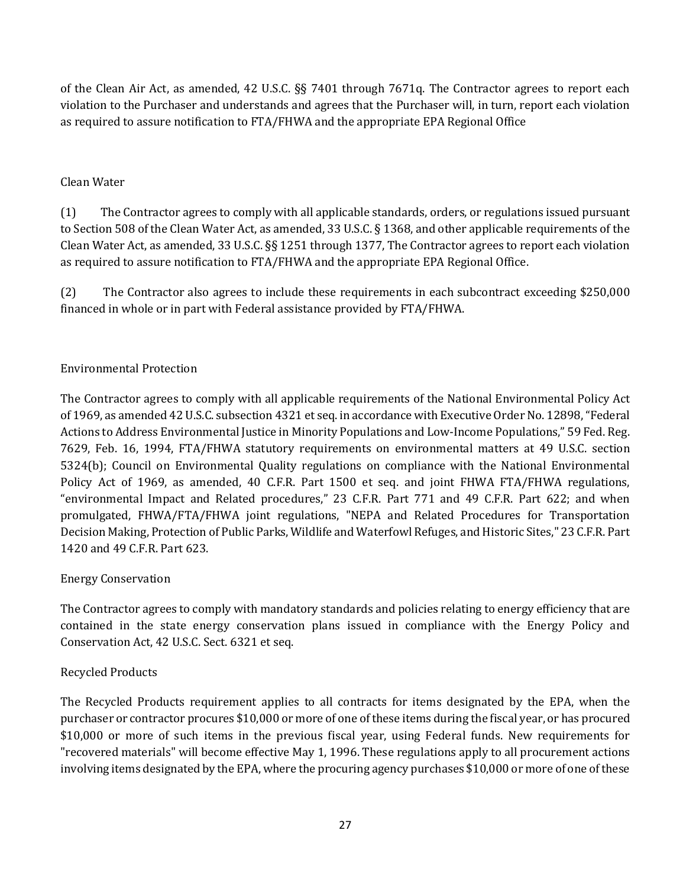of the Clean Air Act, as amended, 42 U.S.C. §§ 7401 through 7671q. The Contractor agrees to report each violation to the Purchaser and understands and agrees that the Purchaser will, in turn, report each violation as required to assure notification to FTA/FHWA and the appropriate EPA Regional Office

Clean Water

(1) The Contractor agrees to comply with all applicable standards, orders, or regulations issued pursuant to Section 508 of the Clean Water Act, as amended, 33 U.S.C. § 1368, and other applicable requirements of the Clean Water Act, as amended, 33 U.S.C. §§ 1251 through 1377, The Contractor agrees to report each violation as required to assure notification to FTA/FHWA and the appropriate EPA Regional Office.

(2) The Contractor also agrees to include these requirements in each subcontract exceeding $250,000 financed in whole or in part with Federal assistance provided by FTA/FHWA.

Environmental Protection

The Contractor agrees to comply with all applicable requirements of the National Environmental Policy Act of 1969, as amended 42 U.S.C. subsection 4321 et seq. in accordance with Executive Order No. 12898, "Federal Actions to Address Environmental Justice in Minority Populations and Low-Income Populations," 59 Fed. Reg. 7629, Feb. 16, 1994, FTA/FHWA statutory requirements on environmental matters at 49 U.S.C. section 5324(b); Council on Environmental Quality regulations on compliance with the National Environmental Policy Act of 1969, as amended, 40 C.F.R. Part 1500 et seq. and joint FHWA FTA/FHWA regulations, "environmental Impact and Related procedures," 23 C.F.R. Part 771 and 49 C.F.R. Part 622; and when promulgated, FHWA/FTA/FHWA joint regulations, "NEPA and Related Procedures for Transportation Decision Making, Protection of Public Parks, Wildlife and Waterfowl Refuges, and Historic Sites," 23 C.F.R. Part 1420 and 49 C.F.R. Part 623.

Energy Conservation

The Contractor agrees to comply with mandatory standards and policies relating to energy efficiency that are contained in the state energy conservation plans issued in compliance with the Energy Policy and Conservation Act, 42 U.S.C. Sect. 6321 et seq.

Recycled Products

The Recycled Products requirement applies to all contracts for items designated by the EPA, when the purchaser or contractor procures $10,000 or more of one of these items during the fiscal year, or has procured $10,000 or more of such items in the previous fiscal year, using Federal funds. New requirements for "recovered materials" will become effective May 1, 1996. These regulations apply to all procurement actions involving items designated by the EPA, where the procuring agency purchases $10,000 or more of one of these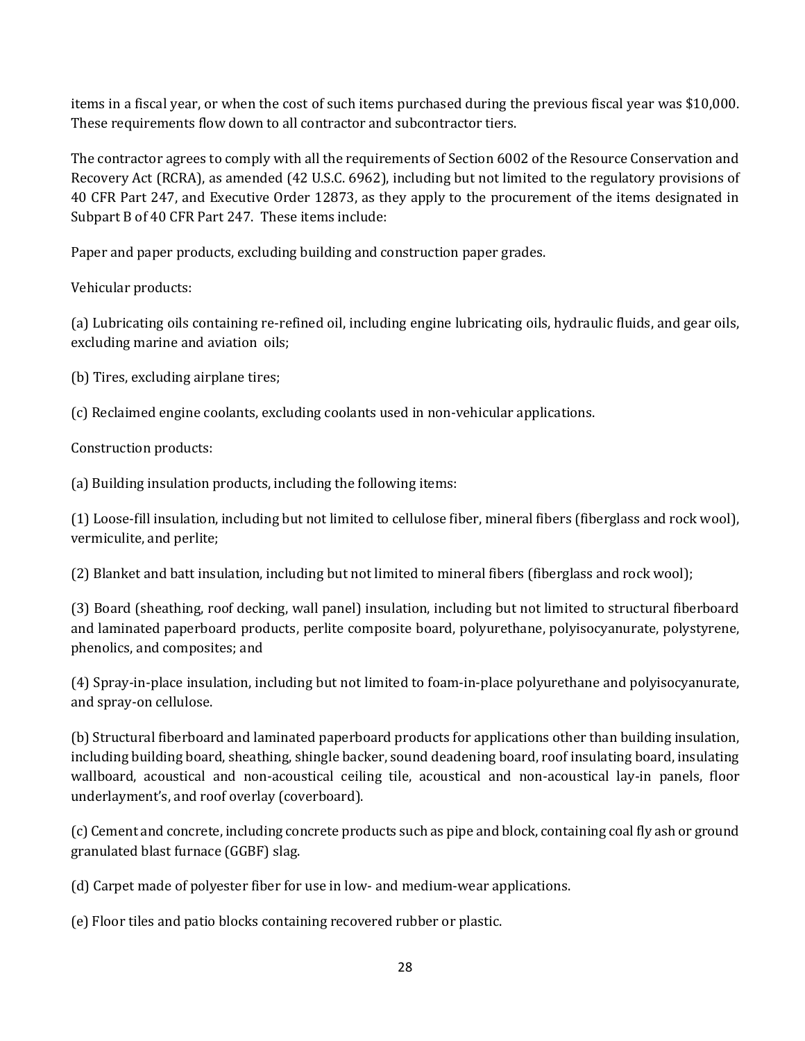items in a fiscal year, or when the cost of such items purchased during the previous fiscal year was $10,000. These requirements flow down to all contractor and subcontractor tiers.

The contractor agrees to comply with all the requirements of Section 6002 of the Resource Conservation and Recovery Act (RCRA), as amended (42 U.S.C. 6962), including but not limited to the regulatory provisions of 40 CFR Part 247, and Executive Order 12873, as they apply to the procurement of the items designated in Subpart B of 40 CFR Part 247. These items include:

Paper and paper products, excluding building and construction paper grades.

Vehicular products:

(a) Lubricating oils containing re-refined oil, including engine lubricating oils, hydraulic fluids, and gear oils, excluding marine and aviation oils;

(b) Tires, excluding airplane tires;

(c) Reclaimed engine coolants, excluding coolants used in non-vehicular applications.

Construction products:

(a) Building insulation products, including the following items:

(1) Loose-fill insulation, including but not limited to cellulose fiber, mineral fibers (fiberglass and rock wool), vermiculite, and perlite;

(2) Blanket and batt insulation, including but not limited to mineral fibers (fiberglass and rock wool);

(3) Board (sheathing, roof decking, wall panel) insulation, including but not limited to structural fiberboard and laminated paperboard products, perlite composite board, polyurethane, polyisocyanurate, polystyrene, phenolics, and composites; and

(4) Spray-in-place insulation, including but not limited to foam-in-place polyurethane and polyisocyanurate, and spray-on cellulose.

(b) Structural fiberboard and laminated paperboard products for applications other than building insulation, including building board, sheathing, shingle backer, sound deadening board, roof insulating board, insulating wallboard, acoustical and non-acoustical ceiling tile, acoustical and non-acoustical lay-in panels, floor underlayment's, and roof overlay (coverboard).

(c) Cement and concrete, including concrete products such as pipe and block, containing coal fly ash or ground granulated blast furnace (GGBF) slag.

(d) Carpet made of polyester fiber for use in low- and medium-wear applications.

(e) Floor tiles and patio blocks containing recovered rubber or plastic.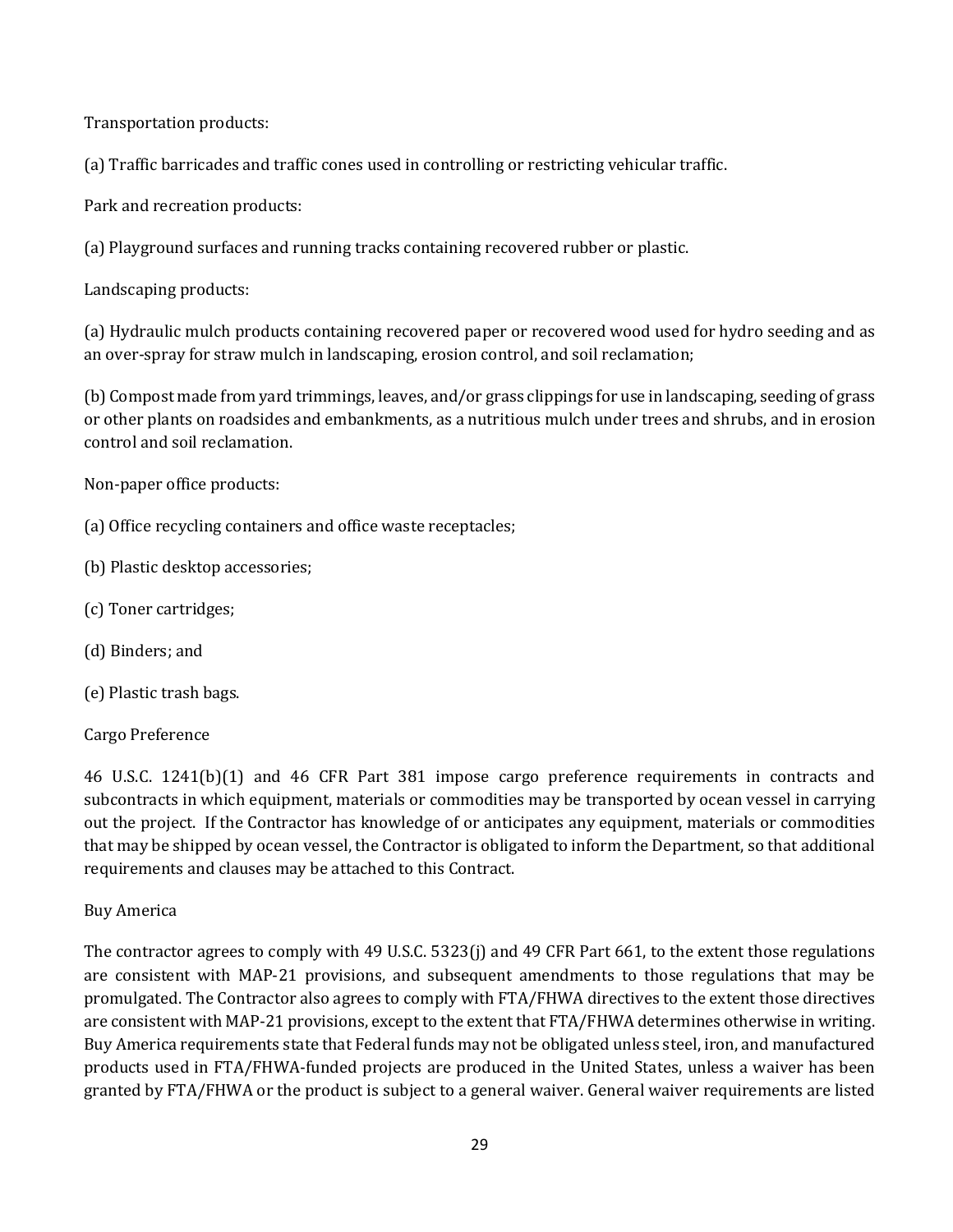Transportation products:

(a) Traffic barricades and traffic cones used in controlling or restricting vehicular traffic.

Park and recreation products:

(a) Playground surfaces and running tracks containing recovered rubber or plastic.

Landscaping products:

(a) Hydraulic mulch products containing recovered paper or recovered wood used for hydro seeding and as an over-spray for straw mulch in landscaping, erosion control, and soil reclamation;

(b) Compost made from yard trimmings, leaves, and/or grass clippings for use in landscaping, seeding of grass or other plants on roadsides and embankments, as a nutritious mulch under trees and shrubs, and in erosion control and soil reclamation.

Non-paper office products:

(a) Office recycling containers and office waste receptacles;

(b) Plastic desktop accessories;

(c) Toner cartridges;

(d) Binders; and

(e) Plastic trash bags.

Cargo Preference

46 U.S.C. 1241(b)(1) and 46 CFR Part 381 impose cargo preference requirements in contracts and subcontracts in which equipment, materials or commodities may be transported by ocean vessel in carrying out the project. If the Contractor has knowledge of or anticipates any equipment, materials or commodities that may be shipped by ocean vessel, the Contractor is obligated to inform the Department, so that additional requirements and clauses may be attached to this Contract.

Buy America

The contractor agrees to comply with 49 U.S.C. 5323(j) and 49 CFR Part 661, to the extent those regulations are consistent with MAP-21 provisions, and subsequent amendments to those regulations that may be promulgated. The Contractor also agrees to comply with FTA/FHWA directives to the extent those directives are consistent with MAP-21 provisions, except to the extent that FTA/FHWA determines otherwise in writing. Buy America requirements state that Federal funds may not be obligated unless steel, iron, and manufactured products used in FTA/FHWA-funded projects are produced in the United States, unless a waiver has been granted by FTA/FHWA or the product is subject to a general waiver. General waiver requirements are listed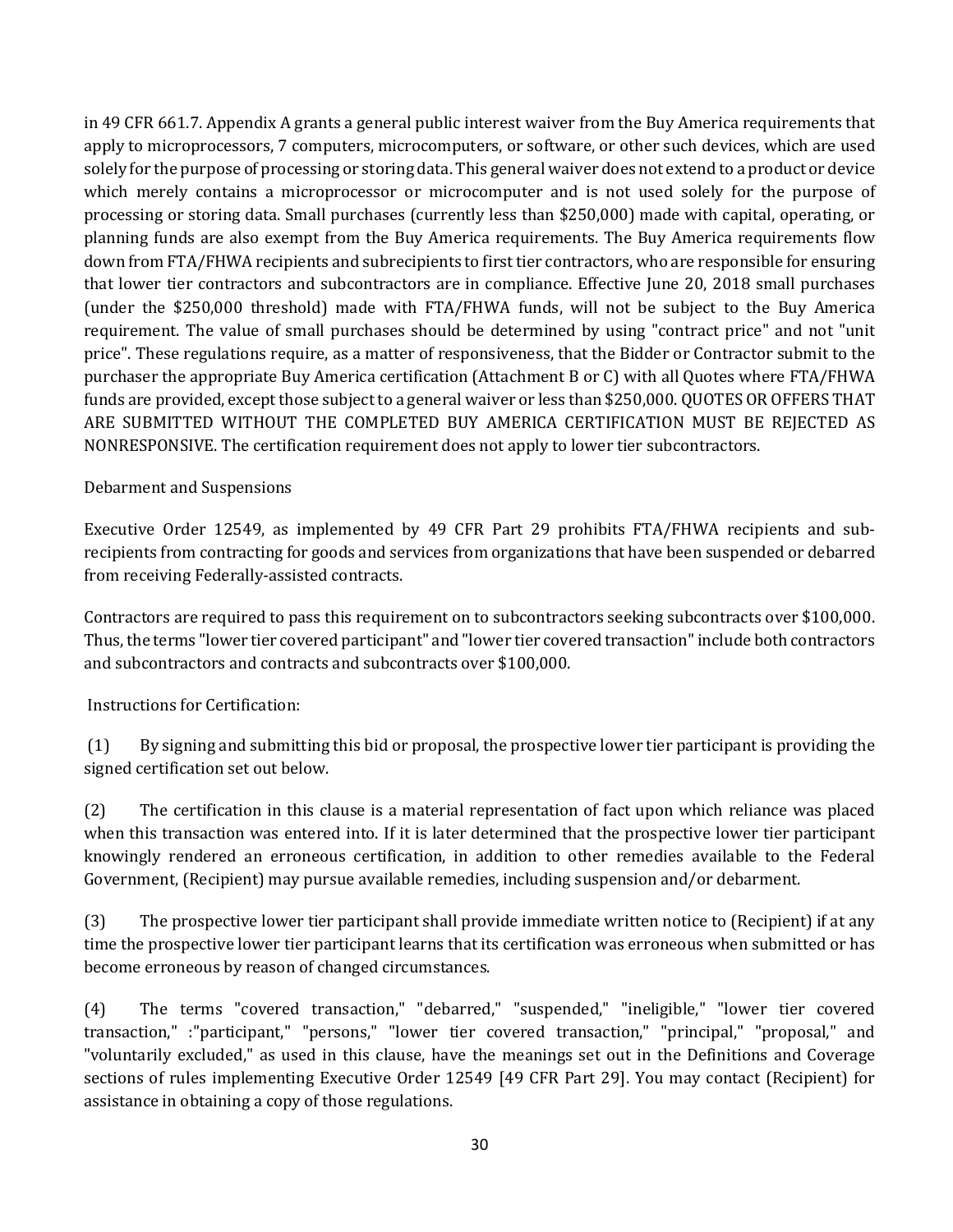in 49 CFR 661.7. Appendix A grants a general public interest waiver from the Buy America requirements that apply to microprocessors, 7 computers, microcomputers, or software, or other such devices, which are used solely for the purpose of processing or storing data. This general waiver does not extend to a product or device which merely contains a microprocessor or microcomputer and is not used solely for the purpose of processing or storing data. Small purchases (currently less than $250,000) made with capital, operating, or planning funds are also exempt from the Buy America requirements. The Buy America requirements flow down from FTA/FHWA recipients and subrecipients to first tier contractors, who are responsible for ensuring that lower tier contractors and subcontractors are in compliance. Effective June 20, 2018 small purchases (under the $250,000 threshold) made with FTA/FHWA funds, will not be subject to the Buy America requirement. The value of small purchases should be determined by using "contract price" and not "unit price". These regulations require, as a matter of responsiveness, that the Bidder or Contractor submit to the purchaser the appropriate Buy America certification (Attachment B or C) with all Quotes where FTA/FHWA funds are provided, except those subject to a general waiver or less than $250,000. QUOTES OR OFFERS THAT ARE SUBMITTED WITHOUT THE COMPLETED BUY AMERICA CERTIFICATION MUST BE REJECTED AS NONRESPONSIVE. The certification requirement does not apply to lower tier subcontractors.

Debarment and Suspensions

Executive Order 12549, as implemented by 49 CFR Part 29 prohibits FTA/FHWA recipients and sub-recipients from contracting for goods and services from organizations that have been suspended or debarred from receiving Federally-assisted contracts.

Contractors are required to pass this requirement on to subcontractors seeking subcontracts over $100,000. Thus, the terms "lower tier covered participant" and "lower tier covered transaction" include both contractors and subcontractors and contracts and subcontracts over $100,000.

Instructions for Certification:

(1) By signing and submitting this bid or proposal, the prospective lower tier participant is providing the signed certification set out below.

(2) The certification in this clause is a material representation of fact upon which reliance was placed when this transaction was entered into. If it is later determined that the prospective lower tier participant knowingly rendered an erroneous certification, in addition to other remedies available to the Federal Government, (Recipient) may pursue available remedies, including suspension and/or debarment.

(3) The prospective lower tier participant shall provide immediate written notice to (Recipient) if at any time the prospective lower tier participant learns that its certification was erroneous when submitted or has become erroneous by reason of changed circumstances.

(4) The terms "covered transaction," "debarred," "suspended," "ineligible," "lower tier covered transaction," :"participant," "persons," "lower tier covered transaction," "principal," "proposal," and "voluntarily excluded," as used in this clause, have the meanings set out in the Definitions and Coverage sections of rules implementing Executive Order 12549 [49 CFR Part 29]. You may contact (Recipient) for assistance in obtaining a copy of those regulations.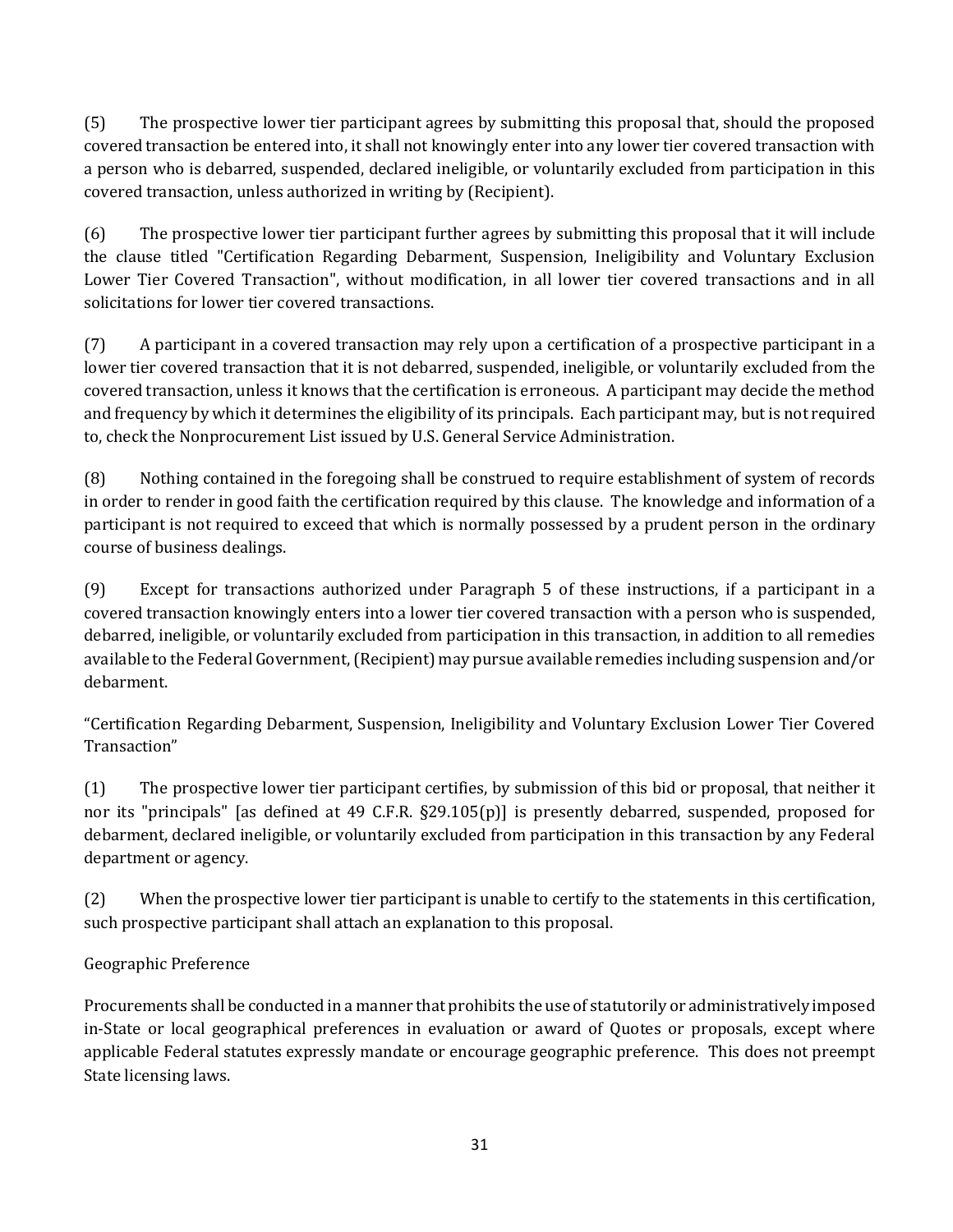(5) The prospective lower tier participant agrees by submitting this proposal that, should the proposed covered transaction be entered into, it shall not knowingly enter into any lower tier covered transaction with a person who is debarred, suspended, declared ineligible, or voluntarily excluded from participation in this covered transaction, unless authorized in writing by (Recipient).

(6) The prospective lower tier participant further agrees by submitting this proposal that it will include the clause titled "Certification Regarding Debarment, Suspension, Ineligibility and Voluntary Exclusion Lower Tier Covered Transaction", without modification, in all lower tier covered transactions and in all solicitations for lower tier covered transactions.

(7) A participant in a covered transaction may rely upon a certification of a prospective participant in a lower tier covered transaction that it is not debarred, suspended, ineligible, or voluntarily excluded from the covered transaction, unless it knows that the certification is erroneous. A participant may decide the method and frequency by which it determines the eligibility of its principals. Each participant may, but is not required to, check the Nonprocurement List issued by U.S. General Service Administration.

(8) Nothing contained in the foregoing shall be construed to require establishment of system of records in order to render in good faith the certification required by this clause. The knowledge and information of a participant is not required to exceed that which is normally possessed by a prudent person in the ordinary course of business dealings.

(9) Except for transactions authorized under Paragraph 5 of these instructions, if a participant in a covered transaction knowingly enters into a lower tier covered transaction with a person who is suspended, debarred, ineligible, or voluntarily excluded from participation in this transaction, in addition to all remedies available to the Federal Government, (Recipient) may pursue available remedies including suspension and/or debarment.

"Certification Regarding Debarment, Suspension, Ineligibility and Voluntary Exclusion Lower Tier Covered Transaction"

(1) The prospective lower tier participant certifies, by submission of this bid or proposal, that neither it nor its "principals" [as defined at 49 C.F.R. §29.105(p)] is presently debarred, suspended, proposed for debarment, declared ineligible, or voluntarily excluded from participation in this transaction by any Federal department or agency.

(2) When the prospective lower tier participant is unable to certify to the statements in this certification, such prospective participant shall attach an explanation to this proposal.

Geographic Preference

Procurements shall be conducted in a manner that prohibits the use of statutorily or administratively imposed in-State or local geographical preferences in evaluation or award of Quotes or proposals, except where applicable Federal statutes expressly mandate or encourage geographic preference. This does not preempt State licensing laws.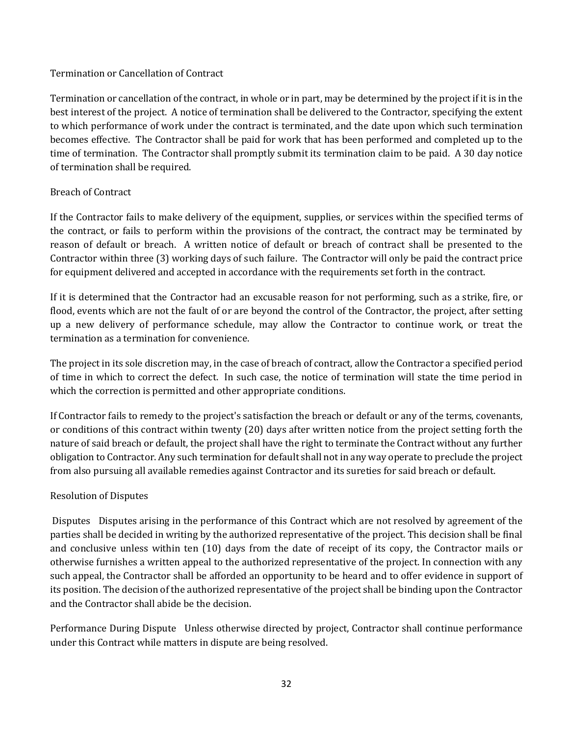## Termination or Cancellation of Contract

Termination or cancellation of the contract, in whole or in part, may be determined by the project if it is in the best interest of the project. A notice of termination shall be delivered to the Contractor, specifying the extent to which performance of work under the contract is terminated, and the date upon which such termination becomes effective. The Contractor shall be paid for work that has been performed and completed up to the time of termination. The Contractor shall promptly submit its termination claim to be paid. A 30 day notice of termination shall be required.

## Breach of Contract

If the Contractor fails to make delivery of the equipment, supplies, or services within the specified terms of the contract, or fails to perform within the provisions of the contract, the contract may be terminated by reason of default or breach. A written notice of default or breach of contract shall be presented to the Contractor within three (3) working days of such failure. The Contractor will only be paid the contract price for equipment delivered and accepted in accordance with the requirements set forth in the contract.

If it is determined that the Contractor had an excusable reason for not performing, such as a strike, fire, or flood, events which are not the fault of or are beyond the control of the Contractor, the project, after setting up a new delivery of performance schedule, may allow the Contractor to continue work, or treat the termination as a termination for convenience.

The project in its sole discretion may, in the case of breach of contract, allow the Contractor a specified period of time in which to correct the defect. In such case, the notice of termination will state the time period in which the correction is permitted and other appropriate conditions.

If Contractor fails to remedy to the project's satisfaction the breach or default or any of the terms, covenants, or conditions of this contract within twenty (20) days after written notice from the project setting forth the nature of said breach or default, the project shall have the right to terminate the Contract without any further obligation to Contractor. Any such termination for default shall not in any way operate to preclude the project from also pursuing all available remedies against Contractor and its sureties for said breach or default.

## Resolution of Disputes

Disputes Disputes arising in the performance of this Contract which are not resolved by agreement of the parties shall be decided in writing by the authorized representative of the project. This decision shall be final and conclusive unless within ten (10) days from the date of receipt of its copy, the Contractor mails or otherwise furnishes a written appeal to the authorized representative of the project. In connection with any such appeal, the Contractor shall be afforded an opportunity to be heard and to offer evidence in support of its position. The decision of the authorized representative of the project shall be binding upon the Contractor and the Contractor shall abide be the decision.

Performance During Dispute Unless otherwise directed by project, Contractor shall continue performance under this Contract while matters in dispute are being resolved.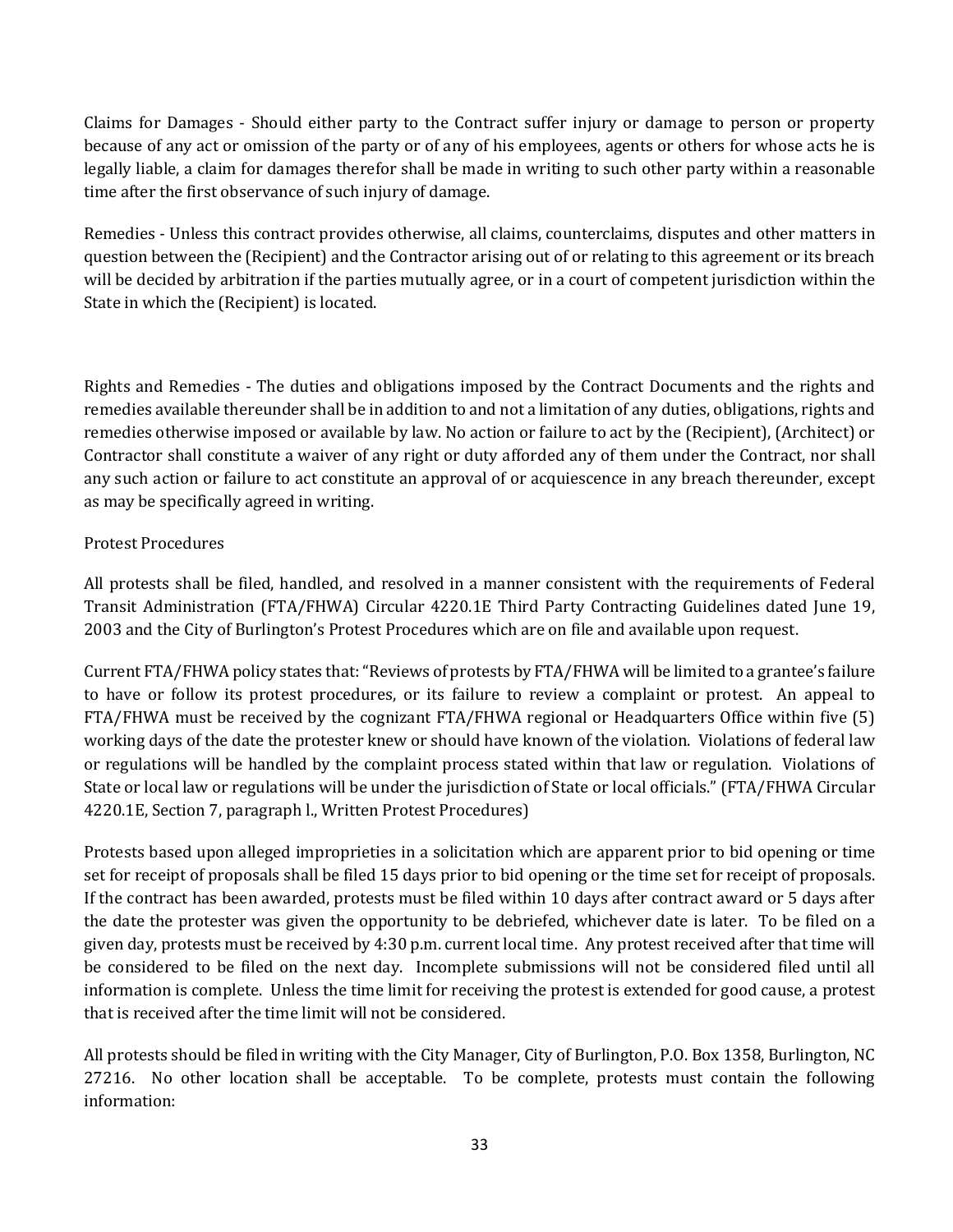Claims for Damages - Should either party to the Contract suffer injury or damage to person or property because of any act or omission of the party or of any of his employees, agents or others for whose acts he is legally liable, a claim for damages therefor shall be made in writing to such other party within a reasonable time after the first observance of such injury of damage.

Remedies - Unless this contract provides otherwise, all claims, counterclaims, disputes and other matters in question between the (Recipient) and the Contractor arising out of or relating to this agreement or its breach will be decided by arbitration if the parties mutually agree, or in a court of competent jurisdiction within the State in which the (Recipient) is located.

Rights and Remedies - The duties and obligations imposed by the Contract Documents and the rights and remedies available thereunder shall be in addition to and not a limitation of any duties, obligations, rights and remedies otherwise imposed or available by law. No action or failure to act by the (Recipient), (Architect) or Contractor shall constitute a waiver of any right or duty afforded any of them under the Contract, nor shall any such action or failure to act constitute an approval of or acquiescence in any breach thereunder, except as may be specifically agreed in writing.

Protest Procedures

All protests shall be filed, handled, and resolved in a manner consistent with the requirements of Federal Transit Administration (FTA/FHWA) Circular 4220.1E Third Party Contracting Guidelines dated June 19, 2003 and the City of Burlington's Protest Procedures which are on file and available upon request.

Current FTA/FHWA policy states that: "Reviews of protests by FTA/FHWA will be limited to a grantee's failure to have or follow its protest procedures, or its failure to review a complaint or protest. An appeal to FTA/FHWA must be received by the cognizant FTA/FHWA regional or Headquarters Office within five (5) working days of the date the protester knew or should have known of the violation. Violations of federal law or regulations will be handled by the complaint process stated within that law or regulation. Violations of State or local law or regulations will be under the jurisdiction of State or local officials." (FTA/FHWA Circular 4220.1E, Section 7, paragraph l., Written Protest Procedures)

Protests based upon alleged improprieties in a solicitation which are apparent prior to bid opening or time set for receipt of proposals shall be filed 15 days prior to bid opening or the time set for receipt of proposals. If the contract has been awarded, protests must be filed within 10 days after contract award or 5 days after the date the protester was given the opportunity to be debriefed, whichever date is later. To be filed on a given day, protests must be received by 4:30 p.m. current local time. Any protest received after that time will be considered to be filed on the next day. Incomplete submissions will not be considered filed until all information is complete. Unless the time limit for receiving the protest is extended for good cause, a protest that is received after the time limit will not be considered.

All protests should be filed in writing with the City Manager, City of Burlington, P.O. Box 1358, Burlington, NC 27216. No other location shall be acceptable. To be complete, protests must contain the following information: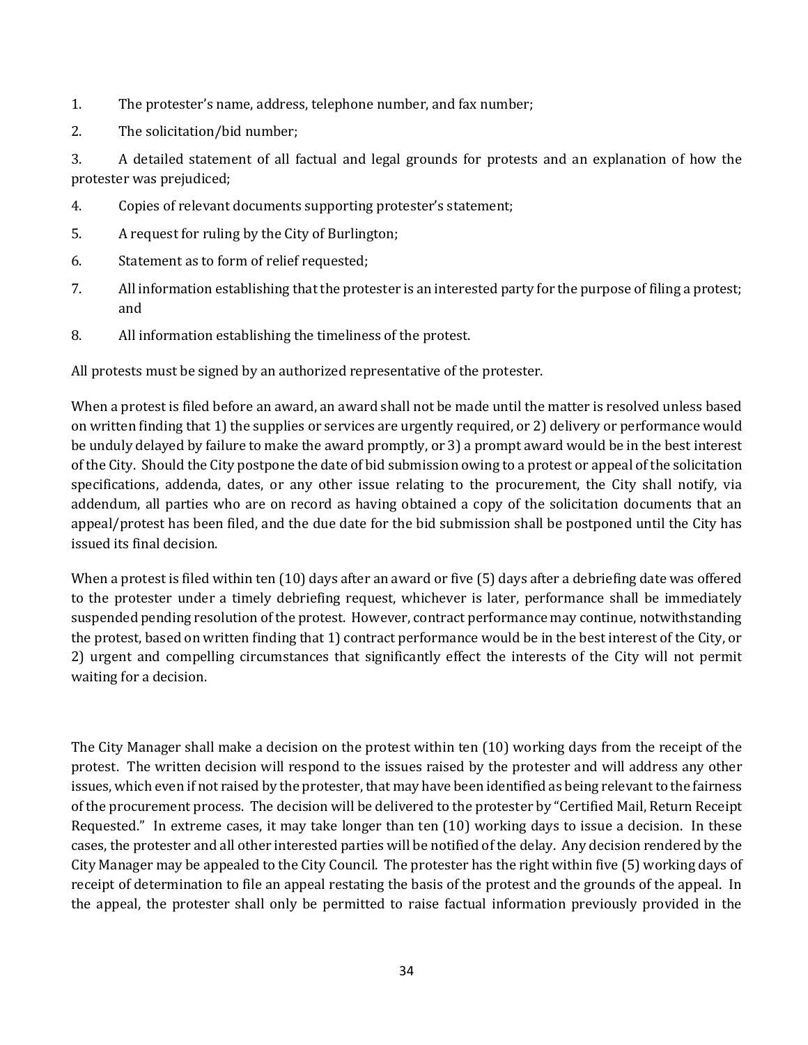1. The protester's name, address, telephone number, and fax number;
2. The solicitation/bid number;
3. A detailed statement of all factual and legal grounds for protests and an explanation of how the protester was prejudiced;
4. Copies of relevant documents supporting protester's statement;
5. A request for ruling by the City of Burlington;
6. Statement as to form of relief requested;
7. All information establishing that the protester is an interested party for the purpose of filing a protest; and
8. All information establishing the timeliness of the protest.

All protests must be signed by an authorized representative of the protester.

When a protest is filed before an award, an award shall not be made until the matter is resolved unless based on written finding that 1) the supplies or services are urgently required, or 2) delivery or performance would be unduly delayed by failure to make the award promptly, or 3) a prompt award would be in the best interest of the City. Should the City postpone the date of bid submission owing to a protest or appeal of the solicitation specifications, addenda, dates, or any other issue relating to the procurement, the City shall notify, via addendum, all parties who are on record as having obtained a copy of the solicitation documents that an appeal/protest has been filed, and the due date for the bid submission shall be postponed until the City has issued its final decision.

When a protest is filed within ten (10) days after an award or five (5) days after a debriefing date was offered to the protester under a timely debriefing request, whichever is later, performance shall be immediately suspended pending resolution of the protest. However, contract performance may continue, notwithstanding the protest, based on written finding that 1) contract performance would be in the best interest of the City, or 2) urgent and compelling circumstances that significantly effect the interests of the City will not permit waiting for a decision.

The City Manager shall make a decision on the protest within ten (10) working days from the receipt of the protest. The written decision will respond to the issues raised by the protester and will address any other issues, which even if not raised by the protester, that may have been identified as being relevant to the fairness of the procurement process. The decision will be delivered to the protester by "Certified Mail, Return Receipt Requested." In extreme cases, it may take longer than ten (10) working days to issue a decision. In these cases, the protester and all other interested parties will be notified of the delay. Any decision rendered by the City Manager may be appealed to the City Council. The protester has the right within five (5) working days of receipt of determination to file an appeal restating the basis of the protest and the grounds of the appeal. In the appeal, the protester shall only be permitted to raise factual information previously provided in the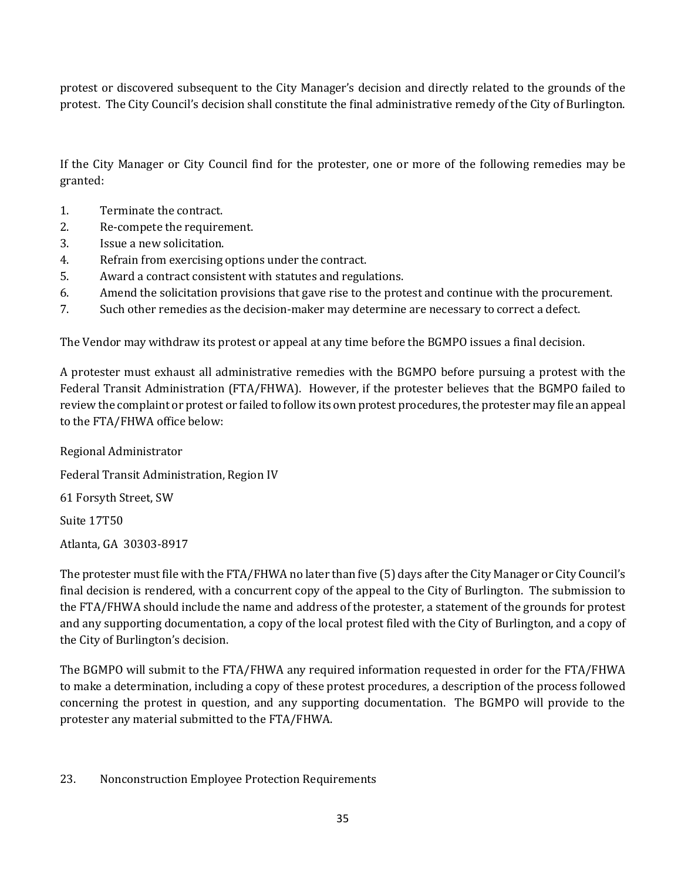protest or discovered subsequent to the City Manager's decision and directly related to the grounds of the protest. The City Council's decision shall constitute the final administrative remedy of the City of Burlington.

If the City Manager or City Council find for the protester, one or more of the following remedies may be granted:

1. Terminate the contract.
2. Re-compete the requirement.
3. Issue a new solicitation.
4. Refrain from exercising options under the contract.
5. Award a contract consistent with statutes and regulations.
6. Amend the solicitation provisions that gave rise to the protest and continue with the procurement.
7. Such other remedies as the decision-maker may determine are necessary to correct a defect.

The Vendor may withdraw its protest or appeal at any time before the BGMPO issues a final decision.

A protester must exhaust all administrative remedies with the BGMPO before pursuing a protest with the Federal Transit Administration (FTA/FHWA). However, if the protester believes that the BGMPO failed to review the complaint or protest or failed to follow its own protest procedures, the protester may file an appeal to the FTA/FHWA office below:

Regional Administrator

Federal Transit Administration, Region IV

61 Forsyth Street, SW

Suite 17T50

Atlanta, GA 30303-8917

The protester must file with the FTA/FHWA no later than five (5) days after the City Manager or City Council's final decision is rendered, with a concurrent copy of the appeal to the City of Burlington. The submission to the FTA/FHWA should include the name and address of the protester, a statement of the grounds for protest and any supporting documentation, a copy of the local protest filed with the City of Burlington, and a copy of the City of Burlington's decision.

The BGMPO will submit to the FTA/FHWA any required information requested in order for the FTA/FHWA to make a determination, including a copy of these protest procedures, a description of the process followed concerning the protest in question, and any supporting documentation. The BGMPO will provide to the protester any material submitted to the FTA/FHWA.

23. Nonconstruction Employee Protection Requirements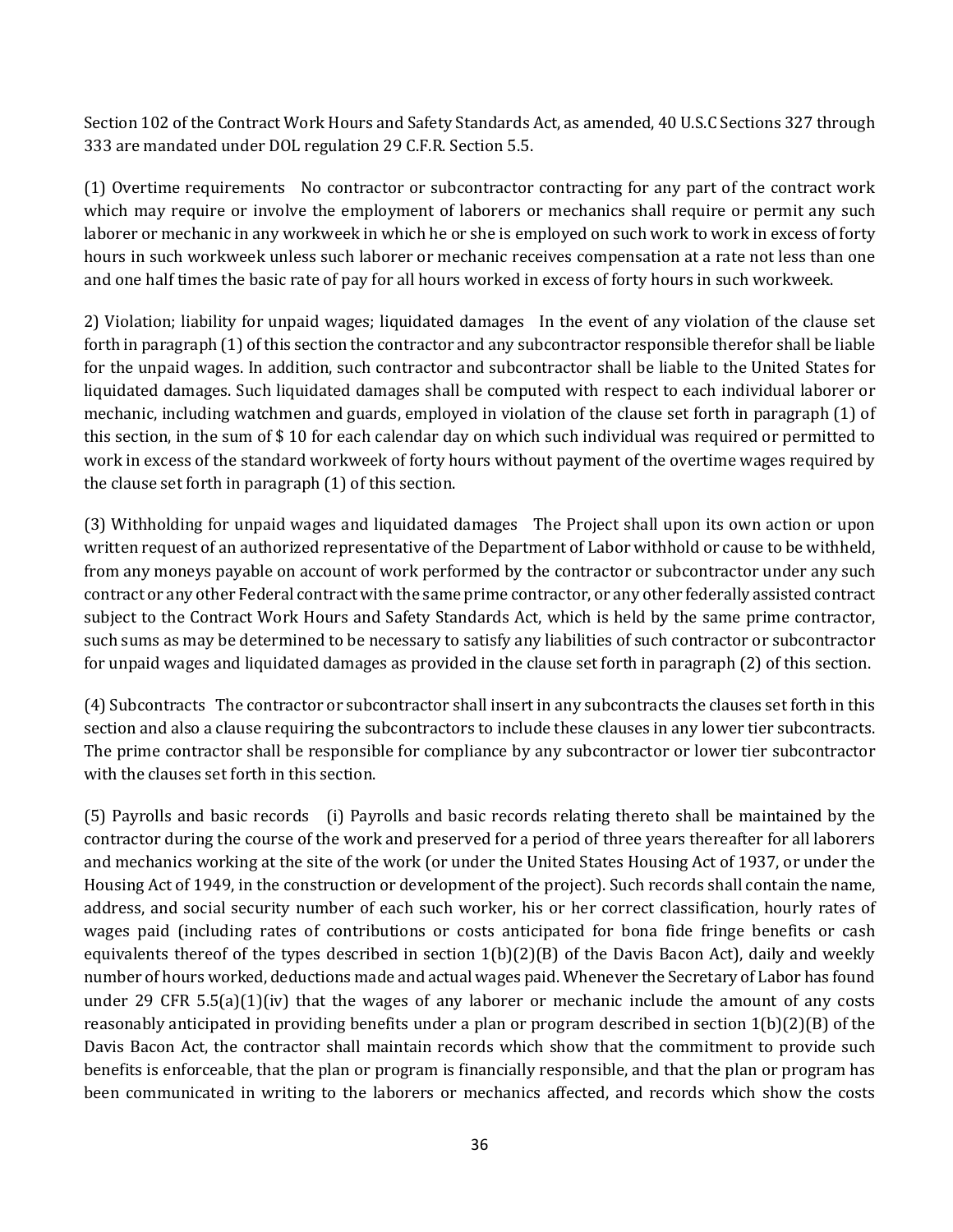Section 102 of the Contract Work Hours and Safety Standards Act, as amended, 40 U.S.C Sections 327 through 333 are mandated under DOL regulation 29 C.F.R. Section 5.5.

(1) Overtime requirements   No contractor or subcontractor contracting for any part of the contract work which may require or involve the employment of laborers or mechanics shall require or permit any such laborer or mechanic in any workweek in which he or she is employed on such work to work in excess of forty hours in such workweek unless such laborer or mechanic receives compensation at a rate not less than one and one half times the basic rate of pay for all hours worked in excess of forty hours in such workweek.

2) Violation; liability for unpaid wages; liquidated damages   In the event of any violation of the clause set forth in paragraph (1) of this section the contractor and any subcontractor responsible therefor shall be liable for the unpaid wages. In addition, such contractor and subcontractor shall be liable to the United States for liquidated damages. Such liquidated damages shall be computed with respect to each individual laborer or mechanic, including watchmen and guards, employed in violation of the clause set forth in paragraph (1) of this section, in the sum of $ 10 for each calendar day on which such individual was required or permitted to work in excess of the standard workweek of forty hours without payment of the overtime wages required by the clause set forth in paragraph (1) of this section.

(3) Withholding for unpaid wages and liquidated damages   The Project shall upon its own action or upon written request of an authorized representative of the Department of Labor withhold or cause to be withheld, from any moneys payable on account of work performed by the contractor or subcontractor under any such contract or any other Federal contract with the same prime contractor, or any other federally assisted contract subject to the Contract Work Hours and Safety Standards Act, which is held by the same prime contractor, such sums as may be determined to be necessary to satisfy any liabilities of such contractor or subcontractor for unpaid wages and liquidated damages as provided in the clause set forth in paragraph (2) of this section.

(4) Subcontracts   The contractor or subcontractor shall insert in any subcontracts the clauses set forth in this section and also a clause requiring the subcontractors to include these clauses in any lower tier subcontracts. The prime contractor shall be responsible for compliance by any subcontractor or lower tier subcontractor with the clauses set forth in this section.

(5) Payrolls and basic records   (i) Payrolls and basic records relating thereto shall be maintained by the contractor during the course of the work and preserved for a period of three years thereafter for all laborers and mechanics working at the site of the work (or under the United States Housing Act of 1937, or under the Housing Act of 1949, in the construction or development of the project). Such records shall contain the name, address, and social security number of each such worker, his or her correct classification, hourly rates of wages paid (including rates of contributions or costs anticipated for bona fide fringe benefits or cash equivalents thereof of the types described in section 1(b)(2)(B) of the Davis Bacon Act), daily and weekly number of hours worked, deductions made and actual wages paid. Whenever the Secretary of Labor has found under 29 CFR 5.5(a)(1)(iv) that the wages of any laborer or mechanic include the amount of any costs reasonably anticipated in providing benefits under a plan or program described in section 1(b)(2)(B) of the Davis Bacon Act, the contractor shall maintain records which show that the commitment to provide such benefits is enforceable, that the plan or program is financially responsible, and that the plan or program has been communicated in writing to the laborers or mechanics affected, and records which show the costs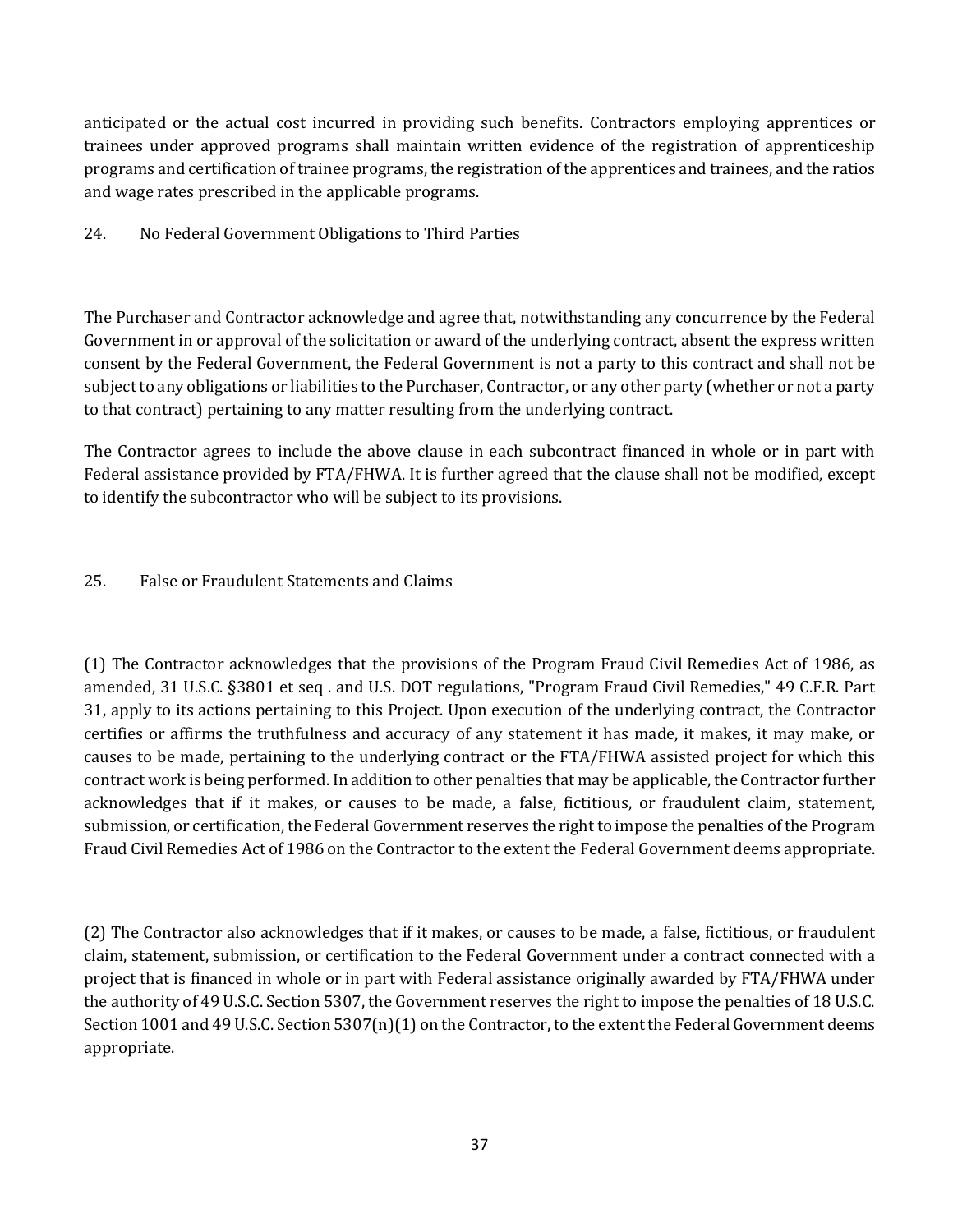anticipated or the actual cost incurred in providing such benefits. Contractors employing apprentices or trainees under approved programs shall maintain written evidence of the registration of apprenticeship programs and certification of trainee programs, the registration of the apprentices and trainees, and the ratios and wage rates prescribed in the applicable programs.

## 24. No Federal Government Obligations to Third Parties

The Purchaser and Contractor acknowledge and agree that, notwithstanding any concurrence by the Federal Government in or approval of the solicitation or award of the underlying contract, absent the express written consent by the Federal Government, the Federal Government is not a party to this contract and shall not be subject to any obligations or liabilities to the Purchaser, Contractor, or any other party (whether or not a party to that contract) pertaining to any matter resulting from the underlying contract.

The Contractor agrees to include the above clause in each subcontract financed in whole or in part with Federal assistance provided by FTA/FHWA. It is further agreed that the clause shall not be modified, except to identify the subcontractor who will be subject to its provisions.

## 25. False or Fraudulent Statements and Claims

(1) The Contractor acknowledges that the provisions of the Program Fraud Civil Remedies Act of 1986, as amended, 31 U.S.C. §3801 et seq . and U.S. DOT regulations, "Program Fraud Civil Remedies," 49 C.F.R. Part 31, apply to its actions pertaining to this Project. Upon execution of the underlying contract, the Contractor certifies or affirms the truthfulness and accuracy of any statement it has made, it makes, it may make, or causes to be made, pertaining to the underlying contract or the FTA/FHWA assisted project for which this contract work is being performed. In addition to other penalties that may be applicable, the Contractor further acknowledges that if it makes, or causes to be made, a false, fictitious, or fraudulent claim, statement, submission, or certification, the Federal Government reserves the right to impose the penalties of the Program Fraud Civil Remedies Act of 1986 on the Contractor to the extent the Federal Government deems appropriate.

(2) The Contractor also acknowledges that if it makes, or causes to be made, a false, fictitious, or fraudulent claim, statement, submission, or certification to the Federal Government under a contract connected with a project that is financed in whole or in part with Federal assistance originally awarded by FTA/FHWA under the authority of 49 U.S.C. Section 5307, the Government reserves the right to impose the penalties of 18 U.S.C. Section 1001 and 49 U.S.C. Section 5307(n)(1) on the Contractor, to the extent the Federal Government deems appropriate.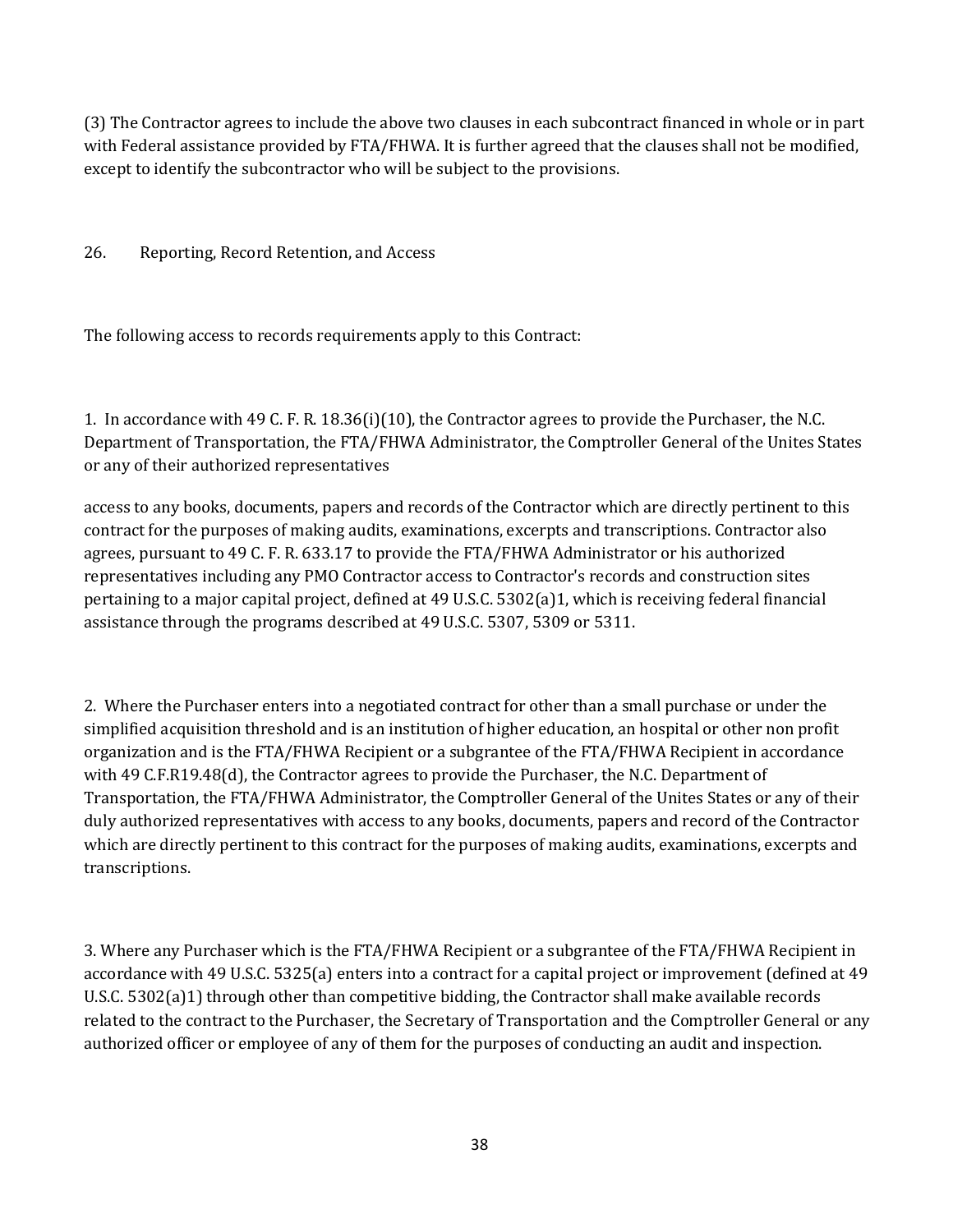(3) The Contractor agrees to include the above two clauses in each subcontract financed in whole or in part with Federal assistance provided by FTA/FHWA. It is further agreed that the clauses shall not be modified, except to identify the subcontractor who will be subject to the provisions.

## 26. Reporting, Record Retention, and Access

The following access to records requirements apply to this Contract:

1. In accordance with 49 C. F. R. 18.36(i)(10), the Contractor agrees to provide the Purchaser, the N.C. Department of Transportation, the FTA/FHWA Administrator, the Comptroller General of the Unites States or any of their authorized representatives

access to any books, documents, papers and records of the Contractor which are directly pertinent to this contract for the purposes of making audits, examinations, excerpts and transcriptions. Contractor also agrees, pursuant to 49 C. F. R. 633.17 to provide the FTA/FHWA Administrator or his authorized representatives including any PMO Contractor access to Contractor's records and construction sites pertaining to a major capital project, defined at 49 U.S.C. 5302(a)1, which is receiving federal financial assistance through the programs described at 49 U.S.C. 5307, 5309 or 5311.

2. Where the Purchaser enters into a negotiated contract for other than a small purchase or under the simplified acquisition threshold and is an institution of higher education, an hospital or other non profit organization and is the FTA/FHWA Recipient or a subgrantee of the FTA/FHWA Recipient in accordance with 49 C.F.R19.48(d), the Contractor agrees to provide the Purchaser, the N.C. Department of Transportation, the FTA/FHWA Administrator, the Comptroller General of the Unites States or any of their duly authorized representatives with access to any books, documents, papers and record of the Contractor which are directly pertinent to this contract for the purposes of making audits, examinations, excerpts and transcriptions.

3. Where any Purchaser which is the FTA/FHWA Recipient or a subgrantee of the FTA/FHWA Recipient in accordance with 49 U.S.C. 5325(a) enters into a contract for a capital project or improvement (defined at 49 U.S.C. 5302(a)1) through other than competitive bidding, the Contractor shall make available records related to the contract to the Purchaser, the Secretary of Transportation and the Comptroller General or any authorized officer or employee of any of them for the purposes of conducting an audit and inspection.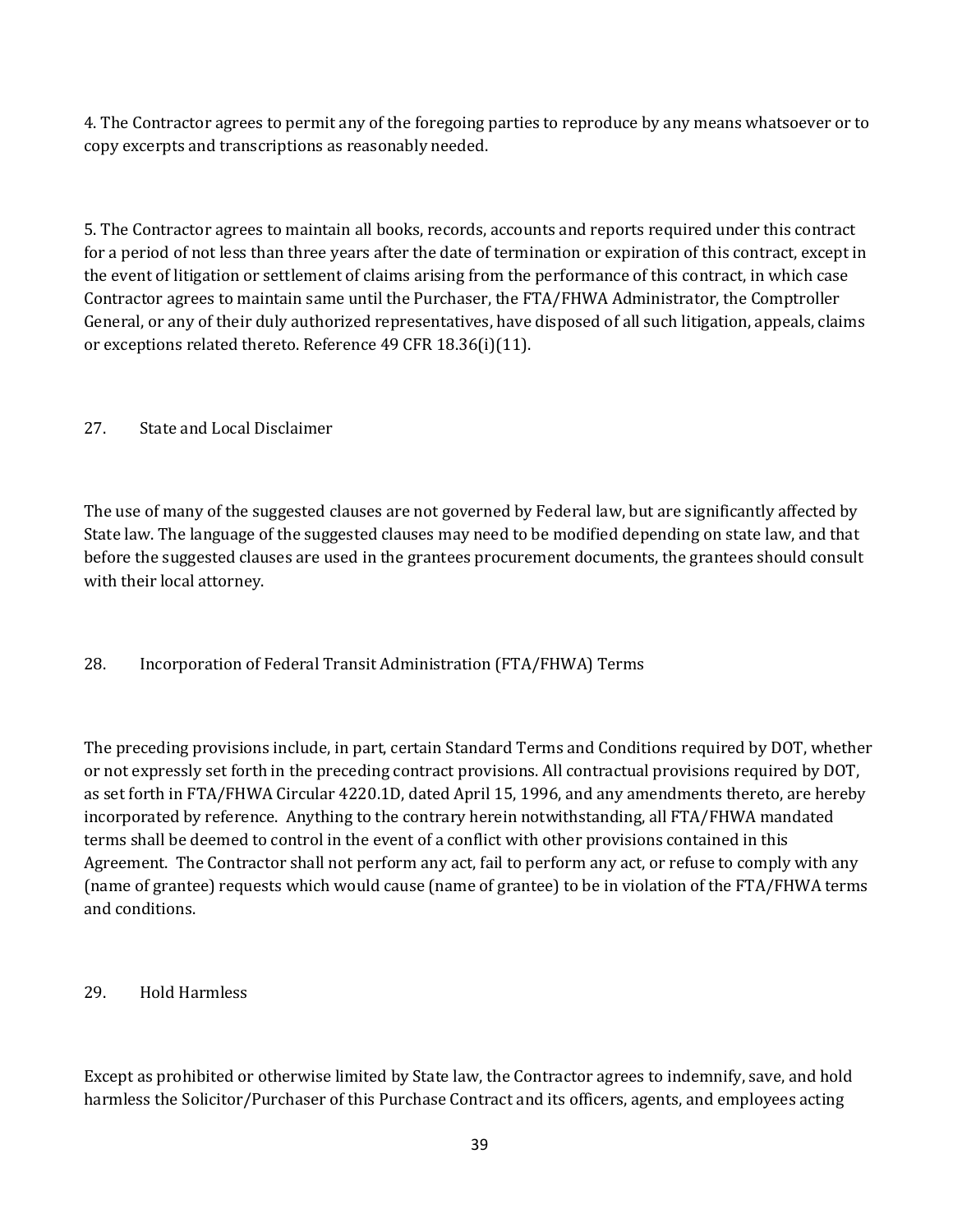4. The Contractor agrees to permit any of the foregoing parties to reproduce by any means whatsoever or to copy excerpts and transcriptions as reasonably needed.

5. The Contractor agrees to maintain all books, records, accounts and reports required under this contract for a period of not less than three years after the date of termination or expiration of this contract, except in the event of litigation or settlement of claims arising from the performance of this contract, in which case Contractor agrees to maintain same until the Purchaser, the FTA/FHWA Administrator, the Comptroller General, or any of their duly authorized representatives, have disposed of all such litigation, appeals, claims or exceptions related thereto. Reference 49 CFR 18.36(i)(11).

## 27. State and Local Disclaimer

The use of many of the suggested clauses are not governed by Federal law, but are significantly affected by State law. The language of the suggested clauses may need to be modified depending on state law, and that before the suggested clauses are used in the grantees procurement documents, the grantees should consult with their local attorney.

## 28. Incorporation of Federal Transit Administration (FTA/FHWA) Terms

The preceding provisions include, in part, certain Standard Terms and Conditions required by DOT, whether or not expressly set forth in the preceding contract provisions. All contractual provisions required by DOT, as set forth in FTA/FHWA Circular 4220.1D, dated April 15, 1996, and any amendments thereto, are hereby incorporated by reference. Anything to the contrary herein notwithstanding, all FTA/FHWA mandated terms shall be deemed to control in the event of a conflict with other provisions contained in this Agreement. The Contractor shall not perform any act, fail to perform any act, or refuse to comply with any (name of grantee) requests which would cause (name of grantee) to be in violation of the FTA/FHWA terms and conditions.

## 29. Hold Harmless

Except as prohibited or otherwise limited by State law, the Contractor agrees to indemnify, save, and hold harmless the Solicitor/Purchaser of this Purchase Contract and its officers, agents, and employees acting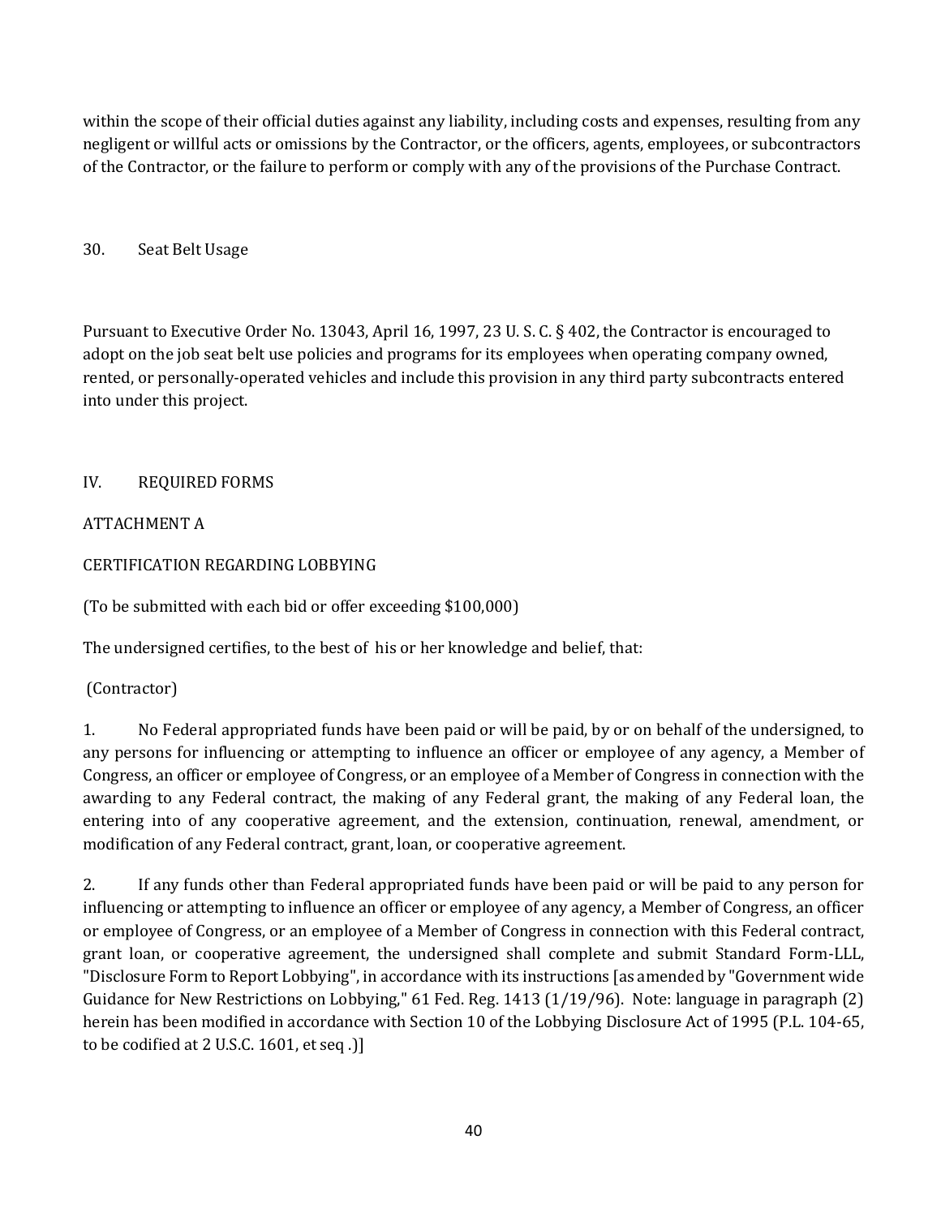within the scope of their official duties against any liability, including costs and expenses, resulting from any negligent or willful acts or omissions by the Contractor, or the officers, agents, employees, or subcontractors of the Contractor, or the failure to perform or comply with any of the provisions of the Purchase Contract.

## 30. Seat Belt Usage

Pursuant to Executive Order No. 13043, April 16, 1997, 23 U. S. C. § 402, the Contractor is encouraged to adopt on the job seat belt use policies and programs for its employees when operating company owned, rented, or personally-operated vehicles and include this provision in any third party subcontracts entered into under this project.

# IV. REQUIRED FORMS

## ATTACHMENT A

## CERTIFICATION REGARDING LOBBYING

(To be submitted with each bid or offer exceeding $100,000)

The undersigned certifies, to the best of his or her knowledge and belief, that:

(Contractor)

1. No Federal appropriated funds have been paid or will be paid, by or on behalf of the undersigned, to any persons for influencing or attempting to influence an officer or employee of any agency, a Member of Congress, an officer or employee of Congress, or an employee of a Member of Congress in connection with the awarding to any Federal contract, the making of any Federal grant, the making of any Federal loan, the entering into of any cooperative agreement, and the extension, continuation, renewal, amendment, or modification of any Federal contract, grant, loan, or cooperative agreement.

2. If any funds other than Federal appropriated funds have been paid or will be paid to any person for influencing or attempting to influence an officer or employee of any agency, a Member of Congress, an officer or employee of Congress, or an employee of a Member of Congress in connection with this Federal contract, grant loan, or cooperative agreement, the undersigned shall complete and submit Standard Form-LLL, "Disclosure Form to Report Lobbying", in accordance with its instructions [as amended by "Government wide Guidance for New Restrictions on Lobbying," 61 Fed. Reg. 1413 (1/19/96). Note: language in paragraph (2) herein has been modified in accordance with Section 10 of the Lobbying Disclosure Act of 1995 (P.L. 104-65, to be codified at 2 U.S.C. 1601, et seq .)]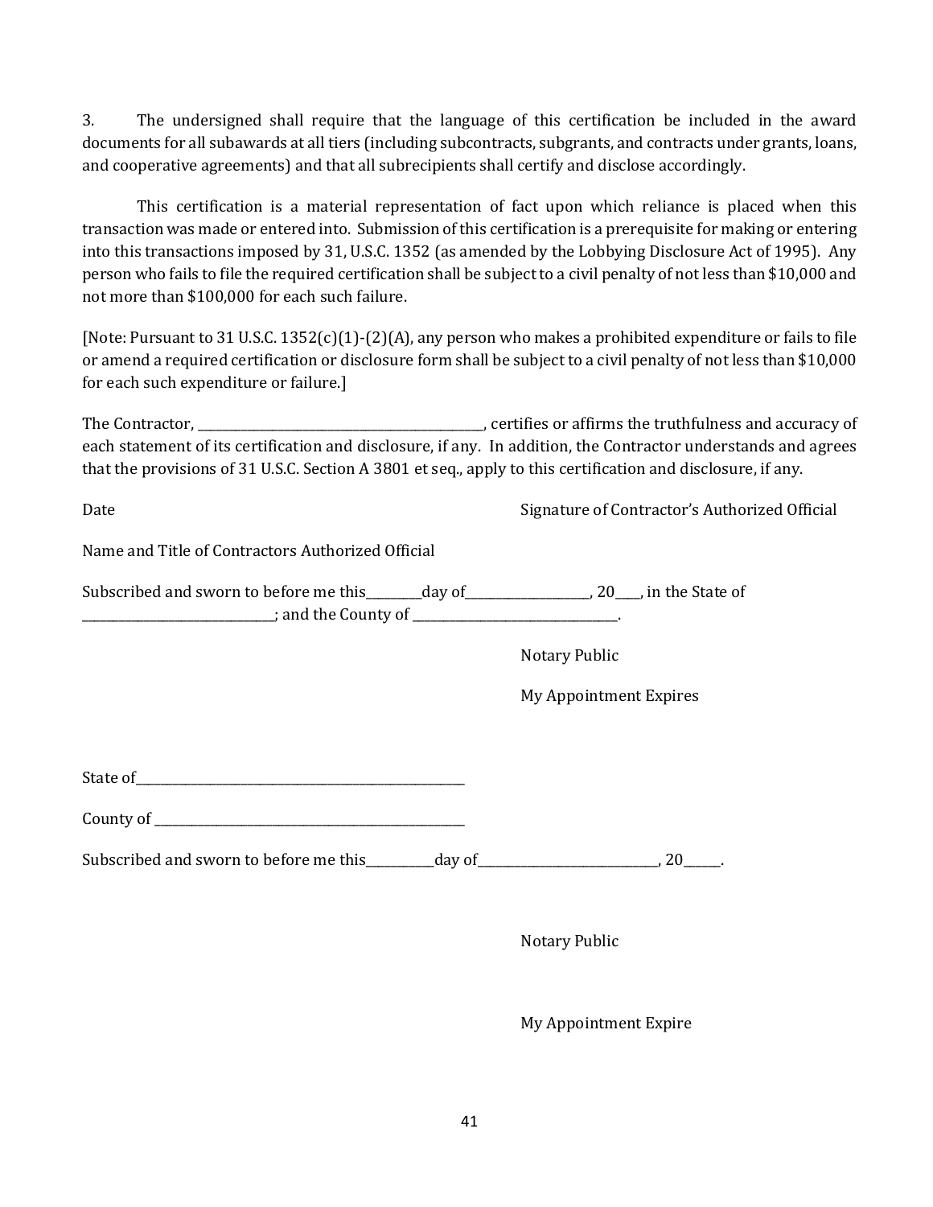3. The undersigned shall require that the language of this certification be included in the award documents for all subawards at all tiers (including subcontracts, subgrants, and contracts under grants, loans, and cooperative agreements) and that all subrecipients shall certify and disclose accordingly.

This certification is a material representation of fact upon which reliance is placed when this transaction was made or entered into. Submission of this certification is a prerequisite for making or entering into this transactions imposed by 31, U.S.C. 1352 (as amended by the Lobbying Disclosure Act of 1995). Any person who fails to file the required certification shall be subject to a civil penalty of not less than $10,000 and not more than $100,000 for each such failure.

[Note: Pursuant to 31 U.S.C. 1352(c)(1)-(2)(A), any person who makes a prohibited expenditure or fails to file or amend a required certification or disclosure form shall be subject to a civil penalty of not less than $10,000 for each such expenditure or failure.]

The Contractor, ______________________________________________, certifies or affirms the truthfulness and accuracy of each statement of its certification and disclosure, if any. In addition, the Contractor understands and agrees that the provisions of 31 U.S.C. Section A 3801 et seq., apply to this certification and disclosure, if any.

Date

Signature of Contractor's Authorized Official

Name and Title of Contractors Authorized Official

Subscribed and sworn to before me this_________day of____________________, 20____, in the State of _______________________________; and the County of _________________________________.

Notary Public

My Appointment Expires

State of______________________________________________________

County of ____________________________________________________

Subscribed and sworn to before me this___________day of_____________________________, 20______.

Notary Public

My Appointment Expire